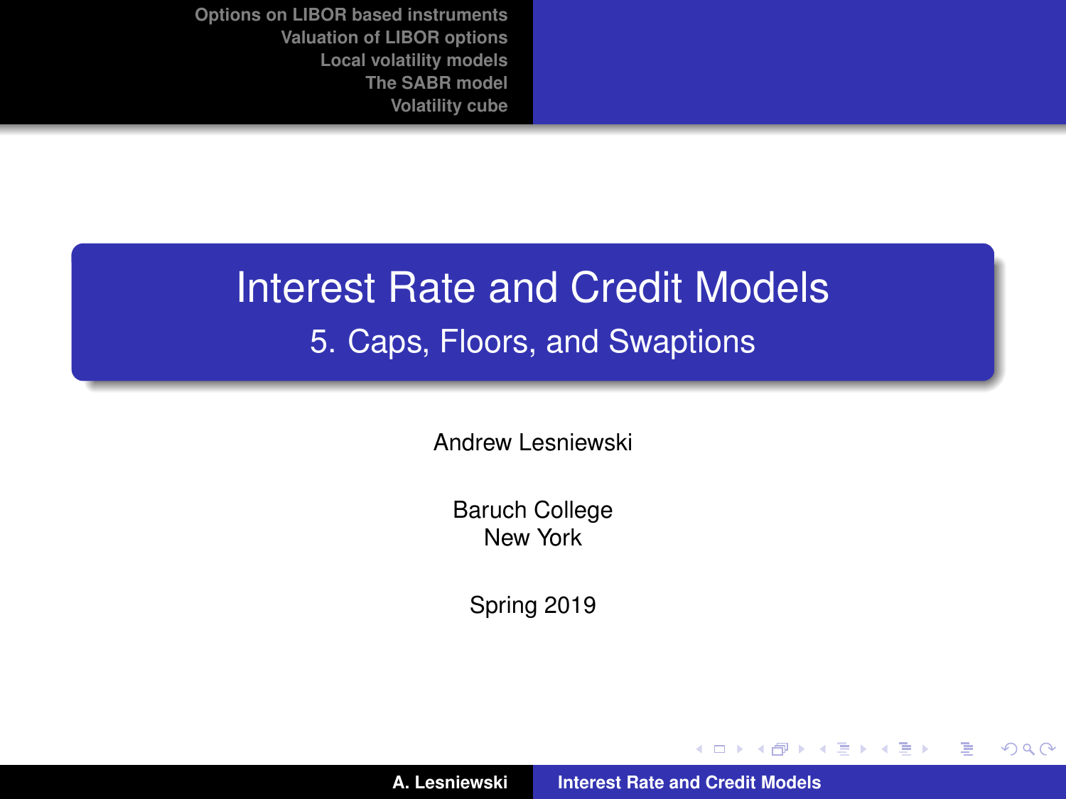# Interest Rate and Credit Models

## 5. Caps, Floors, and Swaptions

Andrew Lesniewski

Baruch College
New York

Spring 2019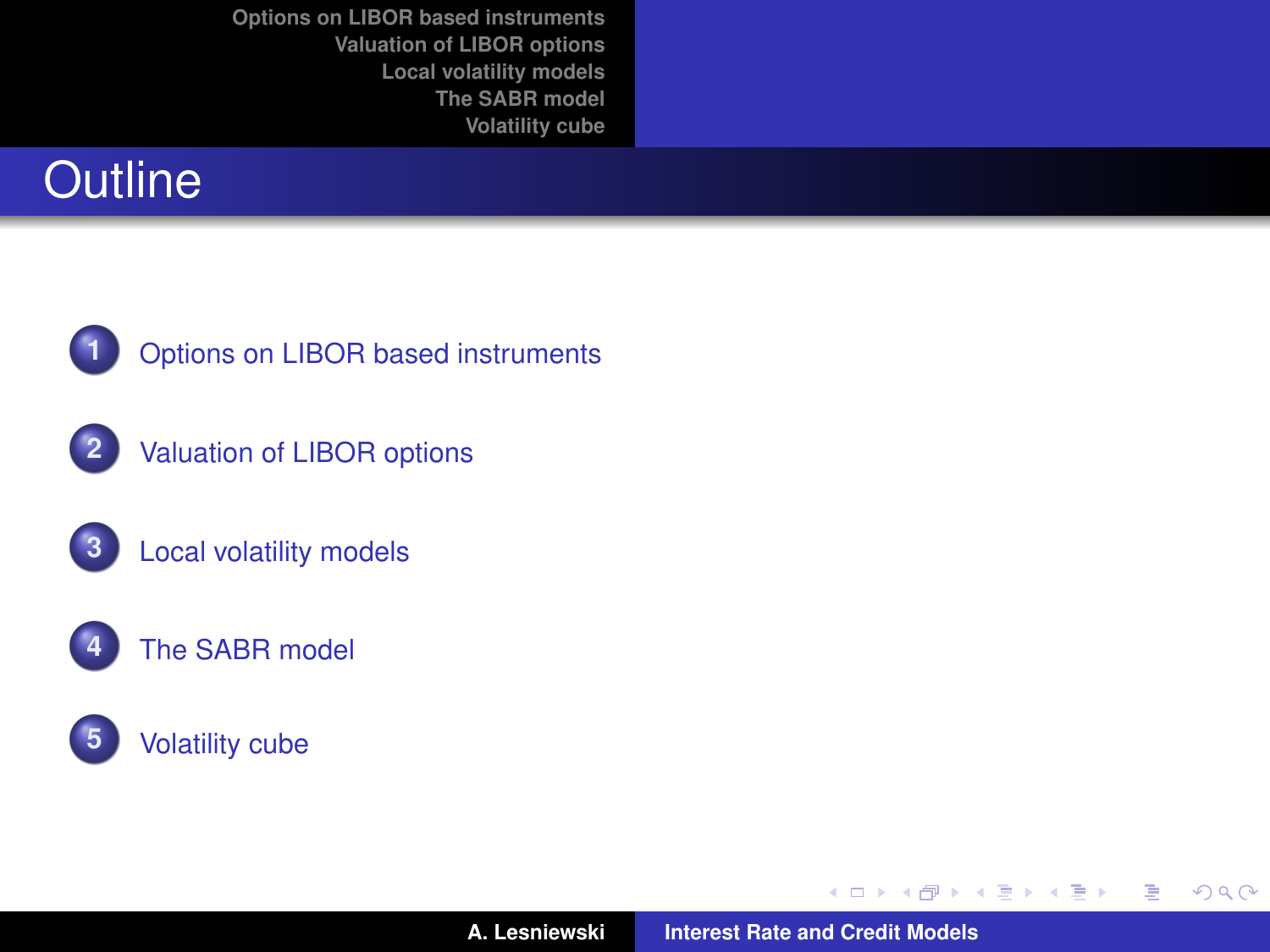# Outline

1. Options on LIBOR based instruments
2. Valuation of LIBOR options
3. Local volatility models
4. The SABR model
5. Volatility cube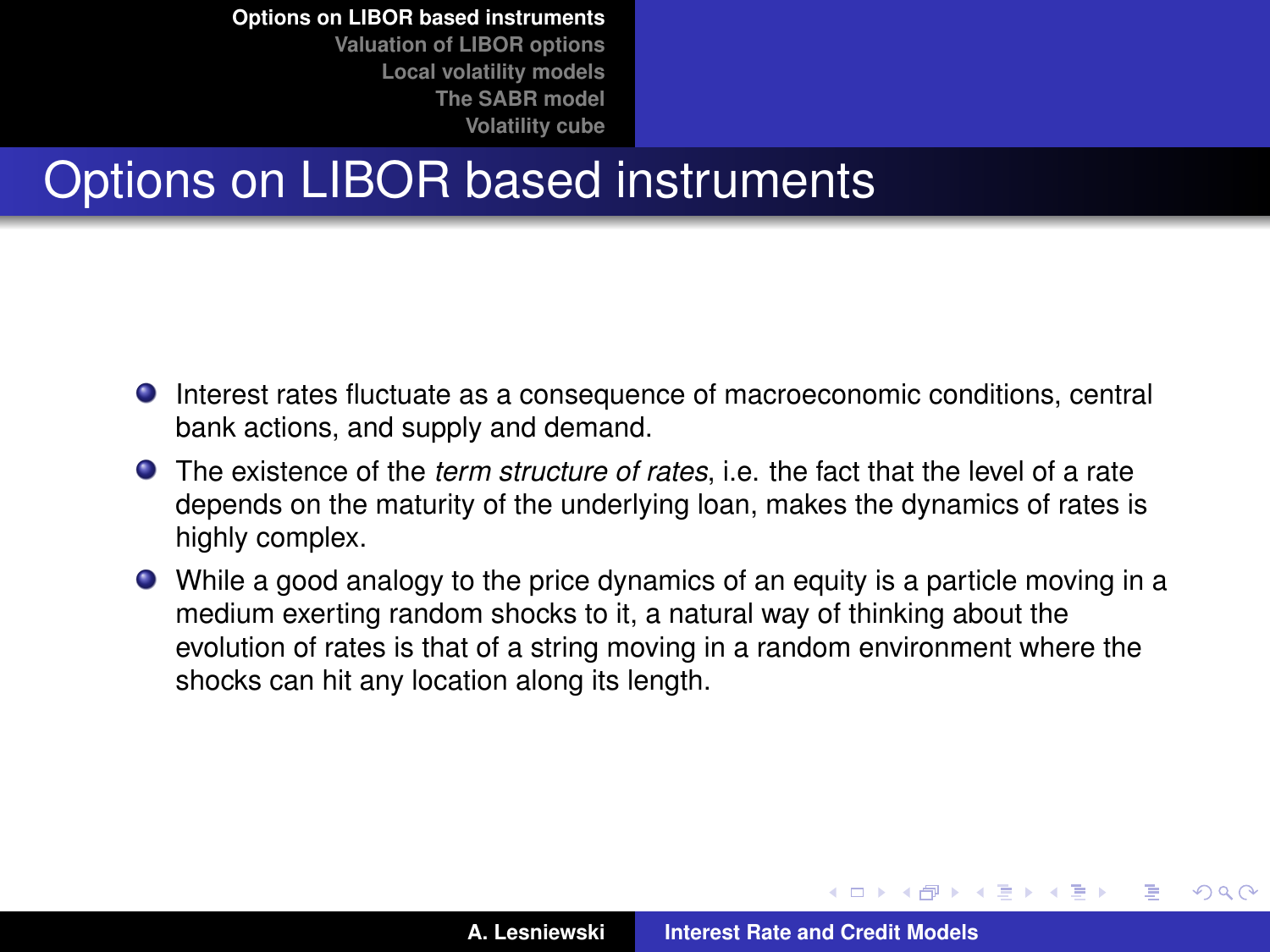# Options on LIBOR based instruments

- Interest rates fluctuate as a consequence of macroeconomic conditions, central bank actions, and supply and demand.
- The existence of the *term structure of rates*, i.e. the fact that the level of a rate depends on the maturity of the underlying loan, makes the dynamics of rates is highly complex.
- While a good analogy to the price dynamics of an equity is a particle moving in a medium exerting random shocks to it, a natural way of thinking about the evolution of rates is that of a string moving in a random environment where the shocks can hit any location along its length.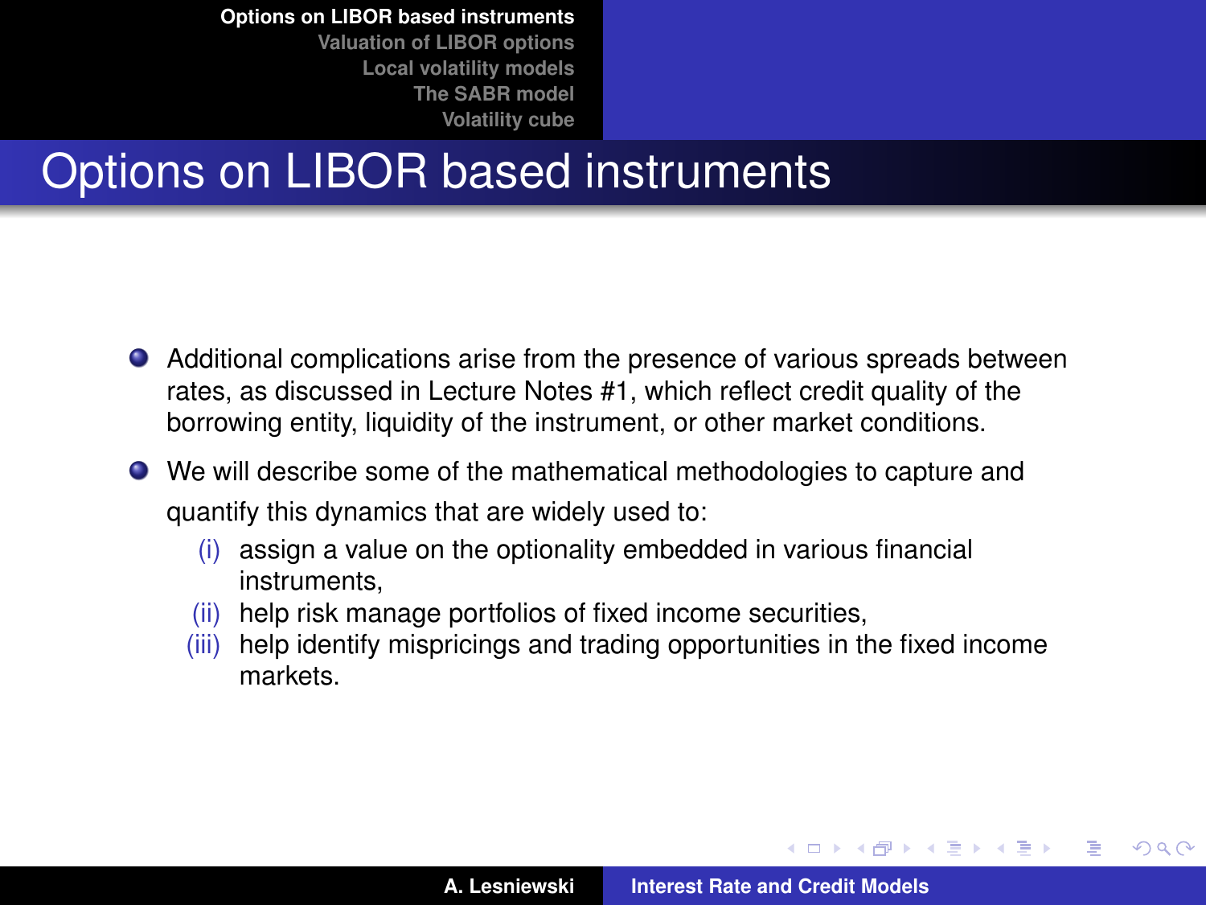# Options on LIBOR based instruments

- Additional complications arise from the presence of various spreads between rates, as discussed in Lecture Notes #1, which reflect credit quality of the borrowing entity, liquidity of the instrument, or other market conditions.
- We will describe some of the mathematical methodologies to capture and quantify this dynamics that are widely used to:
  - (i) assign a value on the optionality embedded in various financial instruments,
  - (ii) help risk manage portfolios of fixed income securities,
  - (iii) help identify mispricings and trading opportunities in the fixed income markets.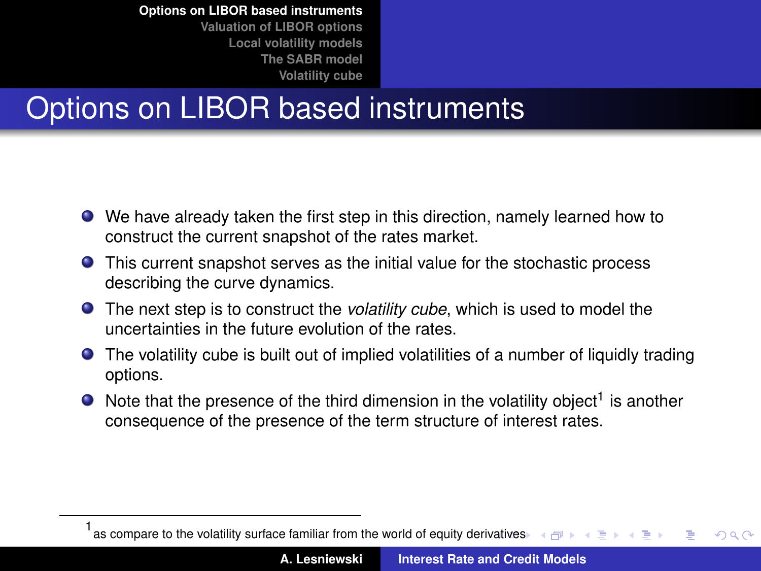# Options on LIBOR based instruments

- We have already taken the first step in this direction, namely learned how to construct the current snapshot of the rates market.
- This current snapshot serves as the initial value for the stochastic process describing the curve dynamics.
- The next step is to construct the *volatility cube*, which is used to model the uncertainties in the future evolution of the rates.
- The volatility cube is built out of implied volatilities of a number of liquidly trading options.
- Note that the presence of the third dimension in the volatility object[1] is another consequence of the presence of the term structure of interest rates.

---

[1] as compare to the volatility surface familiar from the world of equity derivatives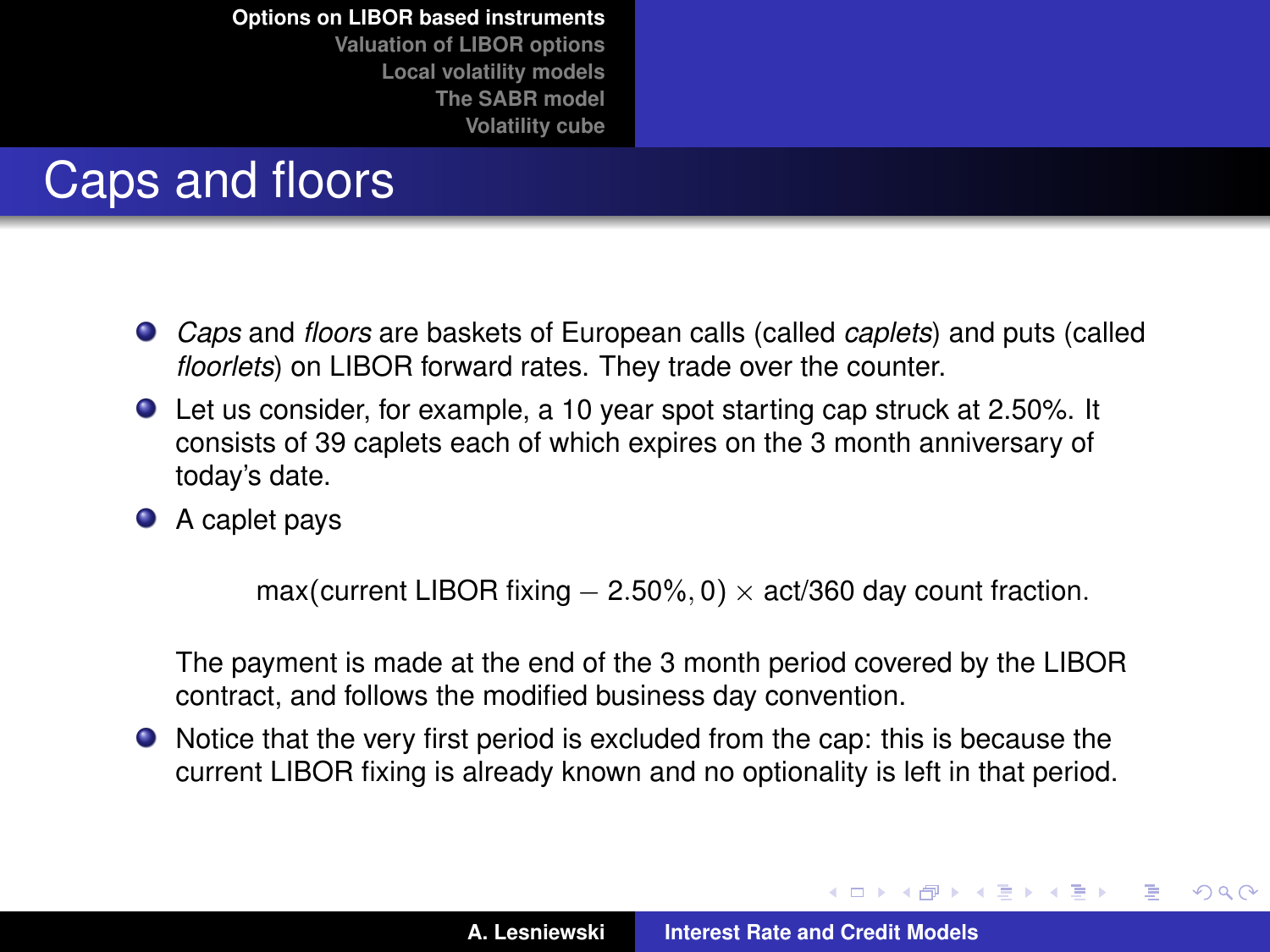# Caps and floors

- *Caps* and *floors* are baskets of European calls (called *caplets*) and puts (called *floorlets*) on LIBOR forward rates. They trade over the counter.
- Let us consider, for example, a 10 year spot starting cap struck at 2.50%. It consists of 39 caplets each of which expires on the 3 month anniversary of today's date.
- A caplet pays

  $$\max(\text{current LIBOR fixing} - 2.50\%, 0) \times \text{act/360 day count fraction.}$$

  The payment is made at the end of the 3 month period covered by the LIBOR contract, and follows the modified business day convention.
- Notice that the very first period is excluded from the cap: this is because the current LIBOR fixing is already known and no optionality is left in that period.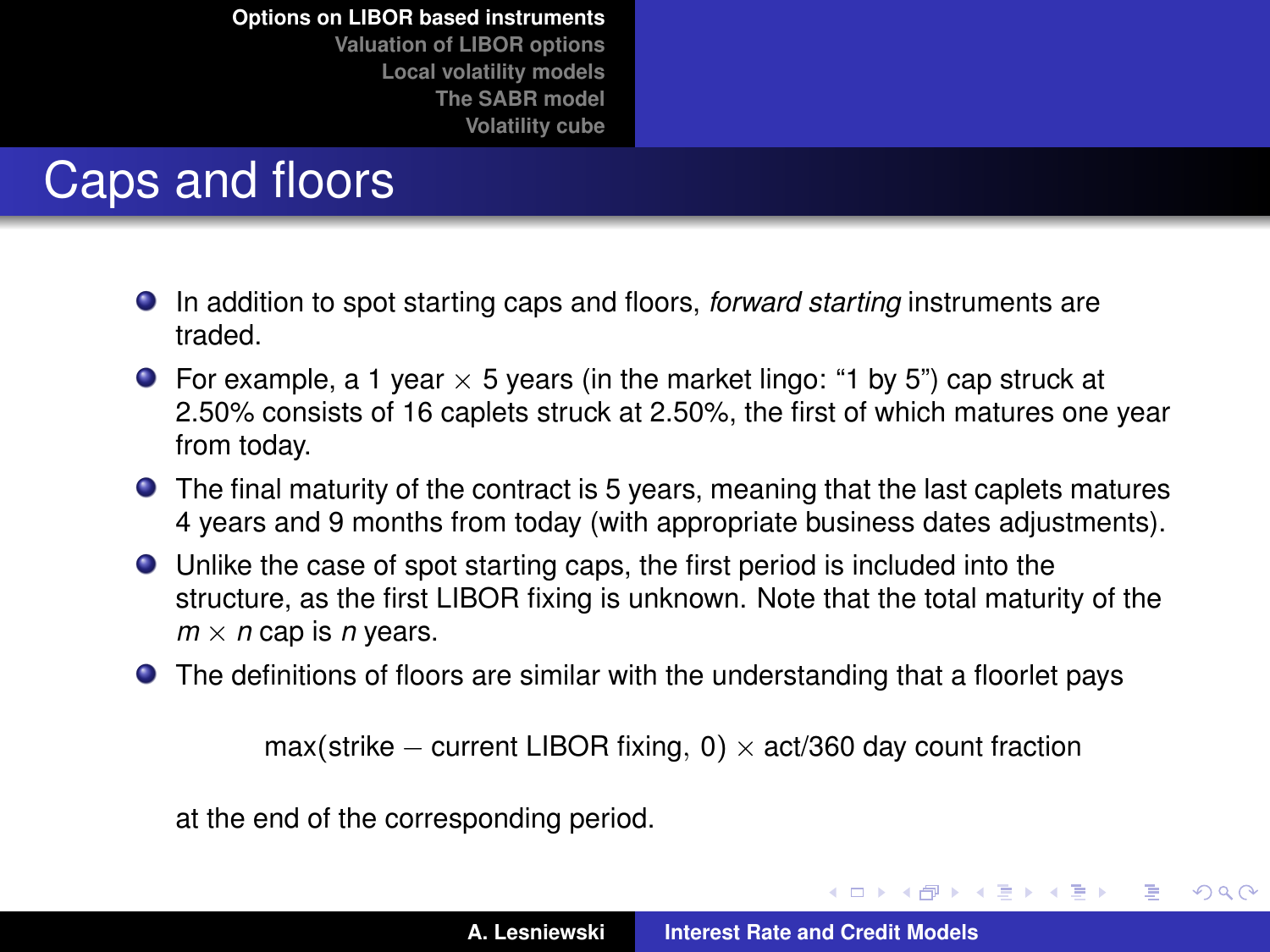# Caps and floors

- In addition to spot starting caps and floors, *forward starting* instruments are traded.
- For example, a 1 year $\times$ 5 years (in the market lingo: “1 by 5”) cap struck at 2.50% consists of 16 caplets struck at 2.50%, the first of which matures one year from today.
- The final maturity of the contract is 5 years, meaning that the last caplets matures 4 years and 9 months from today (with appropriate business dates adjustments).
- Unlike the case of spot starting caps, the first period is included into the structure, as the first LIBOR fixing is unknown. Note that the total maturity of the $m \times n$ cap is $n$ years.
- The definitions of floors are similar with the understanding that a floorlet pays

$$\max(\text{strike} - \text{current LIBOR fixing},\ 0) \times \text{act/360 day count fraction}$$

at the end of the corresponding period.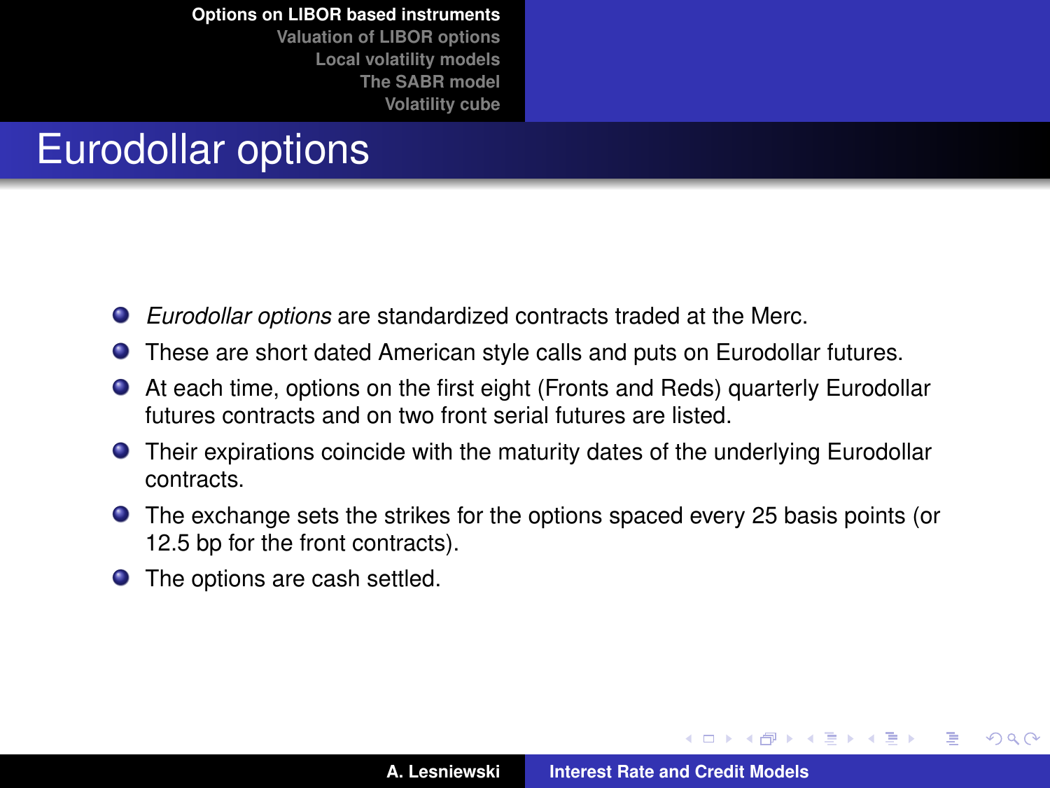# Eurodollar options

- *Eurodollar options* are standardized contracts traded at the Merc.
- These are short dated American style calls and puts on Eurodollar futures.
- At each time, options on the first eight (Fronts and Reds) quarterly Eurodollar futures contracts and on two front serial futures are listed.
- Their expirations coincide with the maturity dates of the underlying Eurodollar contracts.
- The exchange sets the strikes for the options spaced every 25 basis points (or 12.5 bp for the front contracts).
- The options are cash settled.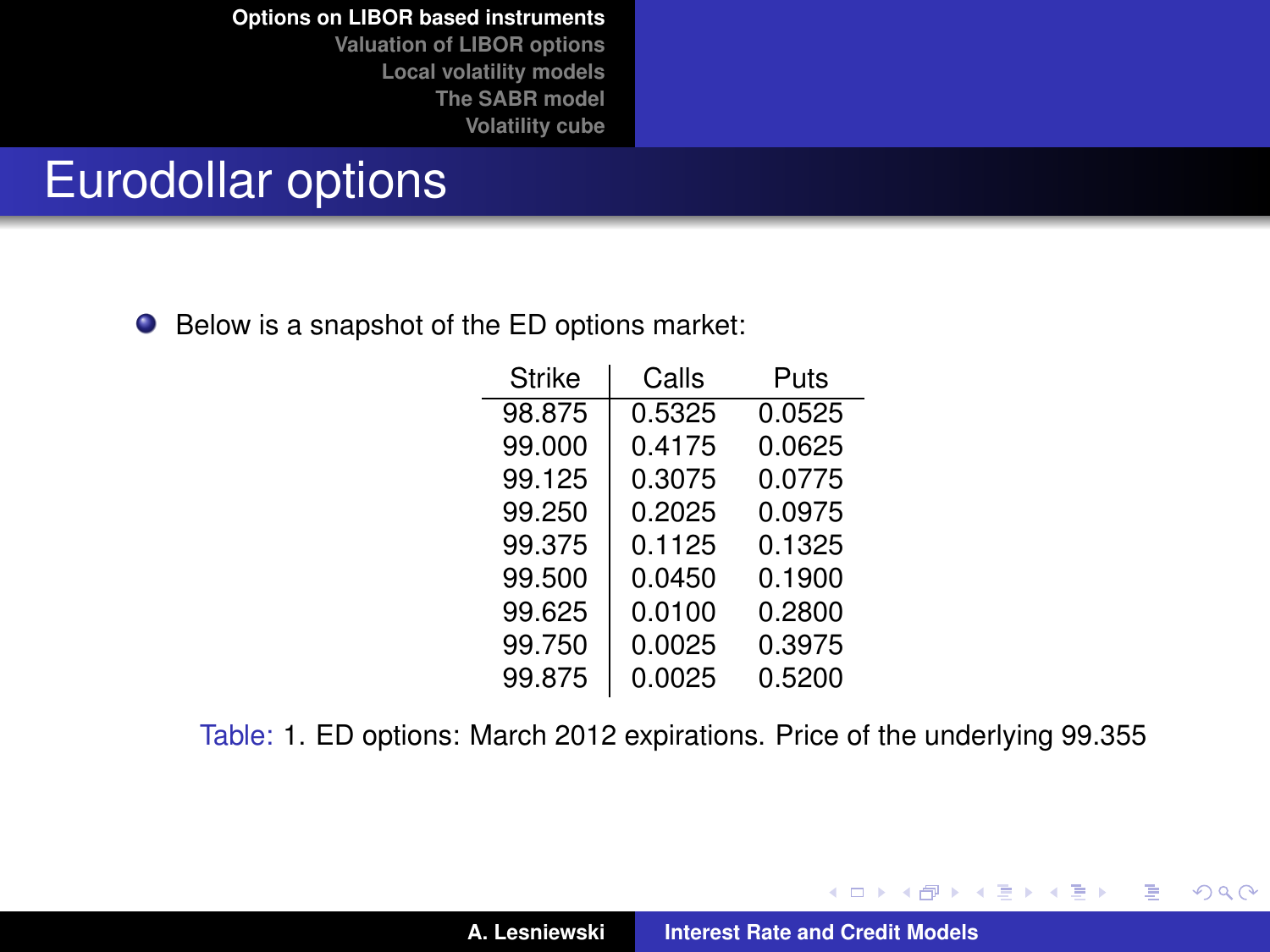# Eurodollar options

- Below is a snapshot of the ED options market:

| Strike | Calls | Puts |
|---|---|---|
| 98.875 | 0.5325 | 0.0525 |
| 99.000 | 0.4175 | 0.0625 |
| 99.125 | 0.3075 | 0.0775 |
| 99.250 | 0.2025 | 0.0975 |
| 99.375 | 0.1125 | 0.1325 |
| 99.500 | 0.0450 | 0.1900 |
| 99.625 | 0.0100 | 0.2800 |
| 99.750 | 0.0025 | 0.3975 |
| 99.875 | 0.0025 | 0.5200 |

Table: 1. ED options: March 2012 expirations. Price of the underlying 99.355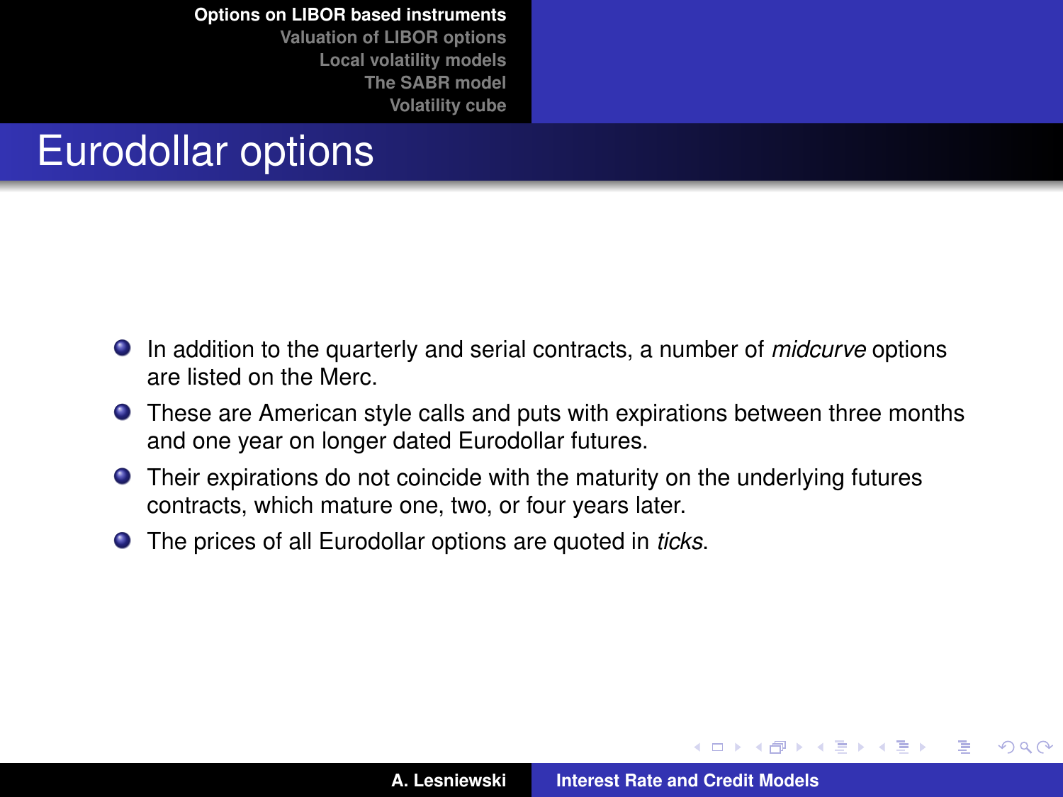# Eurodollar options

- In addition to the quarterly and serial contracts, a number of *midcurve* options are listed on the Merc.
- These are American style calls and puts with expirations between three months and one year on longer dated Eurodollar futures.
- Their expirations do not coincide with the maturity on the underlying futures contracts, which mature one, two, or four years later.
- The prices of all Eurodollar options are quoted in *ticks*.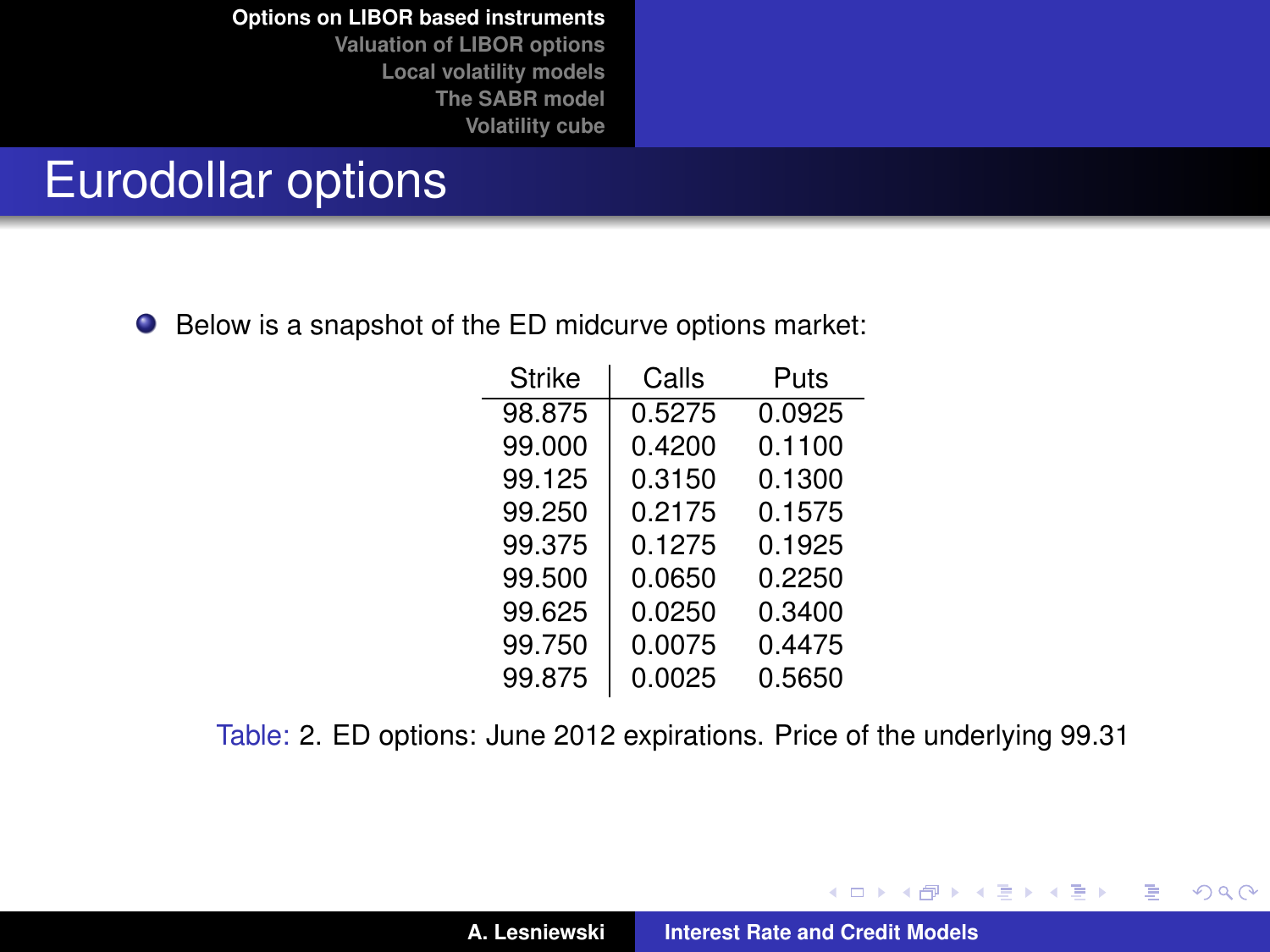# Eurodollar options

- Below is a snapshot of the ED midcurve options market:

| Strike | Calls | Puts |
|---|---|---|
| 98.875 | 0.5275 | 0.0925 |
| 99.000 | 0.4200 | 0.1100 |
| 99.125 | 0.3150 | 0.1300 |
| 99.250 | 0.2175 | 0.1575 |
| 99.375 | 0.1275 | 0.1925 |
| 99.500 | 0.0650 | 0.2250 |
| 99.625 | 0.0250 | 0.3400 |
| 99.750 | 0.0075 | 0.4475 |
| 99.875 | 0.0025 | 0.5650 |

Table: 2. ED options: June 2012 expirations. Price of the underlying 99.31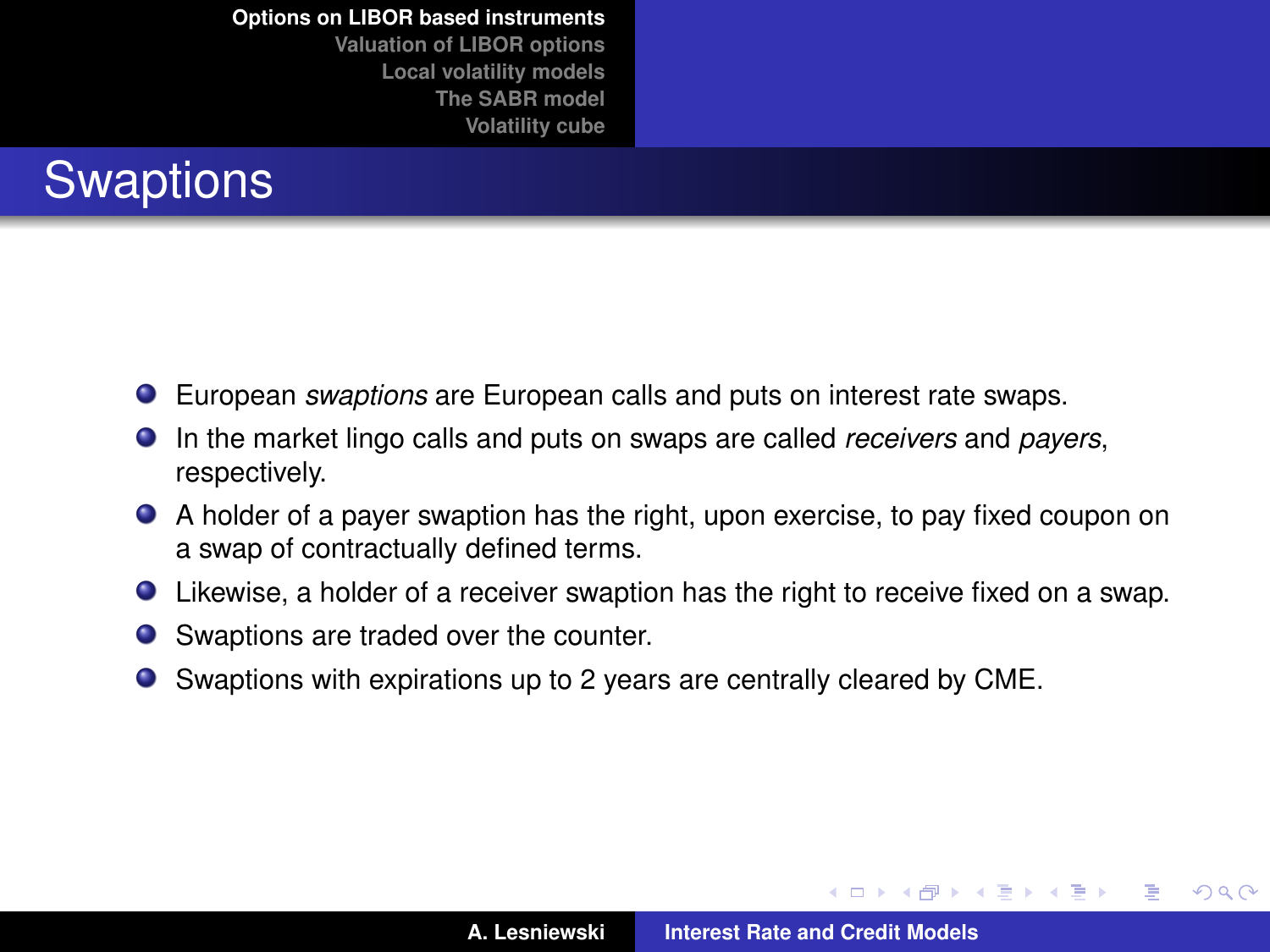# Swaptions

- European *swaptions* are European calls and puts on interest rate swaps.
- In the market lingo calls and puts on swaps are called *receivers* and *payers*, respectively.
- A holder of a payer swaption has the right, upon exercise, to pay fixed coupon on a swap of contractually defined terms.
- Likewise, a holder of a receiver swaption has the right to receive fixed on a swap.
- Swaptions are traded over the counter.
- Swaptions with expirations up to 2 years are centrally cleared by CME.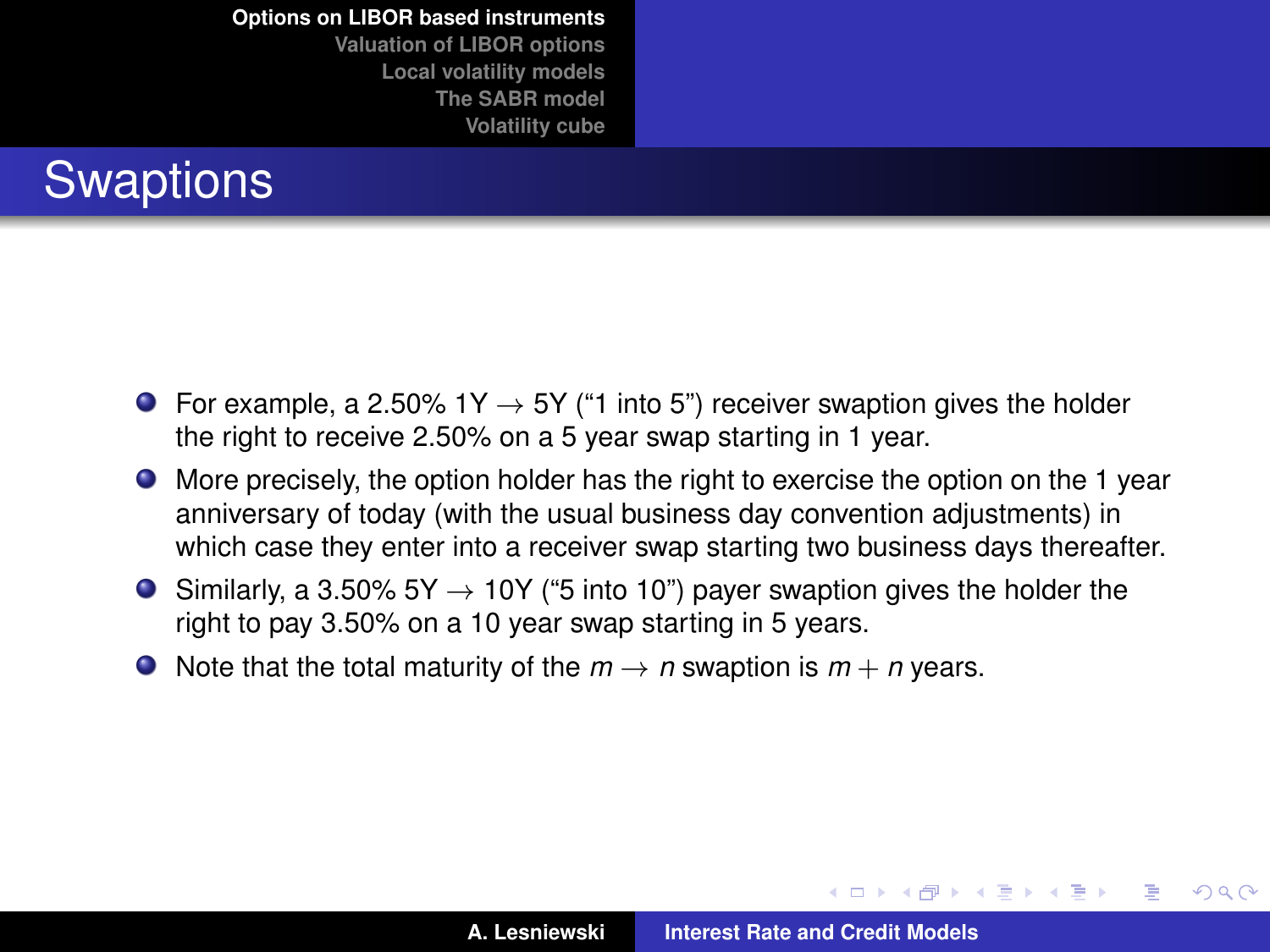# Swaptions

- For example, a 2.50% 1Y $\rightarrow$ 5Y ("1 into 5") receiver swaption gives the holder the right to receive 2.50% on a 5 year swap starting in 1 year.
- More precisely, the option holder has the right to exercise the option on the 1 year anniversary of today (with the usual business day convention adjustments) in which case they enter into a receiver swap starting two business days thereafter.
- Similarly, a 3.50% 5Y $\rightarrow$ 10Y ("5 into 10") payer swaption gives the holder the right to pay 3.50% on a 10 year swap starting in 5 years.
- Note that the total maturity of the $m \rightarrow n$ swaption is $m + n$ years.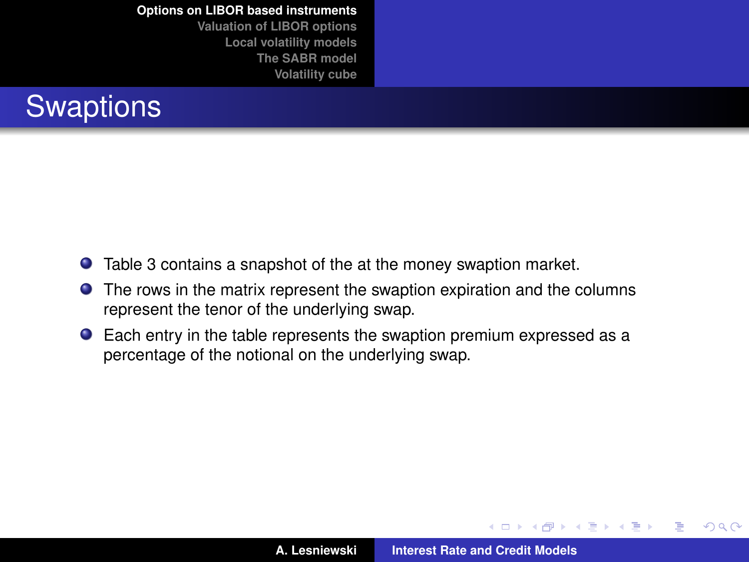## Swaptions

- Table 3 contains a snapshot of the at the money swaption market.
- The rows in the matrix represent the swaption expiration and the columns represent the tenor of the underlying swap.
- Each entry in the table represents the swaption premium expressed as a percentage of the notional on the underlying swap.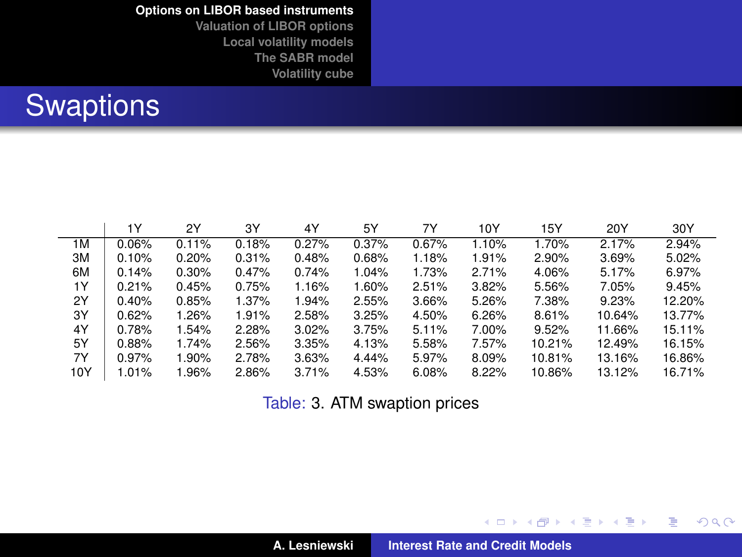# Swaptions

| | 1Y | 2Y | 3Y | 4Y | 5Y | 7Y | 10Y | 15Y | 20Y | 30Y |
|---|---|---|---|---|---|---|---|---|---|---|
| 1M | 0.06% | 0.11% | 0.18% | 0.27% | 0.37% | 0.67% | 1.10% | 1.70% | 2.17% | 2.94% |
| 3M | 0.10% | 0.20% | 0.31% | 0.48% | 0.68% | 1.18% | 1.91% | 2.90% | 3.69% | 5.02% |
| 6M | 0.14% | 0.30% | 0.47% | 0.74% | 1.04% | 1.73% | 2.71% | 4.06% | 5.17% | 6.97% |
| 1Y | 0.21% | 0.45% | 0.75% | 1.16% | 1.60% | 2.51% | 3.82% | 5.56% | 7.05% | 9.45% |
| 2Y | 0.40% | 0.85% | 1.37% | 1.94% | 2.55% | 3.66% | 5.26% | 7.38% | 9.23% | 12.20% |
| 3Y | 0.62% | 1.26% | 1.91% | 2.58% | 3.25% | 4.50% | 6.26% | 8.61% | 10.64% | 13.77% |
| 4Y | 0.78% | 1.54% | 2.28% | 3.02% | 3.75% | 5.11% | 7.00% | 9.52% | 11.66% | 15.11% |
| 5Y | 0.88% | 1.74% | 2.56% | 3.35% | 4.13% | 5.58% | 7.57% | 10.21% | 12.49% | 16.15% |
| 7Y | 0.97% | 1.90% | 2.78% | 3.63% | 4.44% | 5.97% | 8.09% | 10.81% | 13.16% | 16.86% |
| 10Y | 1.01% | 1.96% | 2.86% | 3.71% | 4.53% | 6.08% | 8.22% | 10.86% | 13.12% | 16.71% |

Table: 3. ATM swaption prices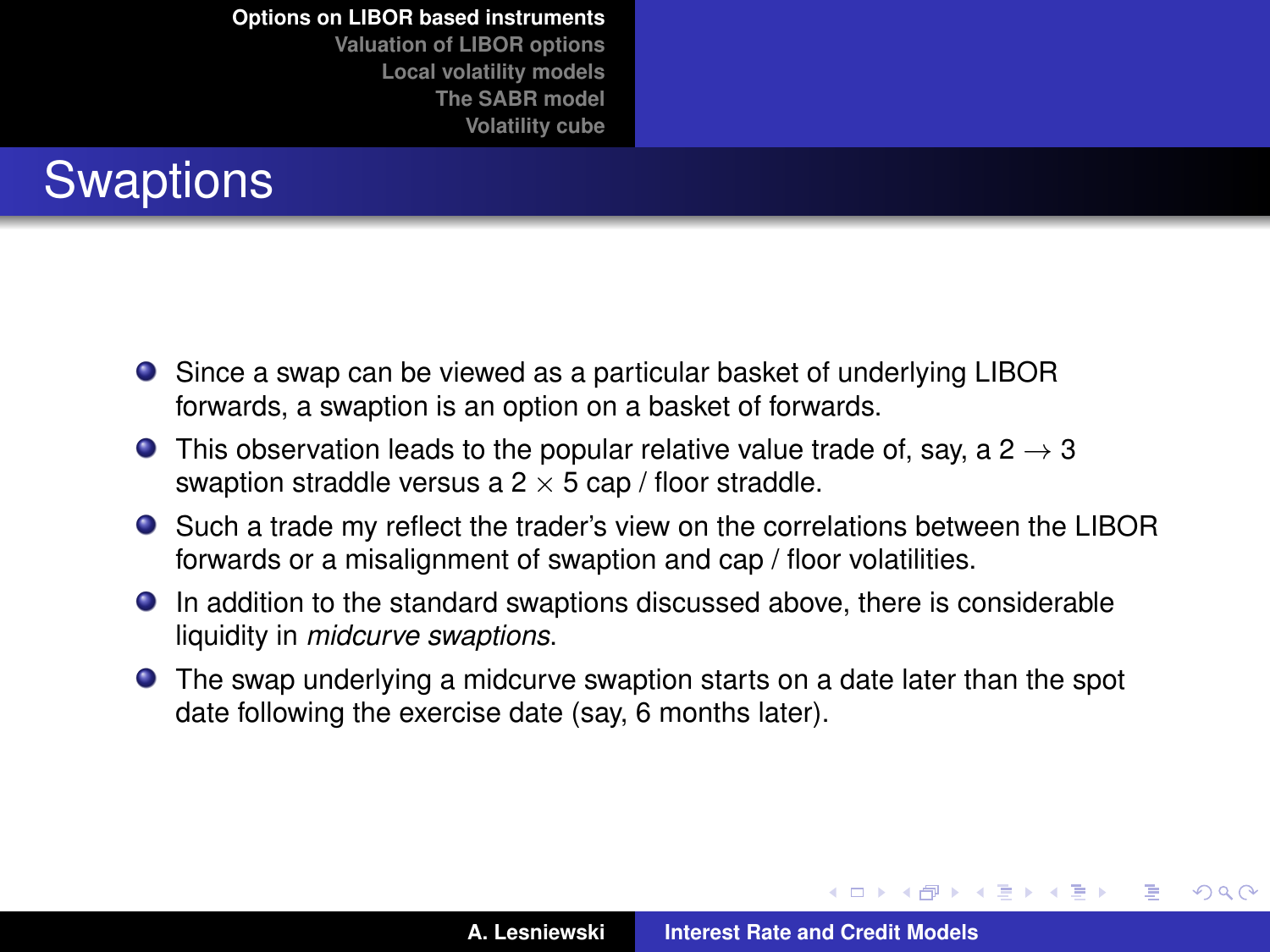# Swaptions

- Since a swap can be viewed as a particular basket of underlying LIBOR forwards, a swaption is an option on a basket of forwards.
- This observation leads to the popular relative value trade of, say, a $2 \to 3$ swaption straddle versus a $2 \times 5$ cap / floor straddle.
- Such a trade my reflect the trader's view on the correlations between the LIBOR forwards or a misalignment of swaption and cap / floor volatilities.
- In addition to the standard swaptions discussed above, there is considerable liquidity in *midcurve swaptions*.
- The swap underlying a midcurve swaption starts on a date later than the spot date following the exercise date (say, 6 months later).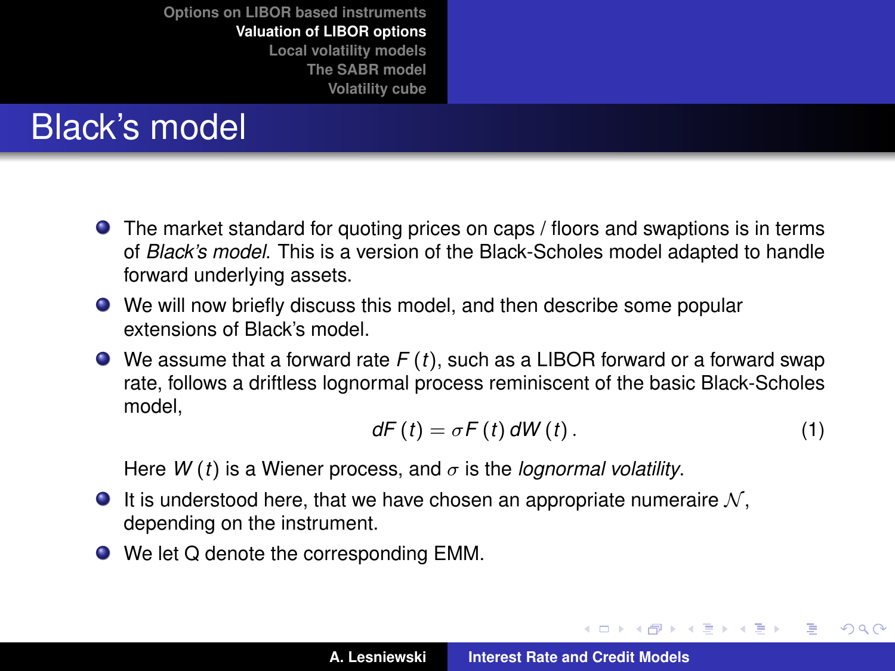# Black's model

- The market standard for quoting prices on caps / floors and swaptions is in terms of *Black's model*. This is a version of the Black-Scholes model adapted to handle forward underlying assets.
- We will now briefly discuss this model, and then describe some popular extensions of Black's model.
- We assume that a forward rate $F(t)$, such as a LIBOR forward or a forward swap rate, follows a driftless lognormal process reminiscent of the basic Black-Scholes model,

$$dF(t) = \sigma F(t)\, dW(t)\,. \tag{1}$$

  Here $W(t)$ is a Wiener process, and $\sigma$ is the *lognormal volatility*.
- It is understood here, that we have chosen an appropriate numeraire $\mathcal{N}$, depending on the instrument.
- We let Q denote the corresponding EMM.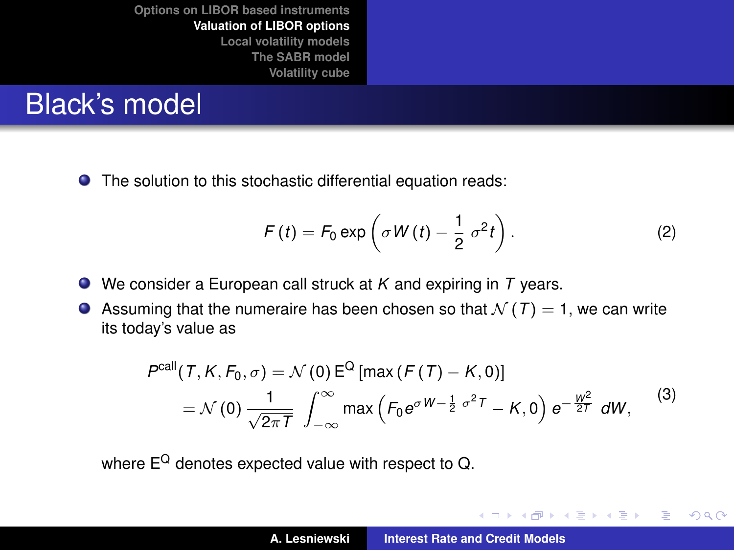# Black's model

- The solution to this stochastic differential equation reads:

$$F(t) = F_0 \exp\left(\sigma W(t) - \frac{1}{2}\,\sigma^2 t\right). \tag{2}$$

- We consider a European call struck at $K$ and expiring in $T$ years.
- Assuming that the numeraire has been chosen so that $\mathcal{N}(T) = 1$, we can write its today's value as

$$\begin{aligned} P^{\text{call}}(T, K, F_0, \sigma) &= \mathcal{N}(0)\, \mathrm{E}^{\mathrm{Q}}\left[\max\left(F(T) - K, 0\right)\right] \\ &= \mathcal{N}(0)\, \frac{1}{\sqrt{2\pi T}} \int_{-\infty}^{\infty} \max\left(F_0 e^{\sigma W - \frac{1}{2}\,\sigma^2 T} - K, 0\right) e^{-\frac{W^2}{2T}}\, dW, \end{aligned} \tag{3}$$

where $\mathrm{E}^{\mathrm{Q}}$ denotes expected value with respect to Q.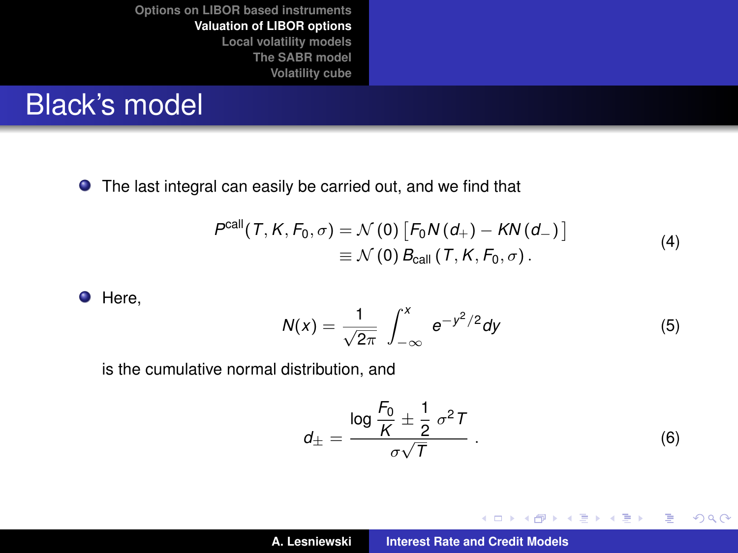# Black's model

- The last integral can easily be carried out, and we find that

$$
\begin{aligned}
P^{\text{call}}(T, K, F_0, \sigma) &= \mathcal{N}(0)\left[F_0 N(d_+) - K N(d_-)\right] \\
&\equiv \mathcal{N}(0)\, B_{\text{call}}(T, K, F_0, \sigma)\,.
\end{aligned}
\tag{4}
$$

- Here,

$$
N(x) = \frac{1}{\sqrt{2\pi}} \int_{-\infty}^{x} e^{-y^2/2} dy \tag{5}
$$

is the cumulative normal distribution, and

$$
d_\pm = \frac{\log \dfrac{F_0}{K} \pm \dfrac{1}{2}\,\sigma^2 T}{\sigma\sqrt{T}}\,. \tag{6}
$$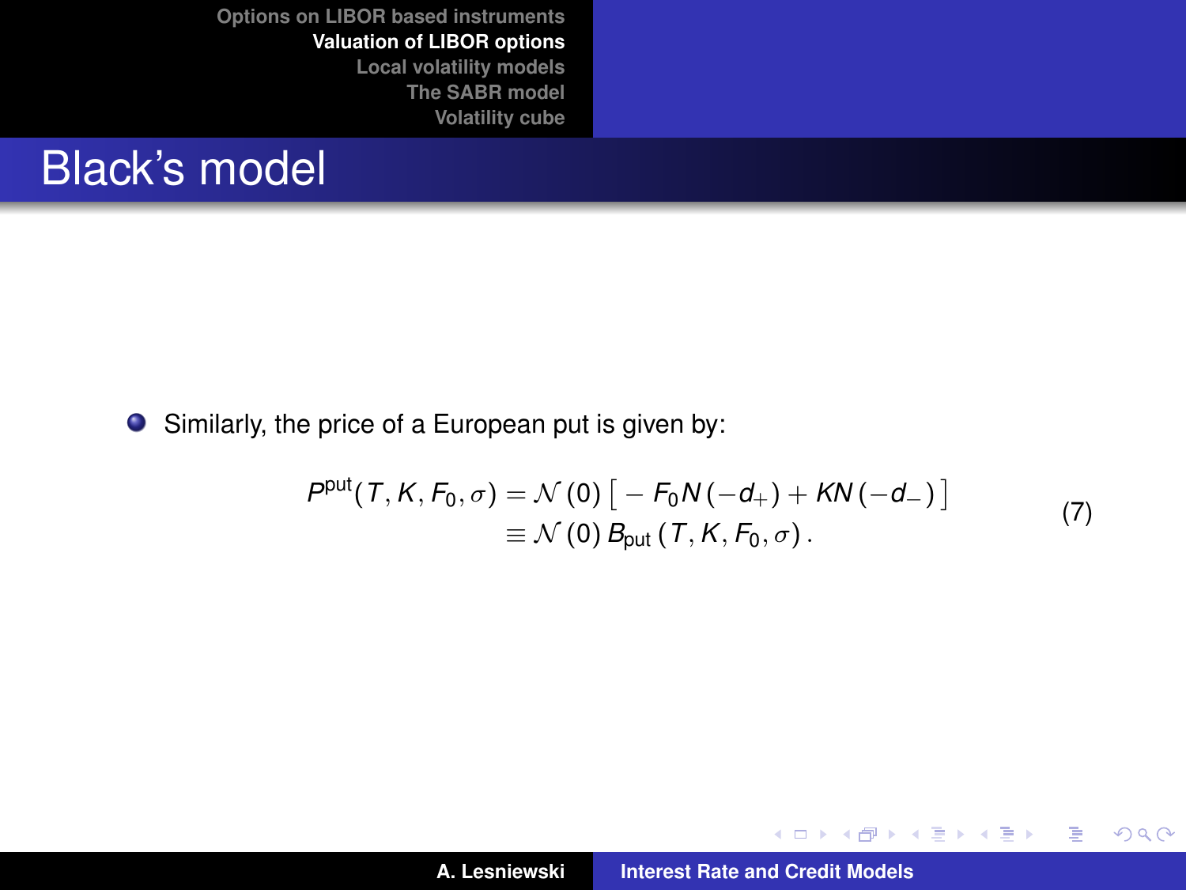# Black's model

- Similarly, the price of a European put is given by:

$$
\begin{aligned}
P^{\text{put}}(T, K, F_0, \sigma) &= \mathcal{N}(0) \left[ -F_0 N(-d_+) + K N(-d_-) \right] \\
&\equiv \mathcal{N}(0)\, B_{\text{put}}(T, K, F_0, \sigma)\,.
\end{aligned}
\tag{7}
$$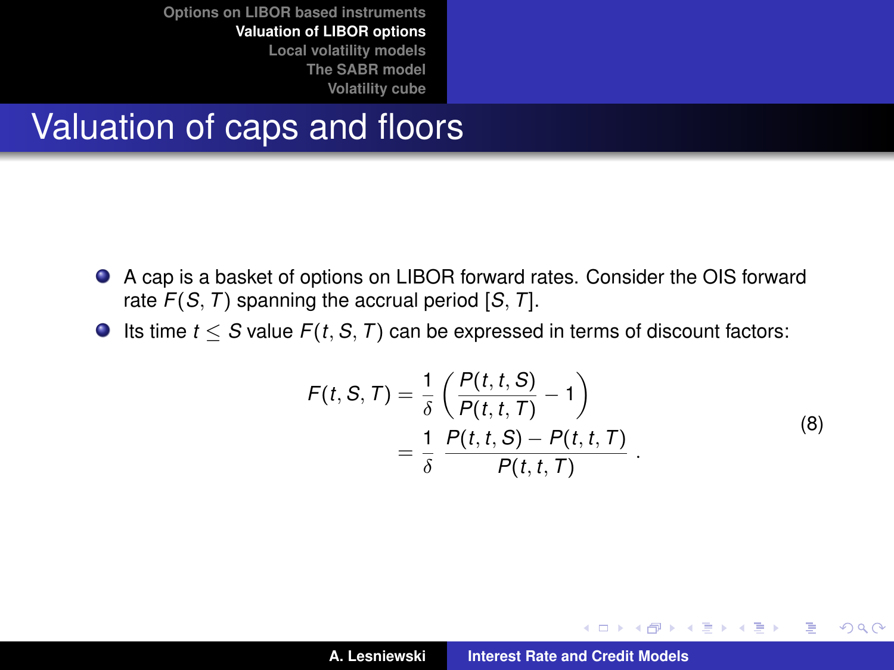## Valuation of caps and floors

- A cap is a basket of options on LIBOR forward rates. Consider the OIS forward rate $F(S, T)$ spanning the accrual period $[S, T]$.
- Its time $t \leq S$ value $F(t, S, T)$ can be expressed in terms of discount factors:

$$
\begin{aligned}
F(t, S, T) &= \frac{1}{\delta} \left( \frac{P(t, t, S)}{P(t, t, T)} - 1 \right) \\
&= \frac{1}{\delta} \; \frac{P(t, t, S) - P(t, t, T)}{P(t, t, T)} \; .
\end{aligned}
\tag{8}
$$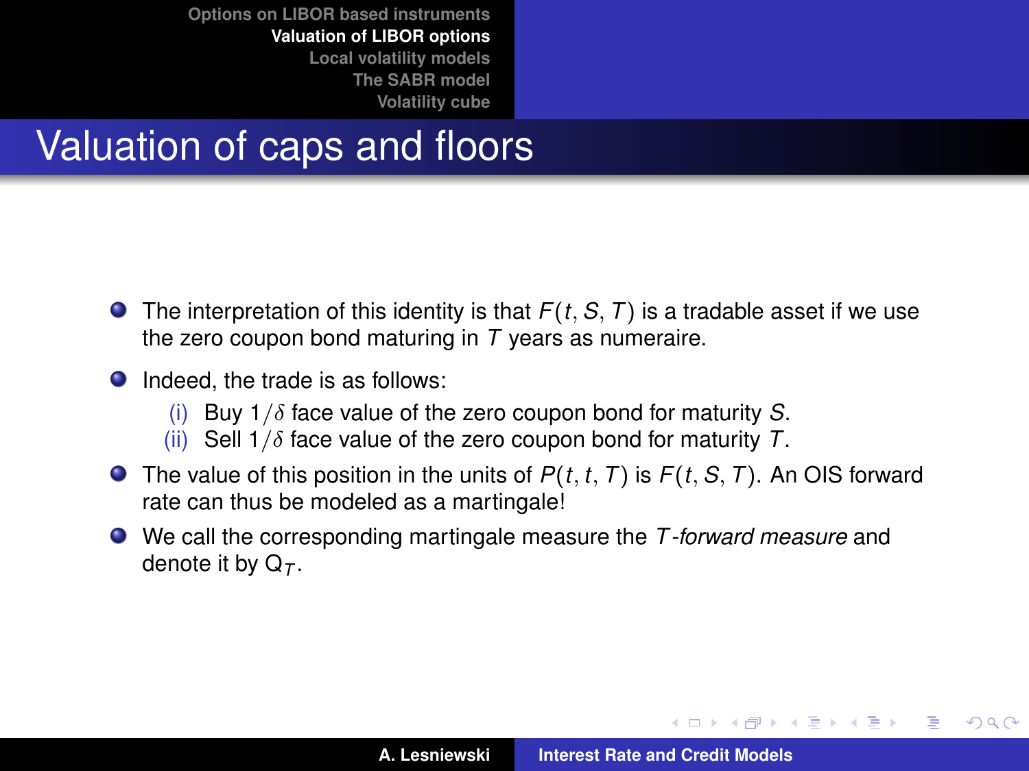# Valuation of caps and floors

- The interpretation of this identity is that $F(t, S, T)$ is a tradable asset if we use the zero coupon bond maturing in $T$ years as numeraire.
- Indeed, the trade is as follows:
  - (i) Buy $1/\delta$ face value of the zero coupon bond for maturity $S$.
  - (ii) Sell $1/\delta$ face value of the zero coupon bond for maturity $T$.
- The value of this position in the units of $P(t, t, T)$ is $F(t, S, T)$. An OIS forward rate can thus be modeled as a martingale!
- We call the corresponding martingale measure the *$T$-forward measure* and denote it by $\mathsf{Q}_T$.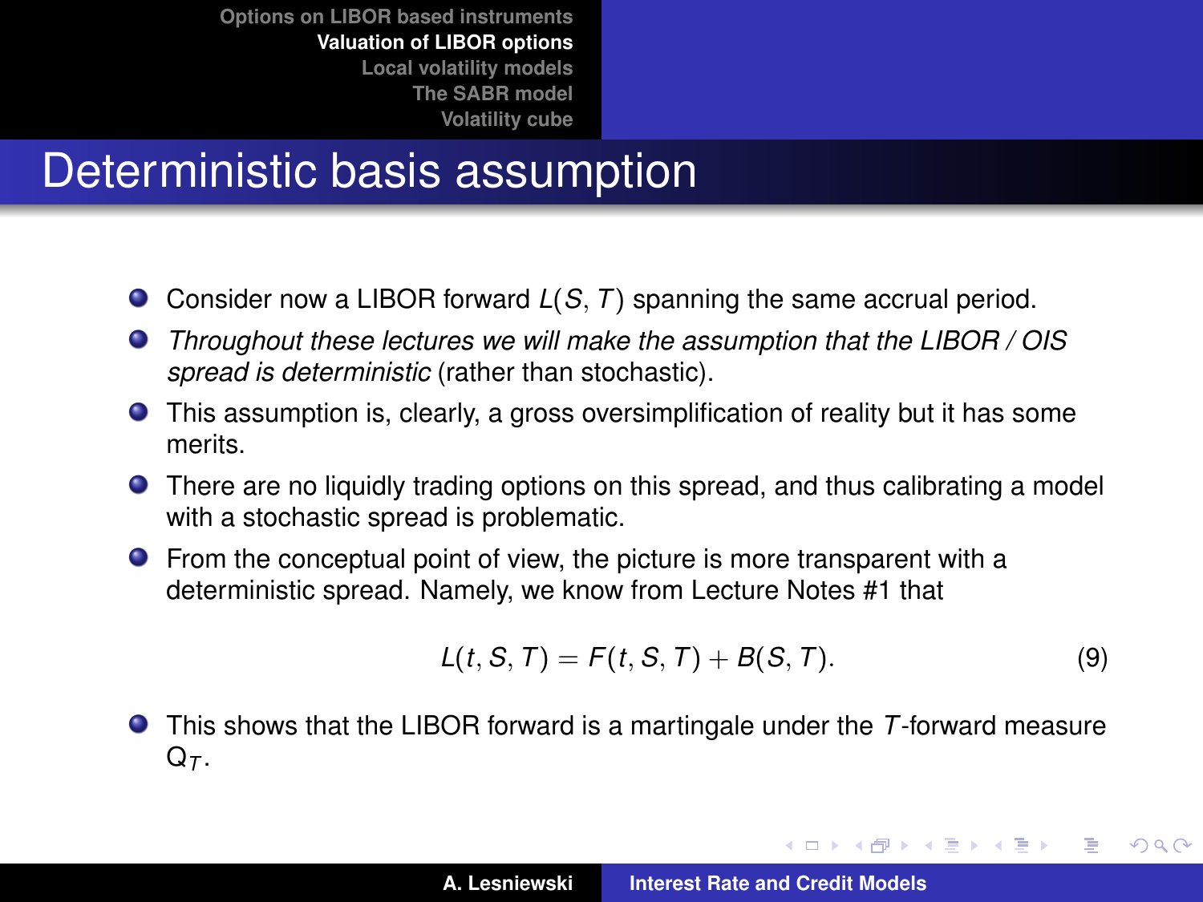# Deterministic basis assumption

- Consider now a LIBOR forward $L(S, T)$ spanning the same accrual period.
- *Throughout these lectures we will make the assumption that the LIBOR / OIS spread is deterministic* (rather than stochastic).
- This assumption is, clearly, a gross oversimplification of reality but it has some merits.
- There are no liquidly trading options on this spread, and thus calibrating a model with a stochastic spread is problematic.
- From the conceptual point of view, the picture is more transparent with a deterministic spread. Namely, we know from Lecture Notes #1 that

$$L(t, S, T) = F(t, S, T) + B(S, T). \tag{9}$$

- This shows that the LIBOR forward is a martingale under the $T$-forward measure $\mathsf{Q}_T$.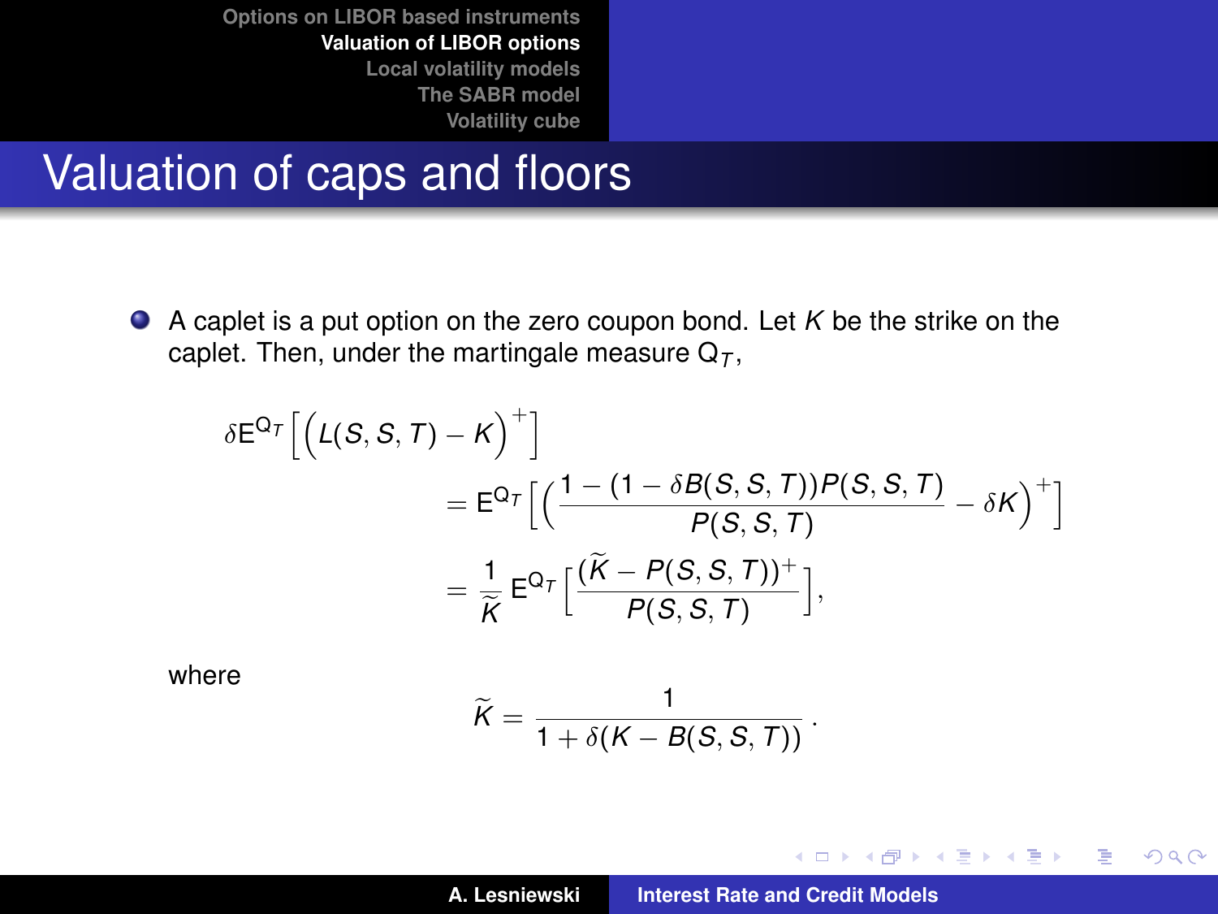# Valuation of caps and floors

- A caplet is a put option on the zero coupon bond. Let $K$ be the strike on the caplet. Then, under the martingale measure $\mathsf{Q}_T$,

$$
\begin{aligned}
\delta \mathsf{E}^{\mathsf{Q}_T}\Big[\Big(L(S,S,T)-K\Big)^+\Big]
&= \mathsf{E}^{\mathsf{Q}_T}\Big[\Big(\frac{1-(1-\delta B(S,S,T))P(S,S,T)}{P(S,S,T)}-\delta K\Big)^+\Big] \\
&= \frac{1}{\widetilde{K}}\,\mathsf{E}^{\mathsf{Q}_T}\Big[\frac{(\widetilde{K}-P(S,S,T))^+}{P(S,S,T)}\Big],
\end{aligned}
$$

where

$$
\widetilde{K} = \frac{1}{1+\delta(K-B(S,S,T))}\,.
$$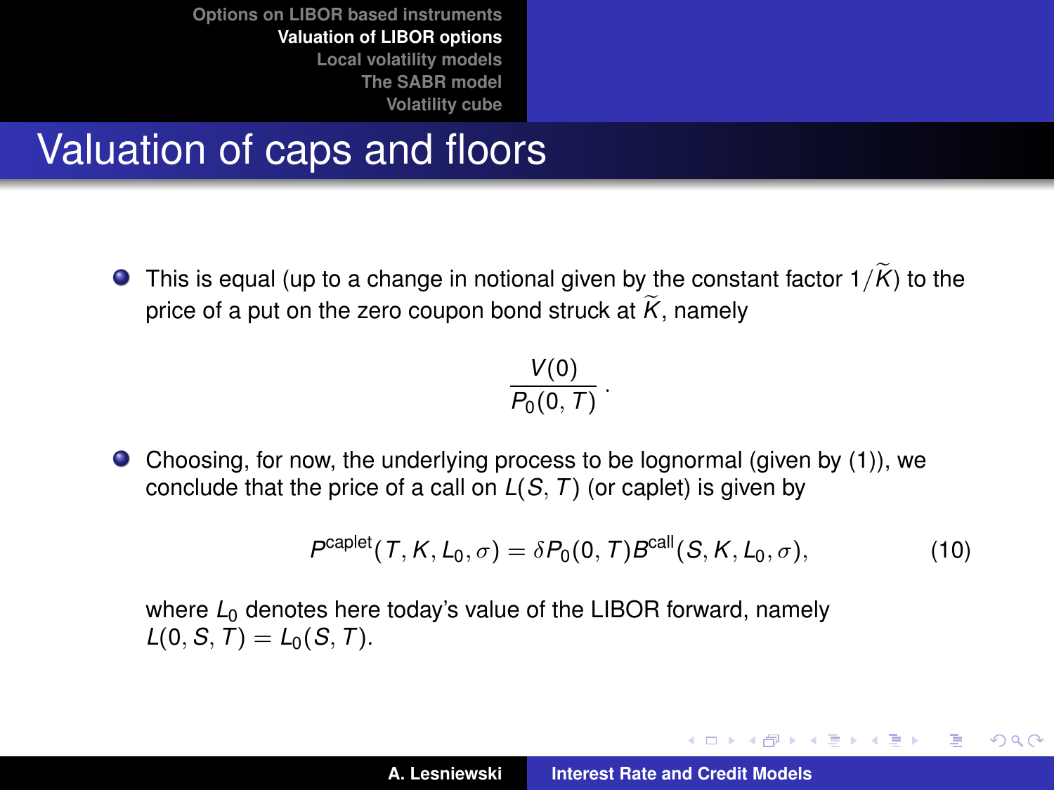# Valuation of caps and floors

- This is equal (up to a change in notional given by the constant factor $1/\widetilde{K}$) to the price of a put on the zero coupon bond struck at $\widetilde{K}$, namely

$$\frac{V(0)}{P_0(0,T)}\,.$$

- Choosing, for now, the underlying process to be lognormal (given by (1)), we conclude that the price of a call on $L(S,T)$ (or caplet) is given by

$$P^{\text{caplet}}(T, K, L_0, \sigma) = \delta P_0(0,T) B^{\text{call}}(S, K, L_0, \sigma), \tag{10}$$

  where $L_0$ denotes here today's value of the LIBOR forward, namely $L(0,S,T) = L_0(S,T)$.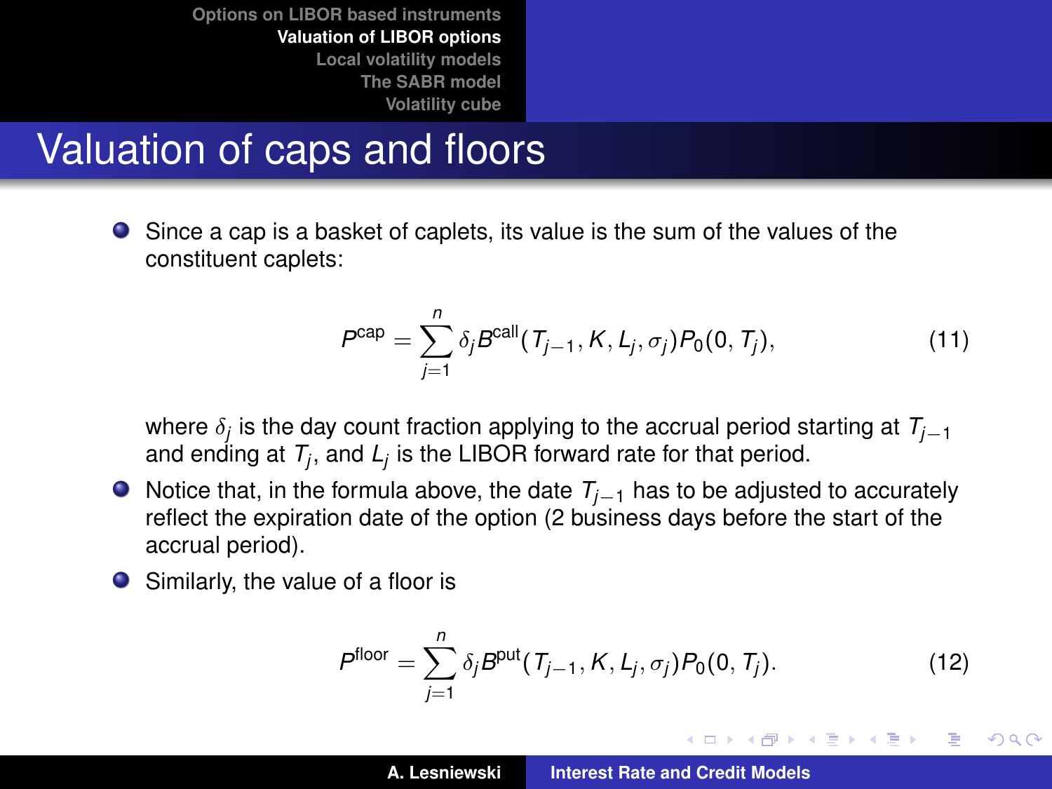# Valuation of caps and floors

- Since a cap is a basket of caplets, its value is the sum of the values of the constituent caplets:

$$P^{\text{cap}} = \sum_{j=1}^{n} \delta_j B^{\text{call}}(T_{j-1}, K, L_j, \sigma_j) P_0(0, T_j), \tag{11}$$

  where $\delta_j$ is the day count fraction applying to the accrual period starting at $T_{j-1}$ and ending at $T_j$, and $L_j$ is the LIBOR forward rate for that period.

- Notice that, in the formula above, the date $T_{j-1}$ has to be adjusted to accurately reflect the expiration date of the option (2 business days before the start of the accrual period).
- Similarly, the value of a floor is

$$P^{\text{floor}} = \sum_{j=1}^{n} \delta_j B^{\text{put}}(T_{j-1}, K, L_j, \sigma_j) P_0(0, T_j). \tag{12}$$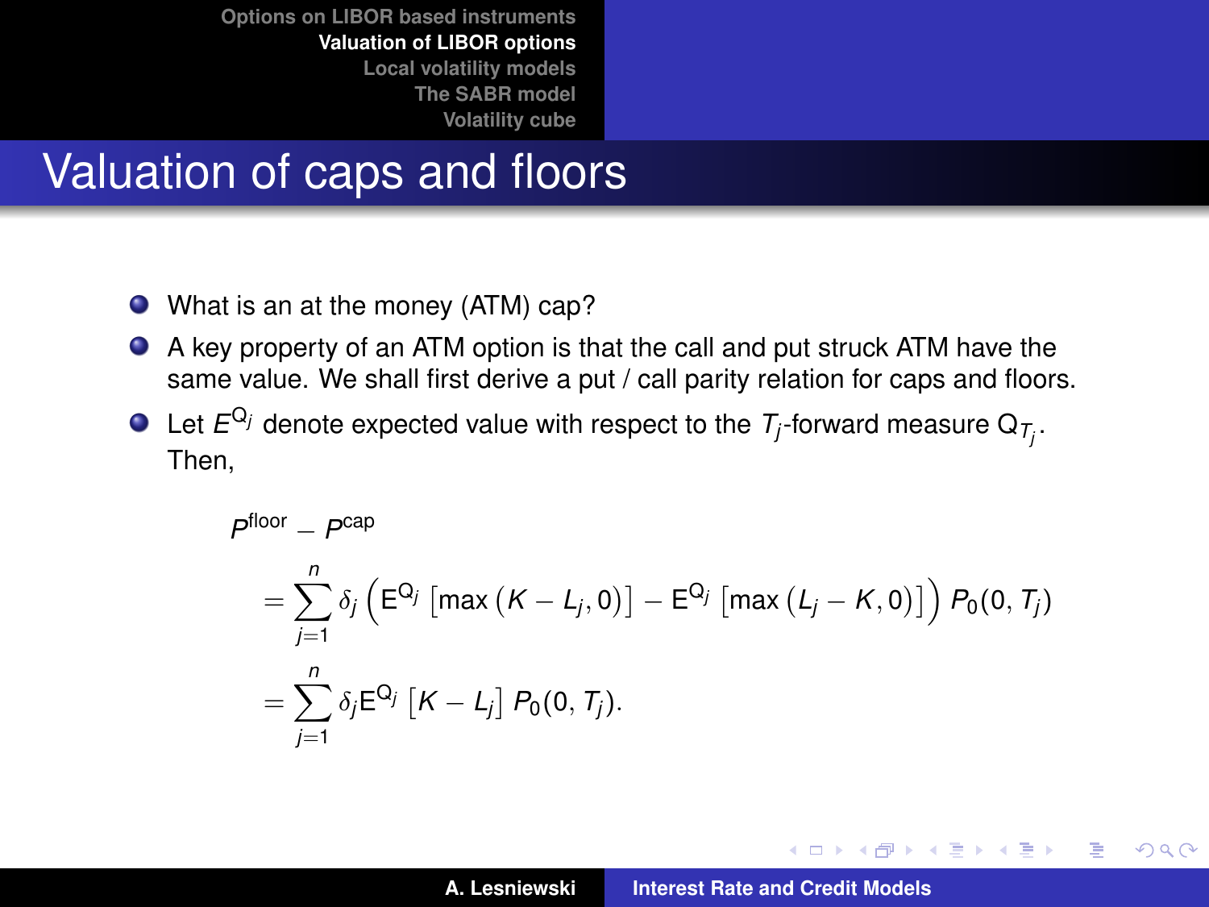# Valuation of caps and floors

- What is an at the money (ATM) cap?
- A key property of an ATM option is that the call and put struck ATM have the same value. We shall first derive a put / call parity relation for caps and floors.
- Let $E^{Q_j}$ denote expected value with respect to the $T_j$-forward measure $Q_{T_j}$. Then,

$$
\begin{aligned}
P^{\text{floor}} &- P^{\text{cap}} \\
&= \sum_{j=1}^{n} \delta_j \left( E^{Q_j} \left[ \max\left(K - L_j, 0\right) \right] - E^{Q_j} \left[ \max\left(L_j - K, 0\right) \right] \right) P_0(0, T_j) \\
&= \sum_{j=1}^{n} \delta_j E^{Q_j} \left[ K - L_j \right] P_0(0, T_j).
\end{aligned}
$$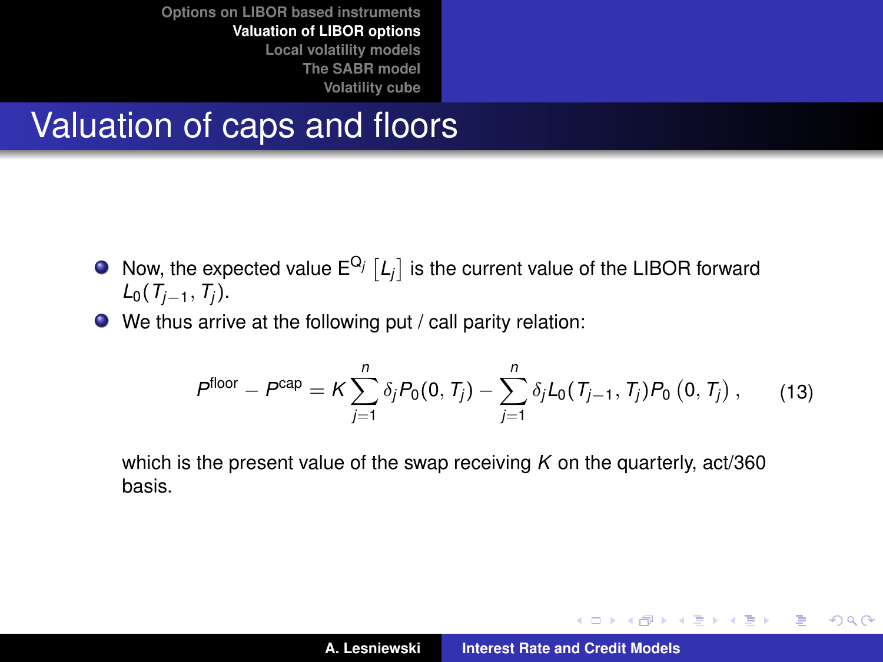# Valuation of caps and floors

- Now, the expected value $\mathrm{E}^{\mathrm{Q}_j}\left[L_j\right]$ is the current value of the LIBOR forward $L_0(T_{j-1}, T_j)$.
- We thus arrive at the following put / call parity relation:

$$P^{\text{floor}} - P^{\text{cap}} = K \sum_{j=1}^{n} \delta_j P_0(0, T_j) - \sum_{j=1}^{n} \delta_j L_0(T_{j-1}, T_j) P_0\left(0, T_j\right), \tag{13}$$

  which is the present value of the swap receiving $K$ on the quarterly, act/360 basis.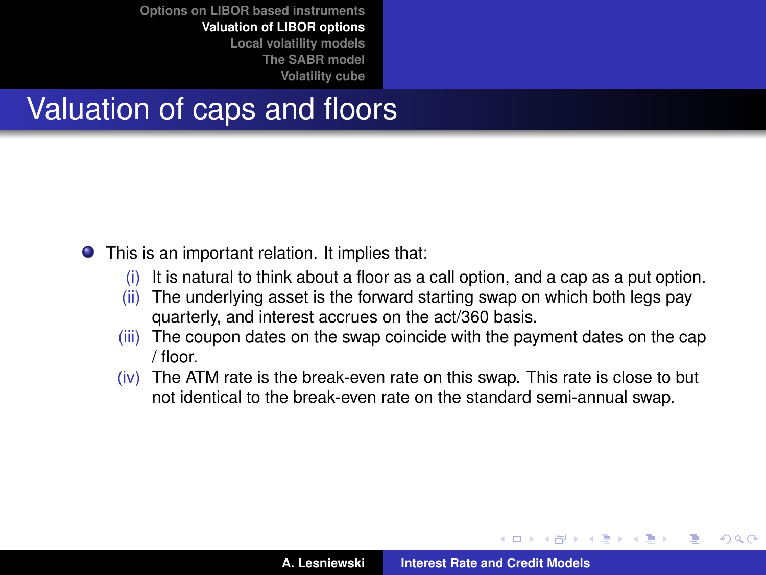# Valuation of caps and floors

- This is an important relation. It implies that:
  - (i) It is natural to think about a floor as a call option, and a cap as a put option.
  - (ii) The underlying asset is the forward starting swap on which both legs pay quarterly, and interest accrues on the act/360 basis.
  - (iii) The coupon dates on the swap coincide with the payment dates on the cap / floor.
  - (iv) The ATM rate is the break-even rate on this swap. This rate is close to but not identical to the break-even rate on the standard semi-annual swap.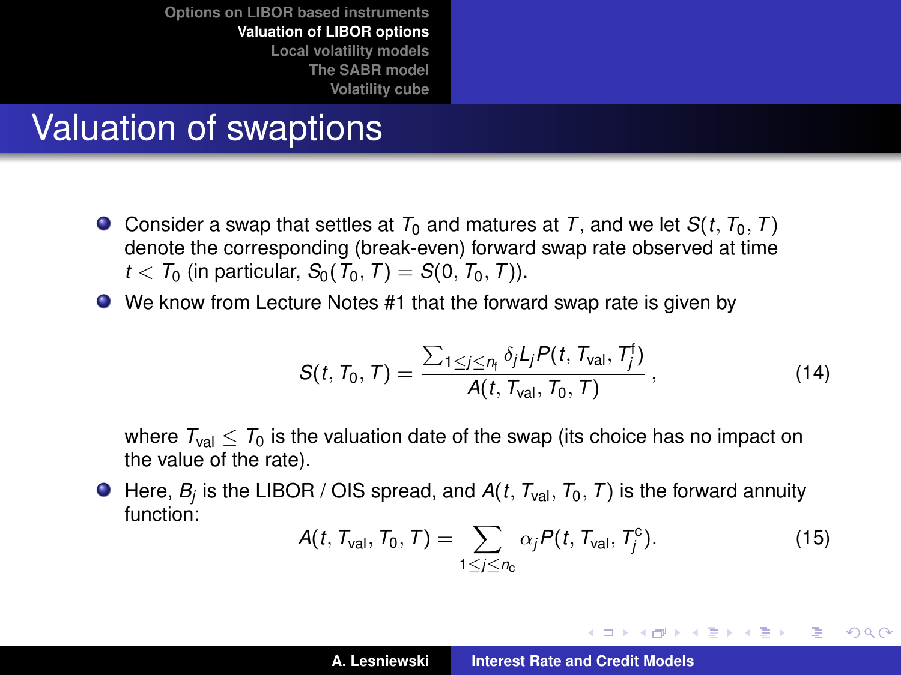# Valuation of swaptions

- Consider a swap that settles at $T_0$ and matures at $T$, and we let $S(t, T_0, T)$ denote the corresponding (break-even) forward swap rate observed at time $t < T_0$ (in particular, $S_0(T_0, T) = S(0, T_0, T)$).
- We know from Lecture Notes #1 that the forward swap rate is given by

$$S(t, T_0, T) = \frac{\sum_{1 \leq j \leq n_{\mathrm{f}}} \delta_j L_j P(t, T_{\mathrm{val}}, T_j^{\mathrm{f}})}{A(t, T_{\mathrm{val}}, T_0, T)}, \tag{14}$$

  where $T_{\mathrm{val}} \leq T_0$ is the valuation date of the swap (its choice has no impact on the value of the rate).

- Here, $B_j$ is the LIBOR / OIS spread, and $A(t, T_{\mathrm{val}}, T_0, T)$ is the forward annuity function:

$$A(t, T_{\mathrm{val}}, T_0, T) = \sum_{1 \leq j \leq n_{\mathrm{c}}} \alpha_j P(t, T_{\mathrm{val}}, T_j^{\mathrm{c}}). \tag{15}$$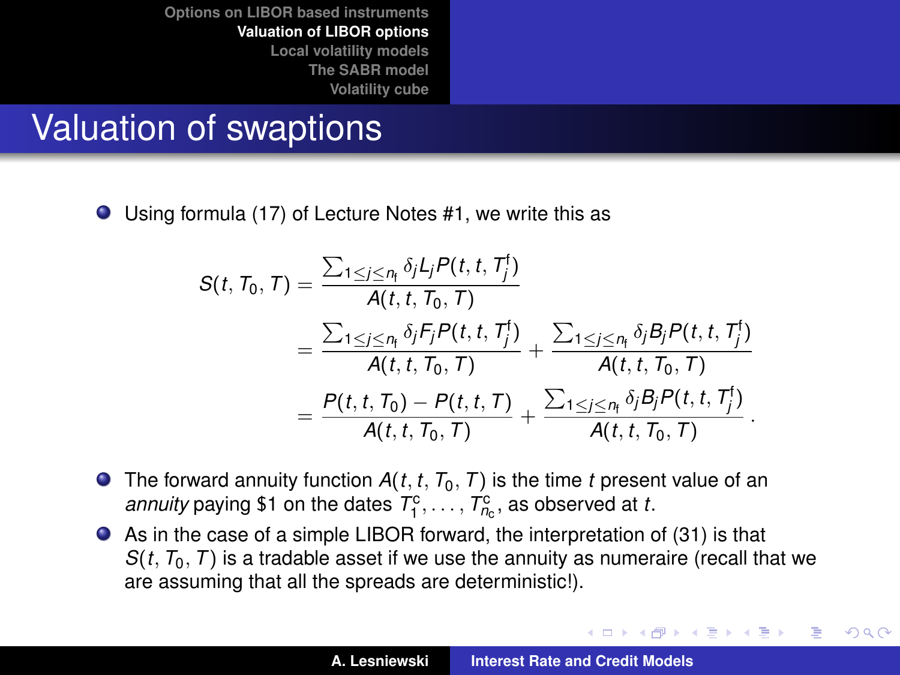# Valuation of swaptions

- Using formula (17) of Lecture Notes #1, we write this as

$$
\begin{aligned}
S(t, T_0, T) &= \frac{\sum_{1 \le j \le n_{\mathrm{f}}} \delta_j L_j P(t, t, T_j^{\mathrm{f}})}{A(t, t, T_0, T)} \\
&= \frac{\sum_{1 \le j \le n_{\mathrm{f}}} \delta_j F_j P(t, t, T_j^{\mathrm{f}})}{A(t, t, T_0, T)} + \frac{\sum_{1 \le j \le n_{\mathrm{f}}} \delta_j B_j P(t, t, T_j^{\mathrm{f}})}{A(t, t, T_0, T)} \\
&= \frac{P(t, t, T_0) - P(t, t, T)}{A(t, t, T_0, T)} + \frac{\sum_{1 \le j \le n_{\mathrm{f}}} \delta_j B_j P(t, t, T_j^{\mathrm{f}})}{A(t, t, T_0, T)} .
\end{aligned}
$$

- The forward annuity function $A(t, t, T_0, T)$ is the time $t$ present value of an *annuity* paying \$1 on the dates $T_1^{\mathrm{c}}, \ldots, T_{n_{\mathrm{c}}}^{\mathrm{c}}$, as observed at $t$.
- As in the case of a simple LIBOR forward, the interpretation of (31) is that $S(t, T_0, T)$ is a tradable asset if we use the annuity as numeraire (recall that we are assuming that all the spreads are deterministic!).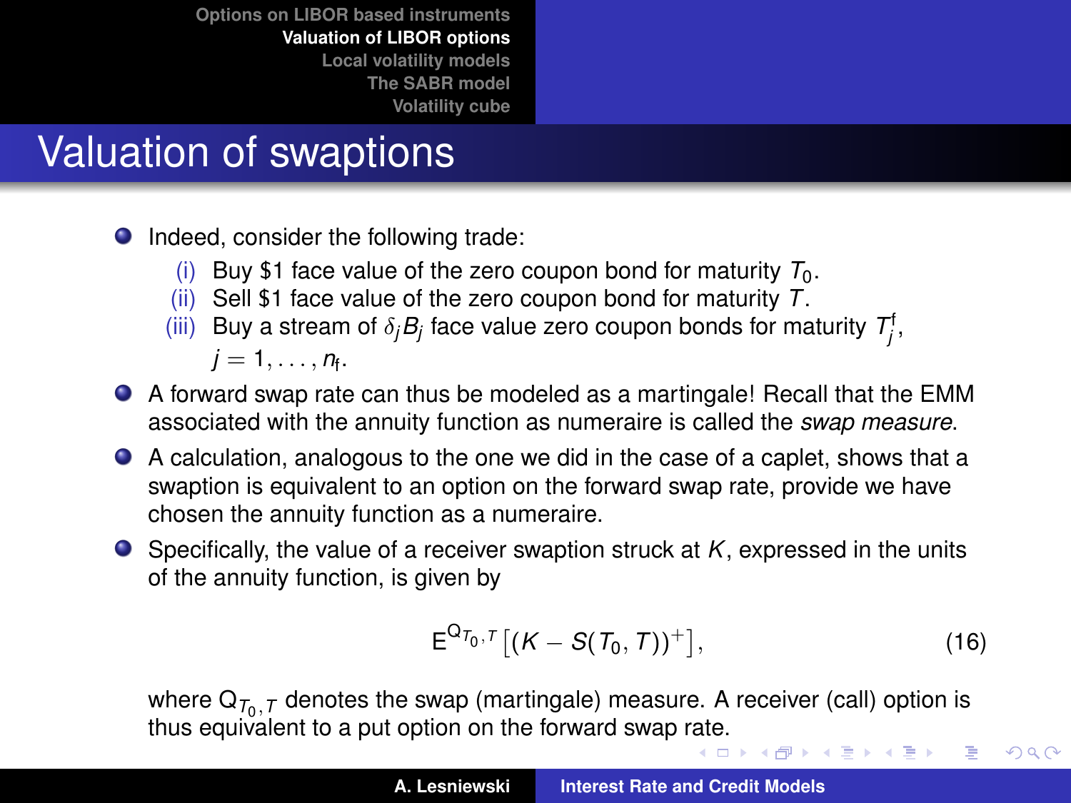# Valuation of swaptions

- Indeed, consider the following trade:
  - (i) Buy \$1 face value of the zero coupon bond for maturity $T_0$.
  - (ii) Sell \$1 face value of the zero coupon bond for maturity $T$.
  - (iii) Buy a stream of $\delta_j B_j$ face value zero coupon bonds for maturity $T_j^{\mathrm{f}}$, $j = 1, \ldots, n_{\mathrm{f}}$.
- A forward swap rate can thus be modeled as a martingale! Recall that the EMM associated with the annuity function as numeraire is called the *swap measure*.
- A calculation, analogous to the one we did in the case of a caplet, shows that a swaption is equivalent to an option on the forward swap rate, provide we have chosen the annuity function as a numeraire.
- Specifically, the value of a receiver swaption struck at $K$, expressed in the units of the annuity function, is given by

$$\mathrm{E}^{\mathrm{Q}_{T_0,T}}\left[(K - S(T_0, T))^+\right], \tag{16}$$

where $\mathrm{Q}_{T_0,T}$ denotes the swap (martingale) measure. A receiver (call) option is thus equivalent to a put option on the forward swap rate.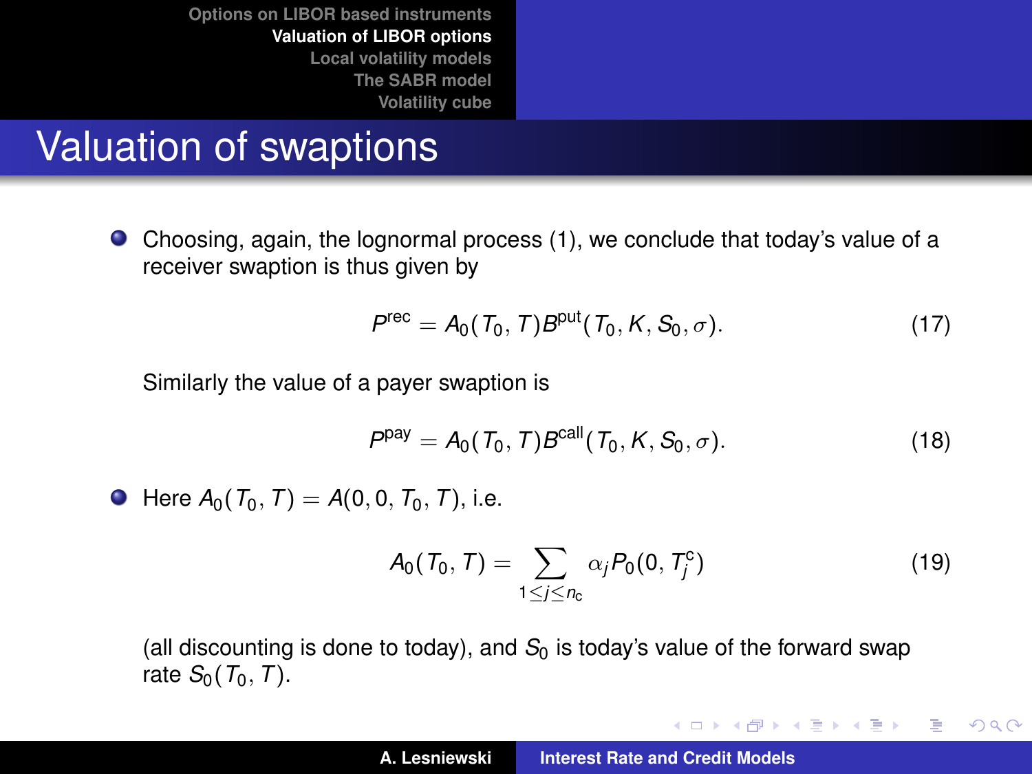# Valuation of swaptions

- Choosing, again, the lognormal process (1), we conclude that today's value of a receiver swaption is thus given by

$$P^{\text{rec}} = A_0(T_0, T) B^{\text{put}}(T_0, K, S_0, \sigma). \tag{17}$$

  Similarly the value of a payer swaption is

$$P^{\text{pay}} = A_0(T_0, T) B^{\text{call}}(T_0, K, S_0, \sigma). \tag{18}$$

- Here $A_0(T_0, T) = A(0, 0, T_0, T)$, i.e.

$$A_0(T_0, T) = \sum_{1 \le j \le n_c} \alpha_j P_0(0, T_j^{\text{c}}) \tag{19}$$

  (all discounting is done to today), and $S_0$ is today's value of the forward swap rate $S_0(T_0, T)$.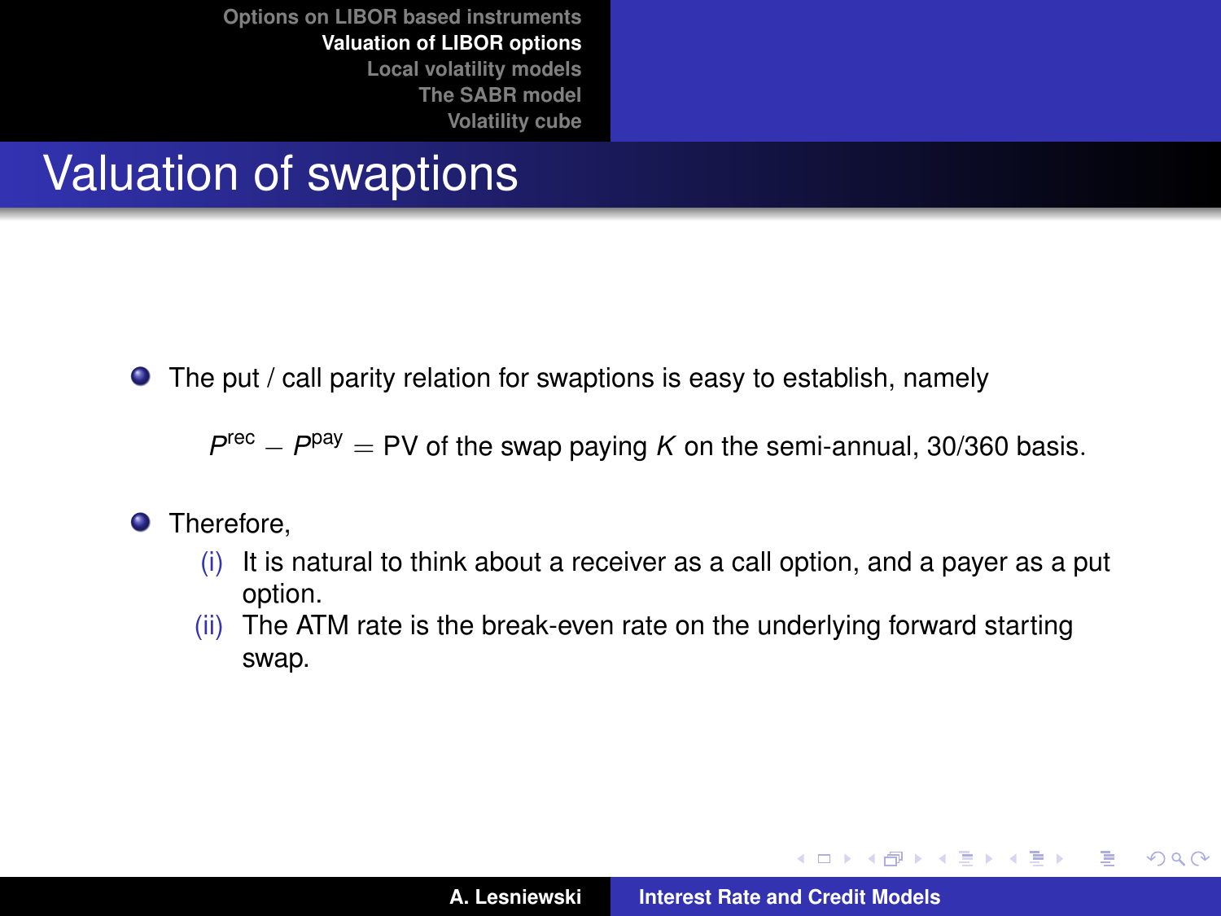# Valuation of swaptions

- The put / call parity relation for swaptions is easy to establish, namely

$$P^{\mathrm{rec}} - P^{\mathrm{pay}} = \text{PV of the swap paying } K \text{ on the semi-annual, 30/360 basis.}$$

- Therefore,
  - (i) It is natural to think about a receiver as a call option, and a payer as a put option.
  - (ii) The ATM rate is the break-even rate on the underlying forward starting swap.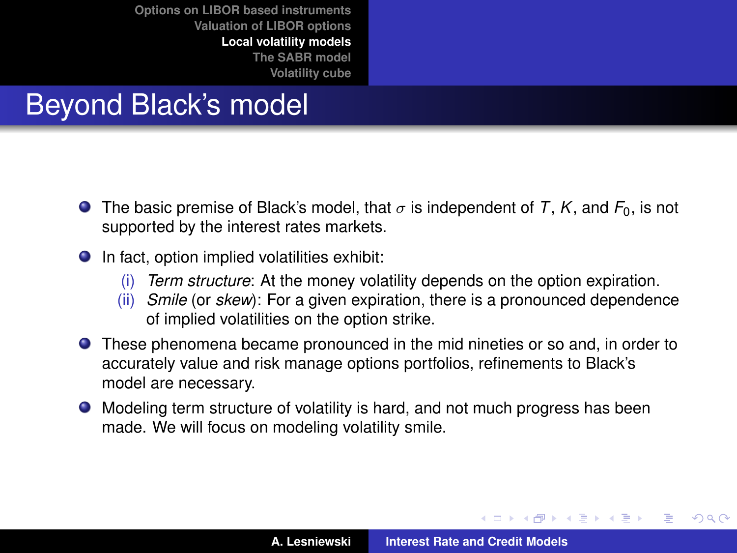# Beyond Black's model

- The basic premise of Black's model, that $\sigma$ is independent of $T$, $K$, and $F_0$, is not supported by the interest rates markets.
- In fact, option implied volatilities exhibit:
  - (i) *Term structure*: At the money volatility depends on the option expiration.
  - (ii) *Smile* (or *skew*): For a given expiration, there is a pronounced dependence of implied volatilities on the option strike.
- These phenomena became pronounced in the mid nineties or so and, in order to accurately value and risk manage options portfolios, refinements to Black's model are necessary.
- Modeling term structure of volatility is hard, and not much progress has been made. We will focus on modeling volatility smile.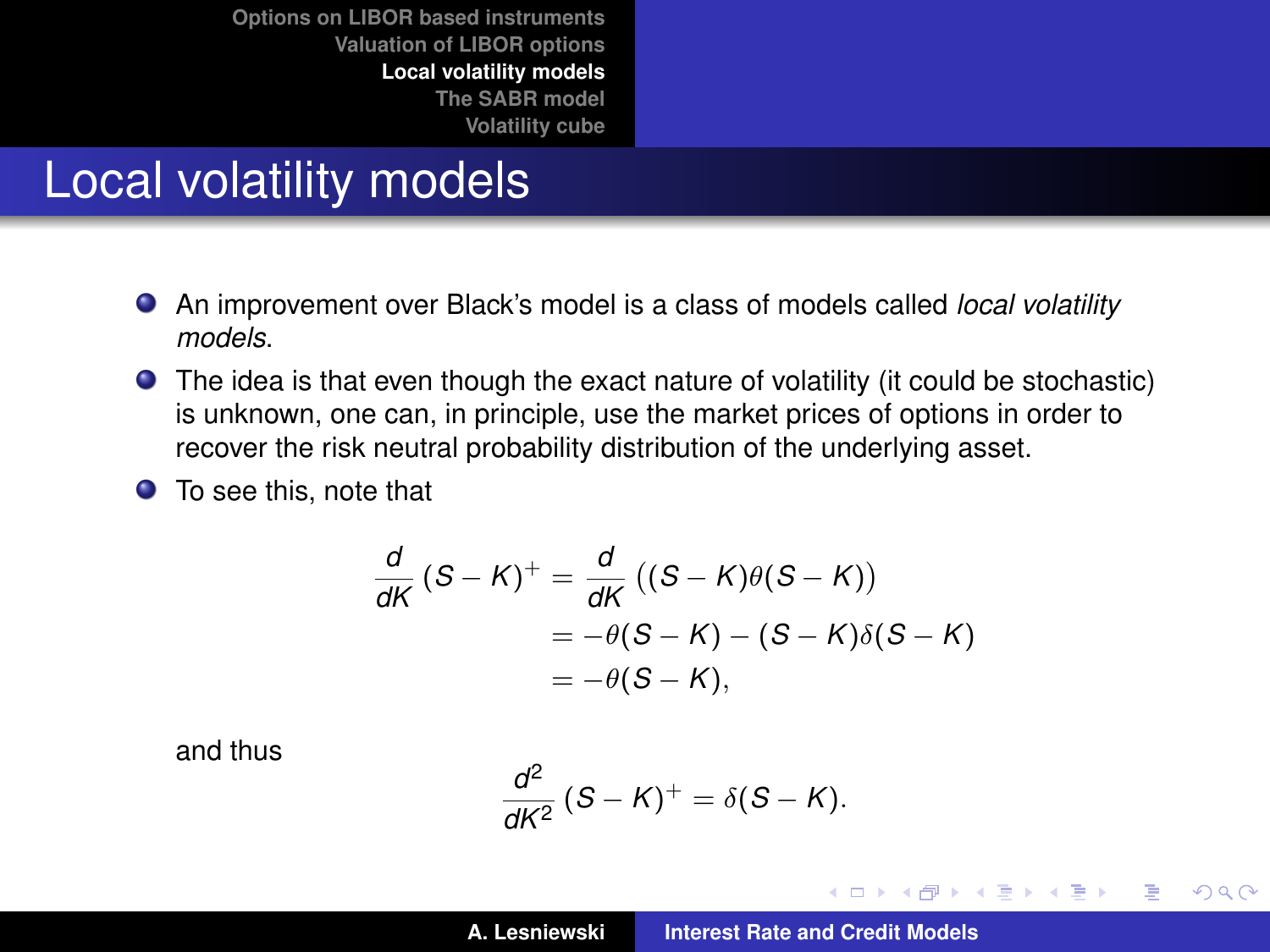# Local volatility models

- An improvement over Black's model is a class of models called *local volatility models*.
- The idea is that even though the exact nature of volatility (it could be stochastic) is unknown, one can, in principle, use the market prices of options in order to recover the risk neutral probability distribution of the underlying asset.
- To see this, note that

$$
\begin{aligned}
\frac{d}{dK}(S-K)^{+} &= \frac{d}{dK}\big((S-K)\theta(S-K)\big) \\
&= -\theta(S-K) - (S-K)\delta(S-K) \\
&= -\theta(S-K),
\end{aligned}
$$

and thus

$$
\frac{d^2}{dK^2}(S-K)^{+} = \delta(S-K).
$$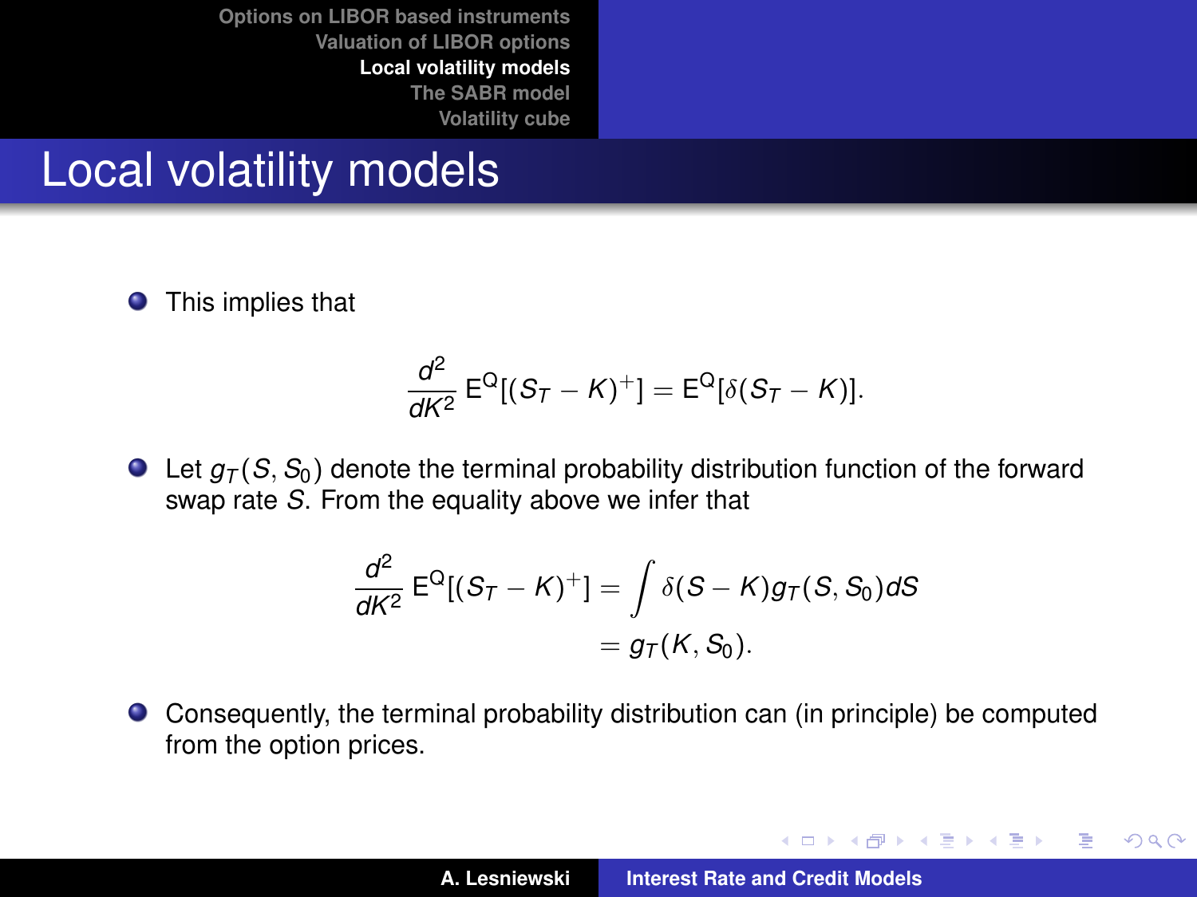# Local volatility models

- This implies that

$$\frac{d^2}{dK^2} \mathrm{E}^{\mathrm{Q}}[(S_T - K)^+] = \mathrm{E}^{\mathrm{Q}}[\delta(S_T - K)].$$

- Let $g_T(S, S_0)$ denote the terminal probability distribution function of the forward swap rate $S$. From the equality above we infer that

$$\begin{aligned} \frac{d^2}{dK^2} \mathrm{E}^{\mathrm{Q}}[(S_T - K)^+] &= \int \delta(S - K) g_T(S, S_0) dS \\ &= g_T(K, S_0). \end{aligned}$$

- Consequently, the terminal probability distribution can (in principle) be computed from the option prices.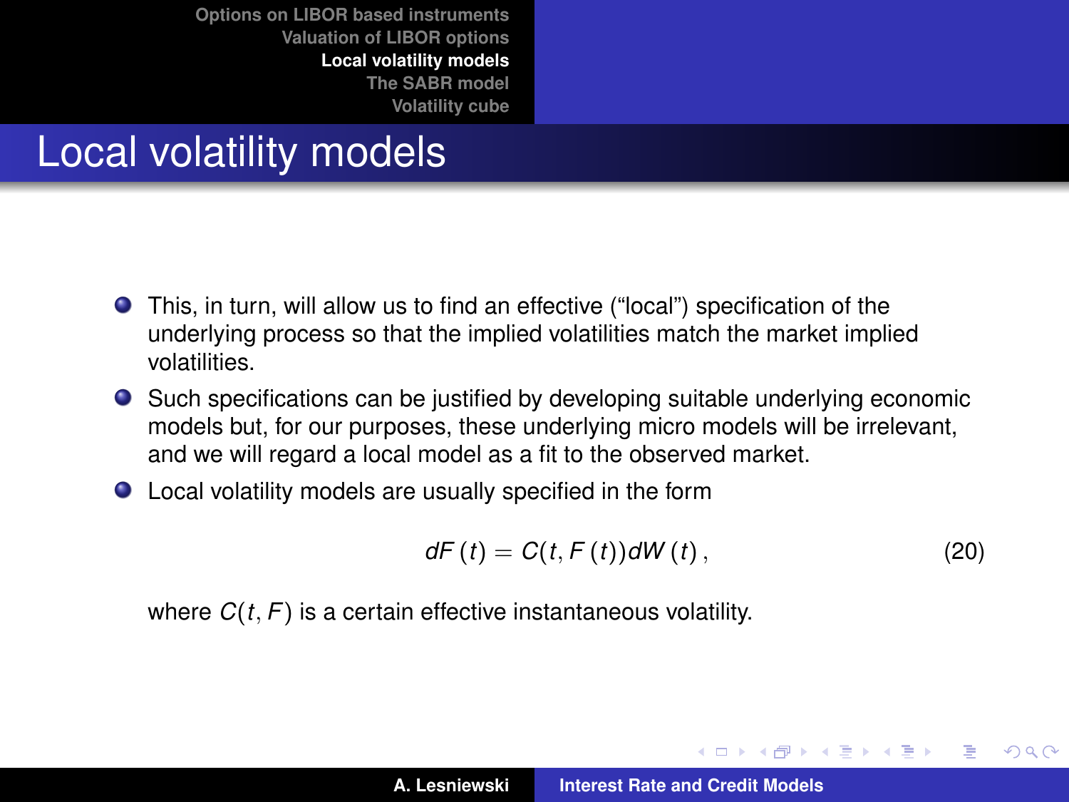# Local volatility models

- This, in turn, will allow us to find an effective (“local”) specification of the underlying process so that the implied volatilities match the market implied volatilities.
- Such specifications can be justified by developing suitable underlying economic models but, for our purposes, these underlying micro models will be irrelevant, and we will regard a local model as a fit to the observed market.
- Local volatility models are usually specified in the form

$$dF(t) = C(t, F(t))dW(t), \tag{20}$$

where $C(t, F)$ is a certain effective instantaneous volatility.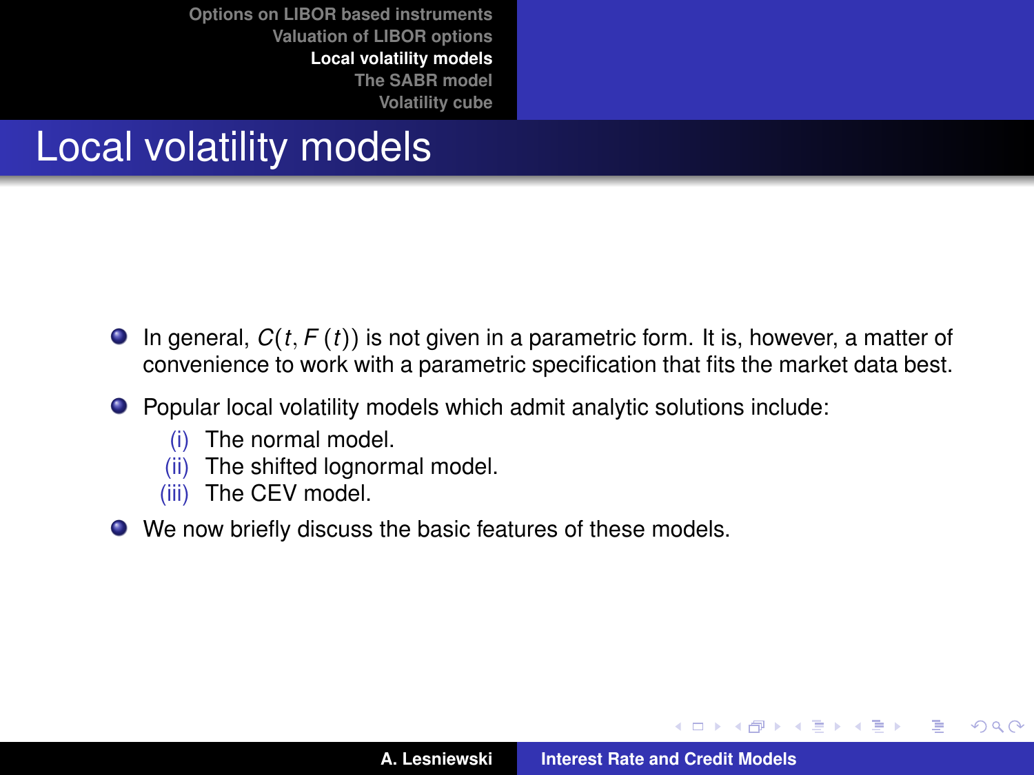# Local volatility models

- In general, $C(t, F(t))$ is not given in a parametric form. It is, however, a matter of convenience to work with a parametric specification that fits the market data best.
- Popular local volatility models which admit analytic solutions include:
  - (i) The normal model.
  - (ii) The shifted lognormal model.
  - (iii) The CEV model.
- We now briefly discuss the basic features of these models.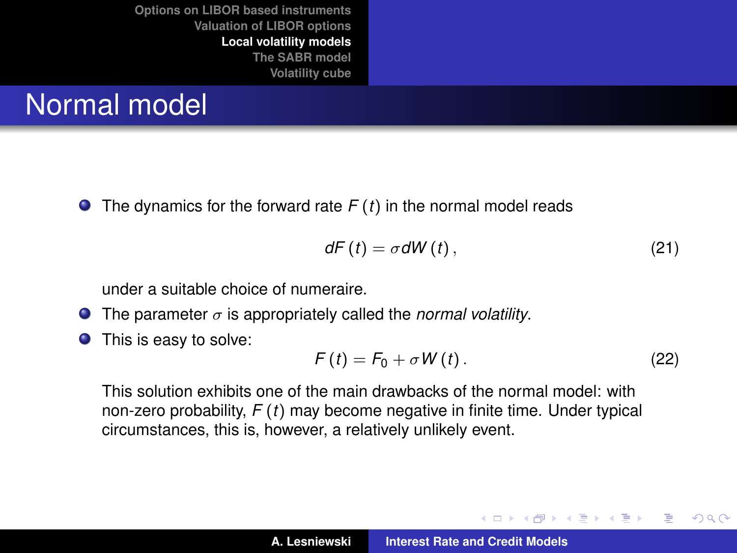# Normal model

- The dynamics for the forward rate $F(t)$ in the normal model reads

$$dF(t) = \sigma dW(t), \tag{21}$$

  under a suitable choice of numeraire.
- The parameter $\sigma$ is appropriately called the *normal volatility*.
- This is easy to solve:

$$F(t) = F_0 + \sigma W(t). \tag{22}$$

  This solution exhibits one of the main drawbacks of the normal model: with non-zero probability, $F(t)$ may become negative in finite time. Under typical circumstances, this is, however, a relatively unlikely event.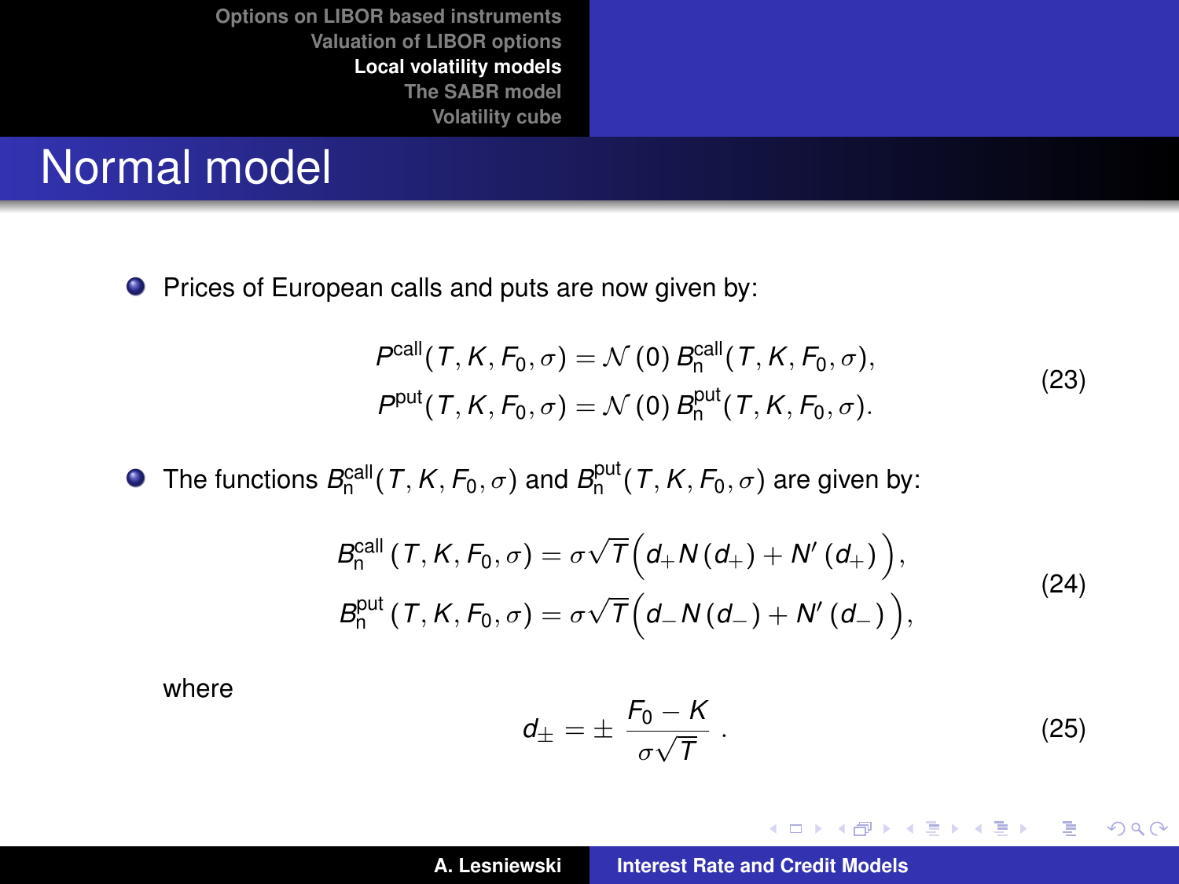# Normal model

- Prices of European calls and puts are now given by:

$$
\begin{aligned}
P^{\text{call}}(T, K, F_0, \sigma) &= \mathcal{N}(0)\, B_{\text{n}}^{\text{call}}(T, K, F_0, \sigma), \\
P^{\text{put}}(T, K, F_0, \sigma) &= \mathcal{N}(0)\, B_{\text{n}}^{\text{put}}(T, K, F_0, \sigma).
\end{aligned}
\tag{23}
$$

- The functions $B_{\text{n}}^{\text{call}}(T, K, F_0, \sigma)$ and $B_{\text{n}}^{\text{put}}(T, K, F_0, \sigma)$ are given by:

$$
\begin{aligned}
B_{\text{n}}^{\text{call}}(T, K, F_0, \sigma) &= \sigma\sqrt{T}\Big(d_+ N(d_+) + N'(d_+)\Big), \\
B_{\text{n}}^{\text{put}}(T, K, F_0, \sigma) &= \sigma\sqrt{T}\Big(d_- N(d_-) + N'(d_-)\Big),
\end{aligned}
\tag{24}
$$

where

$$
d_\pm = \pm \frac{F_0 - K}{\sigma\sqrt{T}} .
\tag{25}
$$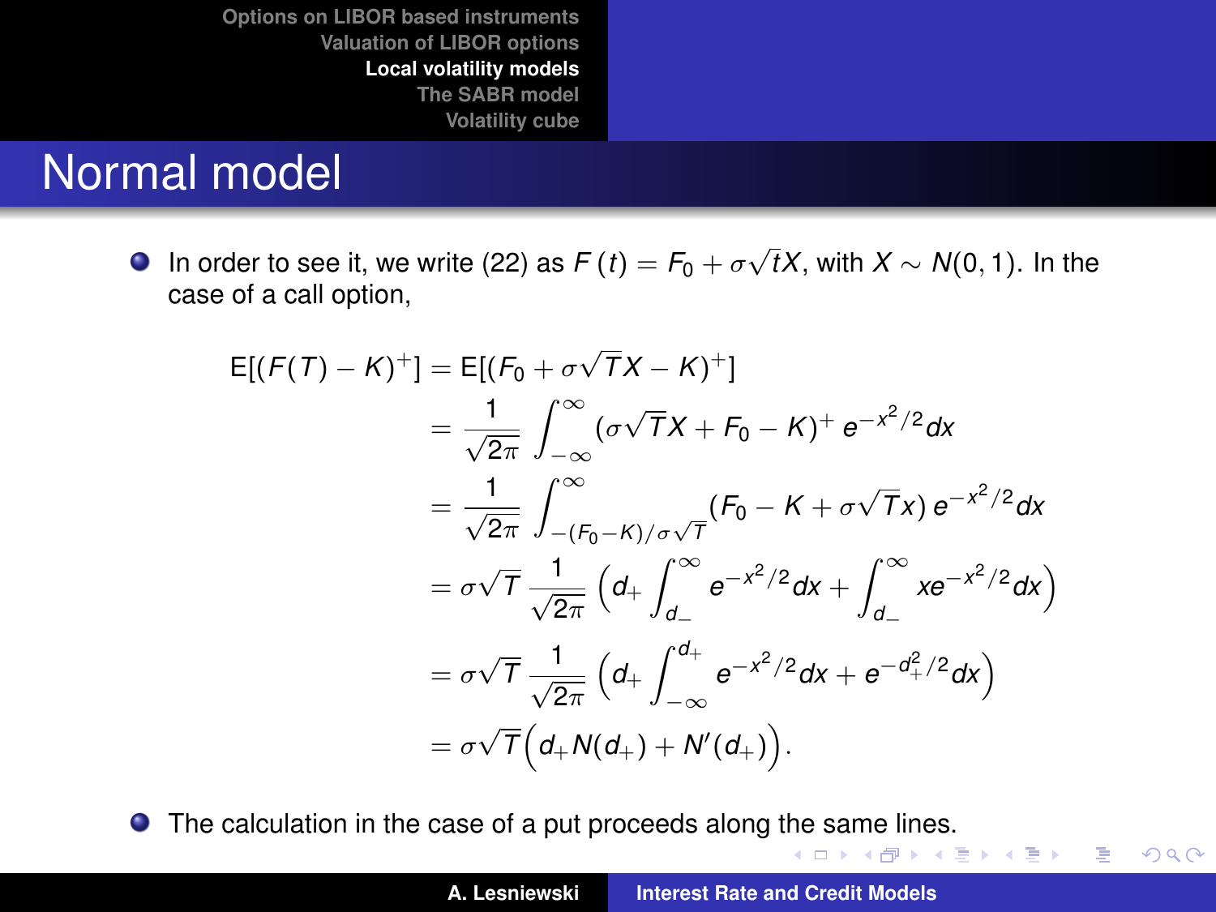# Normal model

- In order to see it, we write (22) as $F(t) = F_0 + \sigma\sqrt{t}X$, with $X \sim N(0,1)$. In the case of a call option,

$$
\begin{aligned}
\mathrm{E}[(F(T) - K)^+] &= \mathrm{E}[(F_0 + \sigma\sqrt{T}X - K)^+] \\
&= \frac{1}{\sqrt{2\pi}} \int_{-\infty}^{\infty} (\sigma\sqrt{T}X + F_0 - K)^+ \, e^{-x^2/2} dx \\
&= \frac{1}{\sqrt{2\pi}} \int_{-(F_0 - K)/\sigma\sqrt{T}}^{\infty} (F_0 - K + \sigma\sqrt{T}x) \, e^{-x^2/2} dx \\
&= \sigma\sqrt{T} \, \frac{1}{\sqrt{2\pi}} \Big( d_+ \int_{d_-}^{\infty} e^{-x^2/2} dx + \int_{d_-}^{\infty} x e^{-x^2/2} dx \Big) \\
&= \sigma\sqrt{T} \, \frac{1}{\sqrt{2\pi}} \Big( d_+ \int_{-\infty}^{d_+} e^{-x^2/2} dx + e^{-d_+^2/2} dx \Big) \\
&= \sigma\sqrt{T} \Big( d_+ N(d_+) + N'(d_+) \Big).
\end{aligned}
$$

- The calculation in the case of a put proceeds along the same lines.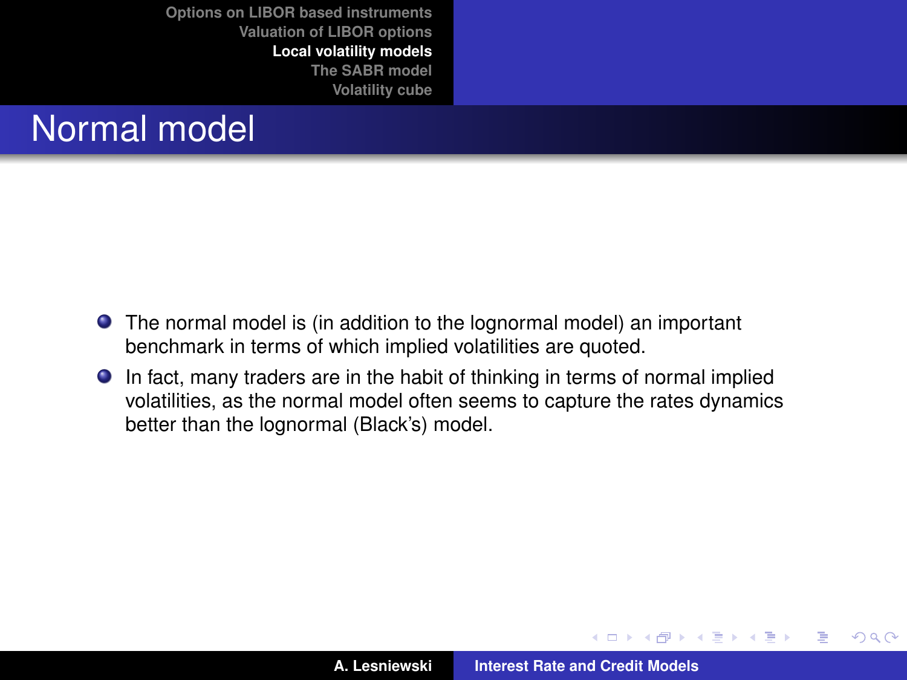# Normal model

- The normal model is (in addition to the lognormal model) an important benchmark in terms of which implied volatilities are quoted.
- In fact, many traders are in the habit of thinking in terms of normal implied volatilities, as the normal model often seems to capture the rates dynamics better than the lognormal (Black's) model.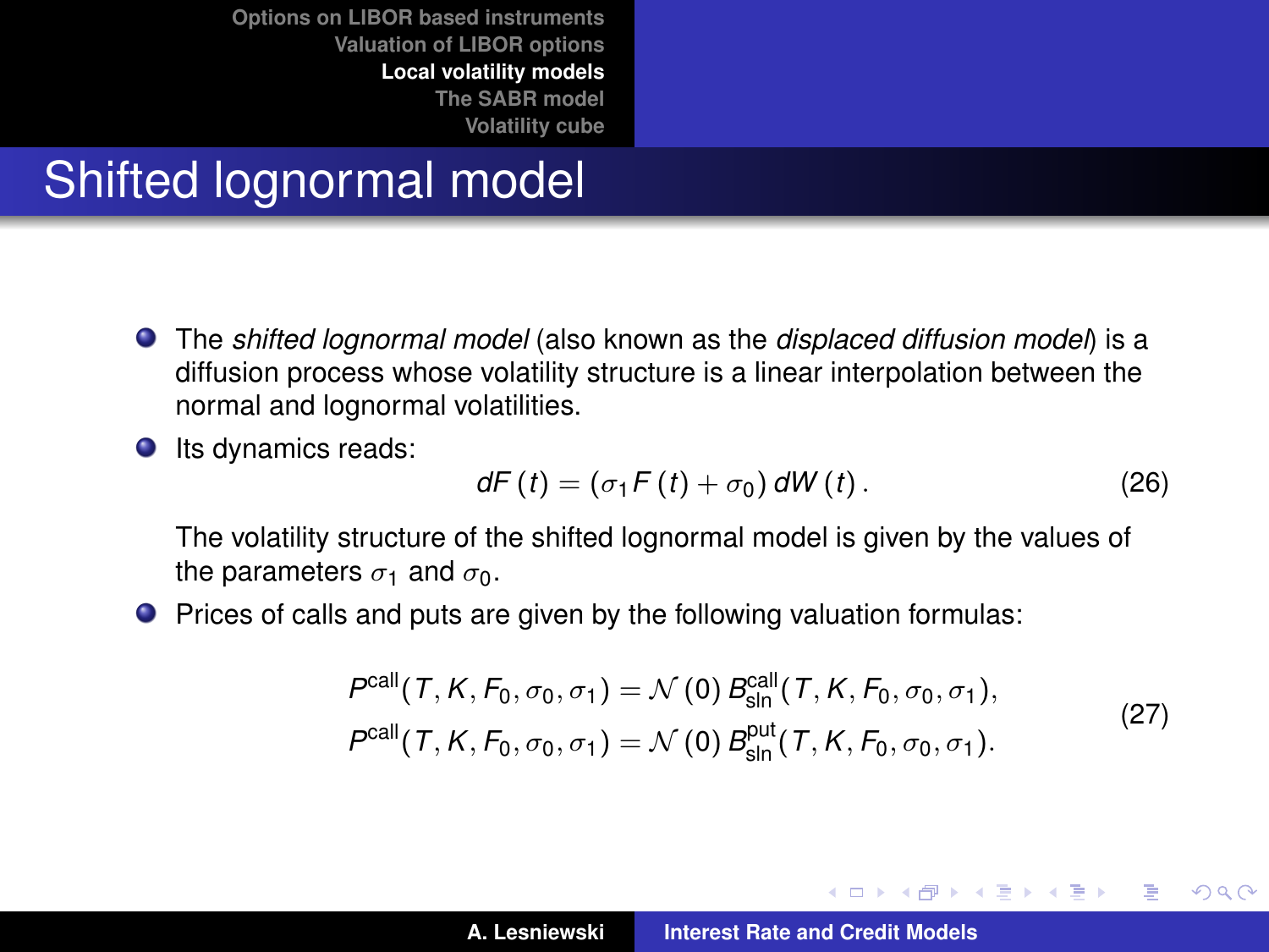# Shifted lognormal model

- The *shifted lognormal model* (also known as the *displaced diffusion model*) is a diffusion process whose volatility structure is a linear interpolation between the normal and lognormal volatilities.
- Its dynamics reads:

$$dF(t) = (\sigma_1 F(t) + \sigma_0)\, dW(t). \tag{26}$$

  The volatility structure of the shifted lognormal model is given by the values of the parameters $\sigma_1$ and $\sigma_0$.
- Prices of calls and puts are given by the following valuation formulas:

$$\begin{aligned} P^{\text{call}}(T, K, F_0, \sigma_0, \sigma_1) &= \mathcal{N}(0)\, B^{\text{call}}_{\text{sln}}(T, K, F_0, \sigma_0, \sigma_1), \\ P^{\text{call}}(T, K, F_0, \sigma_0, \sigma_1) &= \mathcal{N}(0)\, B^{\text{put}}_{\text{sln}}(T, K, F_0, \sigma_0, \sigma_1). \end{aligned} \tag{27}$$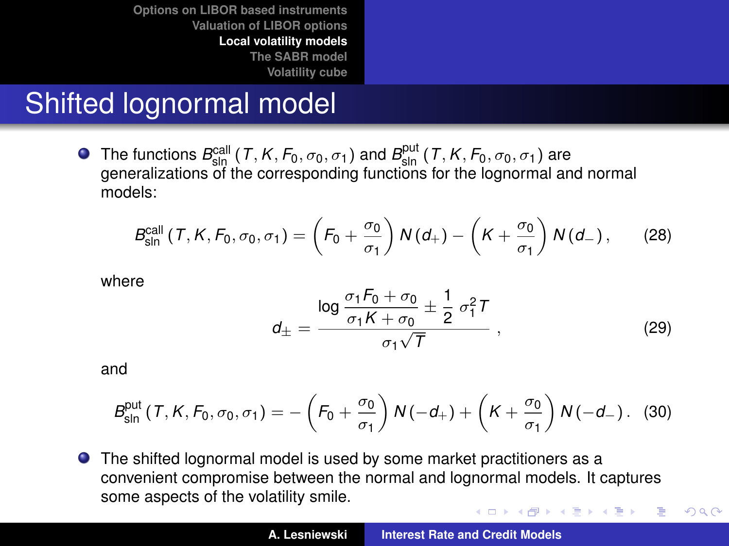# Shifted lognormal model

- The functions $B_{\text{sln}}^{\text{call}}(T, K, F_0, \sigma_0, \sigma_1)$ and $B_{\text{sln}}^{\text{put}}(T, K, F_0, \sigma_0, \sigma_1)$ are generalizations of the corresponding functions for the lognormal and normal models:

$$B_{\text{sln}}^{\text{call}}(T, K, F_0, \sigma_0, \sigma_1) = \left(F_0 + \frac{\sigma_0}{\sigma_1}\right) N(d_+) - \left(K + \frac{\sigma_0}{\sigma_1}\right) N(d_-), \quad (28)$$

where

$$d_\pm = \frac{\log \dfrac{\sigma_1 F_0 + \sigma_0}{\sigma_1 K + \sigma_0} \pm \dfrac{1}{2}\,\sigma_1^2 T}{\sigma_1 \sqrt{T}}, \quad (29)$$

and

$$B_{\text{sln}}^{\text{put}}(T, K, F_0, \sigma_0, \sigma_1) = -\left(F_0 + \frac{\sigma_0}{\sigma_1}\right) N(-d_+) + \left(K + \frac{\sigma_0}{\sigma_1}\right) N(-d_-). \quad (30)$$

- The shifted lognormal model is used by some market practitioners as a convenient compromise between the normal and lognormal models. It captures some aspects of the volatility smile.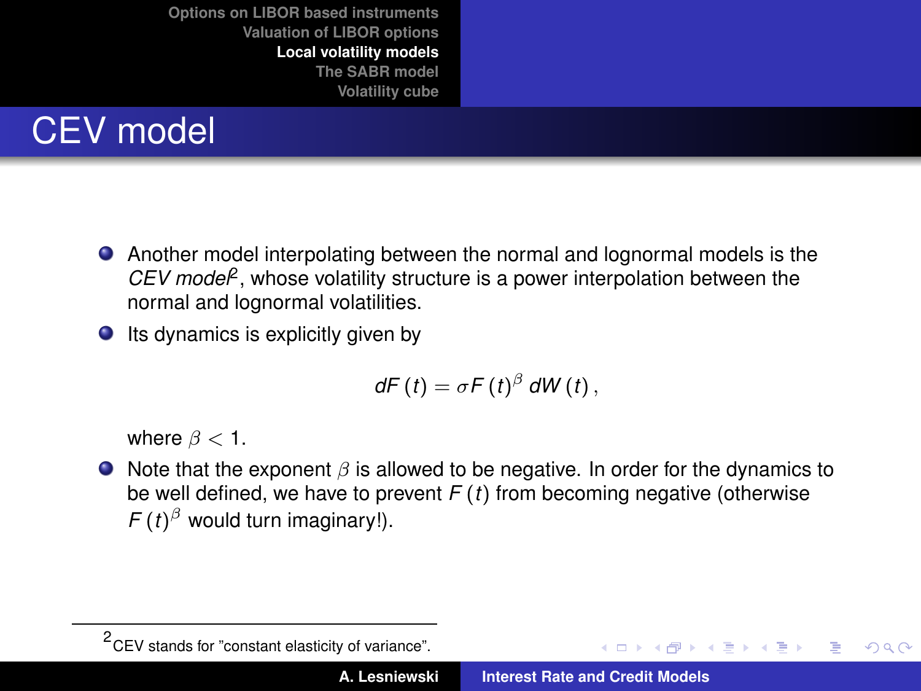# CEV model

- Another model interpolating between the normal and lognormal models is the *CEV model*[2], whose volatility structure is a power interpolation between the normal and lognormal volatilities.
- Its dynamics is explicitly given by

$$dF(t) = \sigma F(t)^{\beta} \, dW(t),$$

where $\beta < 1$.

- Note that the exponent $\beta$ is allowed to be negative. In order for the dynamics to be well defined, we have to prevent $F(t)$ from becoming negative (otherwise $F(t)^{\beta}$ would turn imaginary!).

[2] CEV stands for "constant elasticity of variance".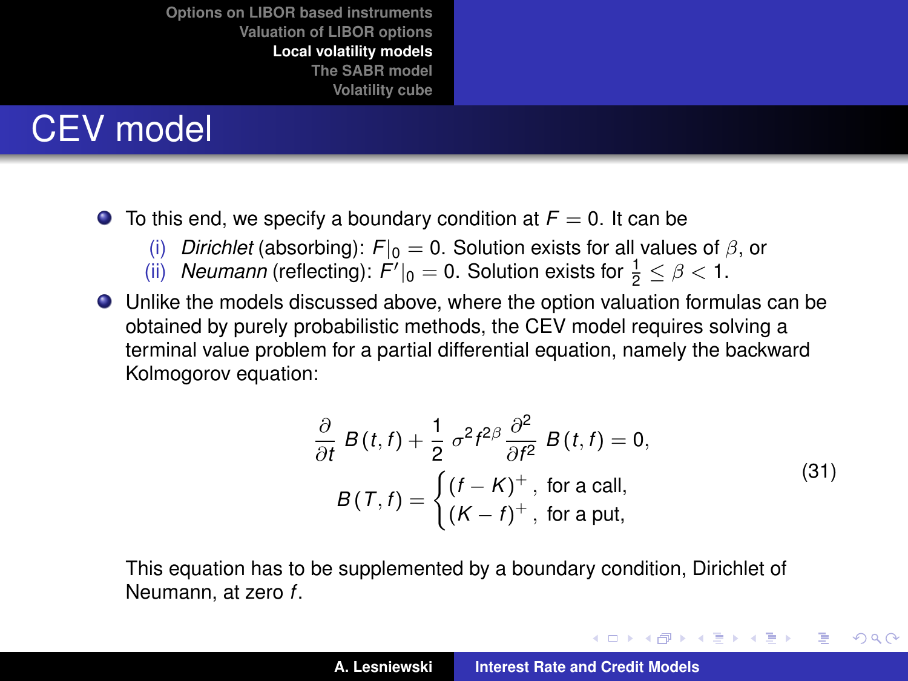# CEV model

- To this end, we specify a boundary condition at $F = 0$. It can be
  1. *Dirichlet* (absorbing): $F|_0 = 0$. Solution exists for all values of $\beta$, or
  2. *Neumann* (reflecting): $F'|_0 = 0$. Solution exists for $\frac{1}{2} \leq \beta < 1$.
- Unlike the models discussed above, where the option valuation formulas can be obtained by purely probabilistic methods, the CEV model requires solving a terminal value problem for a partial differential equation, namely the backward Kolmogorov equation:

$$
\begin{aligned}
\frac{\partial}{\partial t} B(t,f) + \frac{1}{2} \sigma^2 f^{2\beta} \frac{\partial^2}{\partial f^2} B(t,f) &= 0, \\
B(T,f) &= \begin{cases} (f-K)^+, & \text{for a call,} \\ (K-f)^+, & \text{for a put,} \end{cases}
\end{aligned}
\tag{31}
$$

This equation has to be supplemented by a boundary condition, Dirichlet of Neumann, at zero $f$.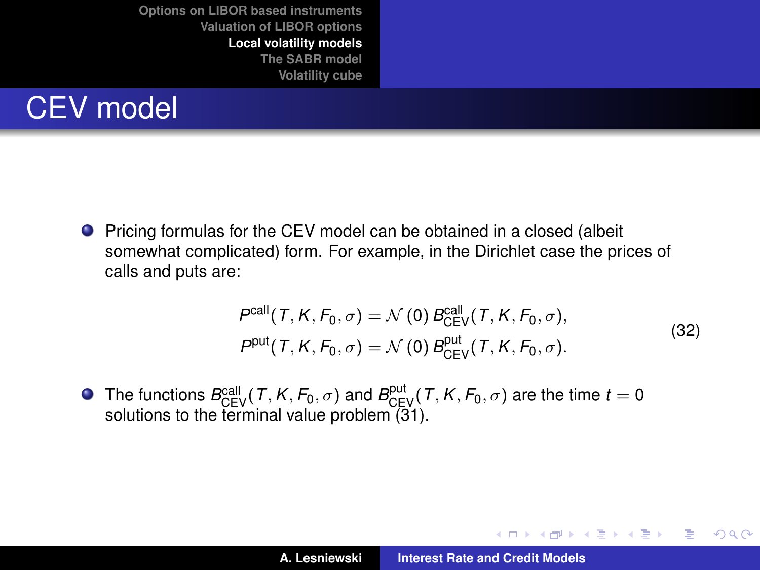# CEV model

- Pricing formulas for the CEV model can be obtained in a closed (albeit somewhat complicated) form. For example, in the Dirichlet case the prices of calls and puts are:

$$
\begin{aligned}
P^{\text{call}}(T, K, F_0, \sigma) &= \mathcal{N}(0)\, B^{\text{call}}_{\text{CEV}}(T, K, F_0, \sigma), \\
P^{\text{put}}(T, K, F_0, \sigma) &= \mathcal{N}(0)\, B^{\text{put}}_{\text{CEV}}(T, K, F_0, \sigma).
\end{aligned}
\tag{32}
$$

- The functions $B^{\text{call}}_{\text{CEV}}(T, K, F_0, \sigma)$ and $B^{\text{put}}_{\text{CEV}}(T, K, F_0, \sigma)$ are the time $t = 0$ solutions to the terminal value problem (31).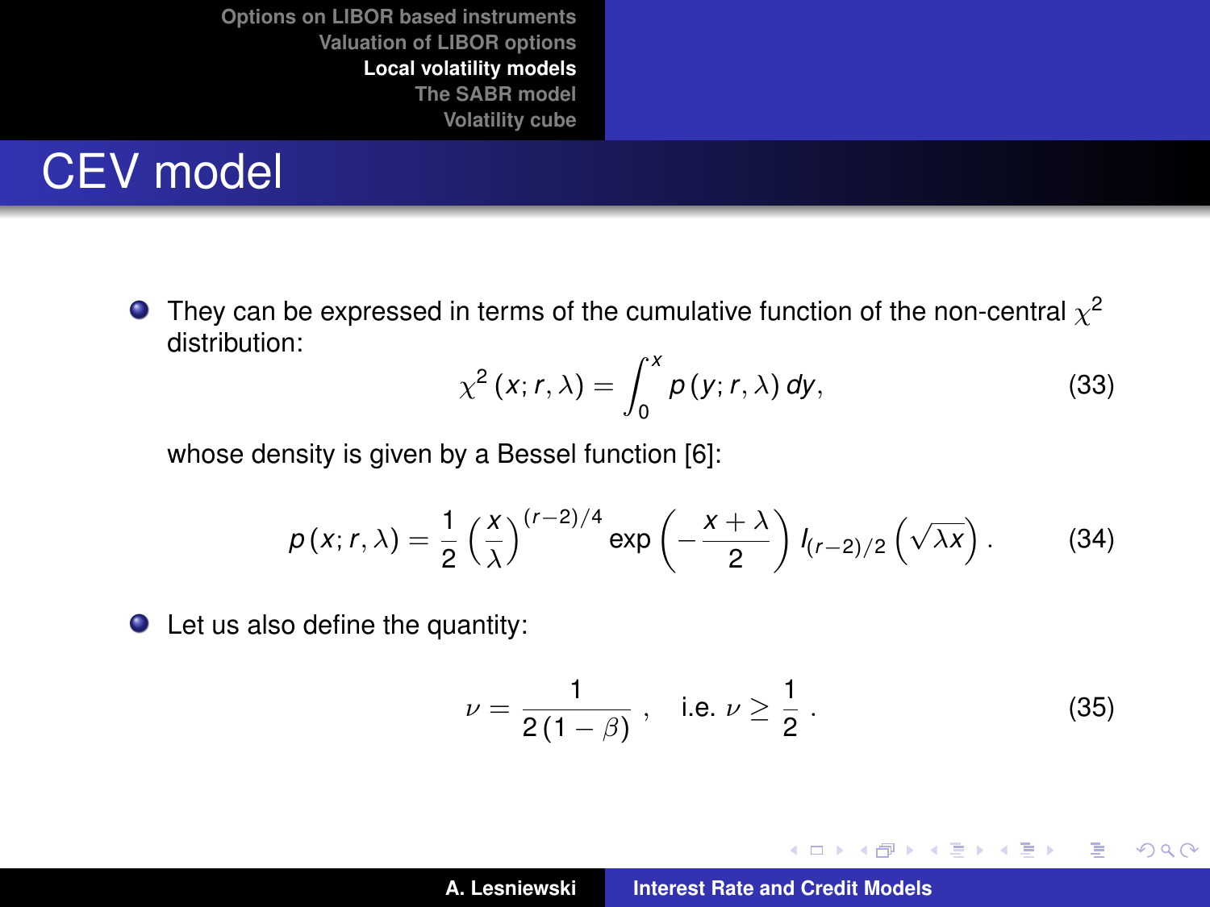# CEV model

- They can be expressed in terms of the cumulative function of the non-central $\chi^2$ distribution:

$$\chi^2(x; r, \lambda) = \int_0^x p(y; r, \lambda)\, dy, \tag{33}$$

whose density is given by a Bessel function [6]:

$$p(x; r, \lambda) = \frac{1}{2}\left(\frac{x}{\lambda}\right)^{(r-2)/4} \exp\left(-\frac{x+\lambda}{2}\right) I_{(r-2)/2}\left(\sqrt{\lambda x}\right). \tag{34}$$

- Let us also define the quantity:

$$\nu = \frac{1}{2(1-\beta)}, \quad \text{i.e. } \nu \geq \frac{1}{2}. \tag{35}$$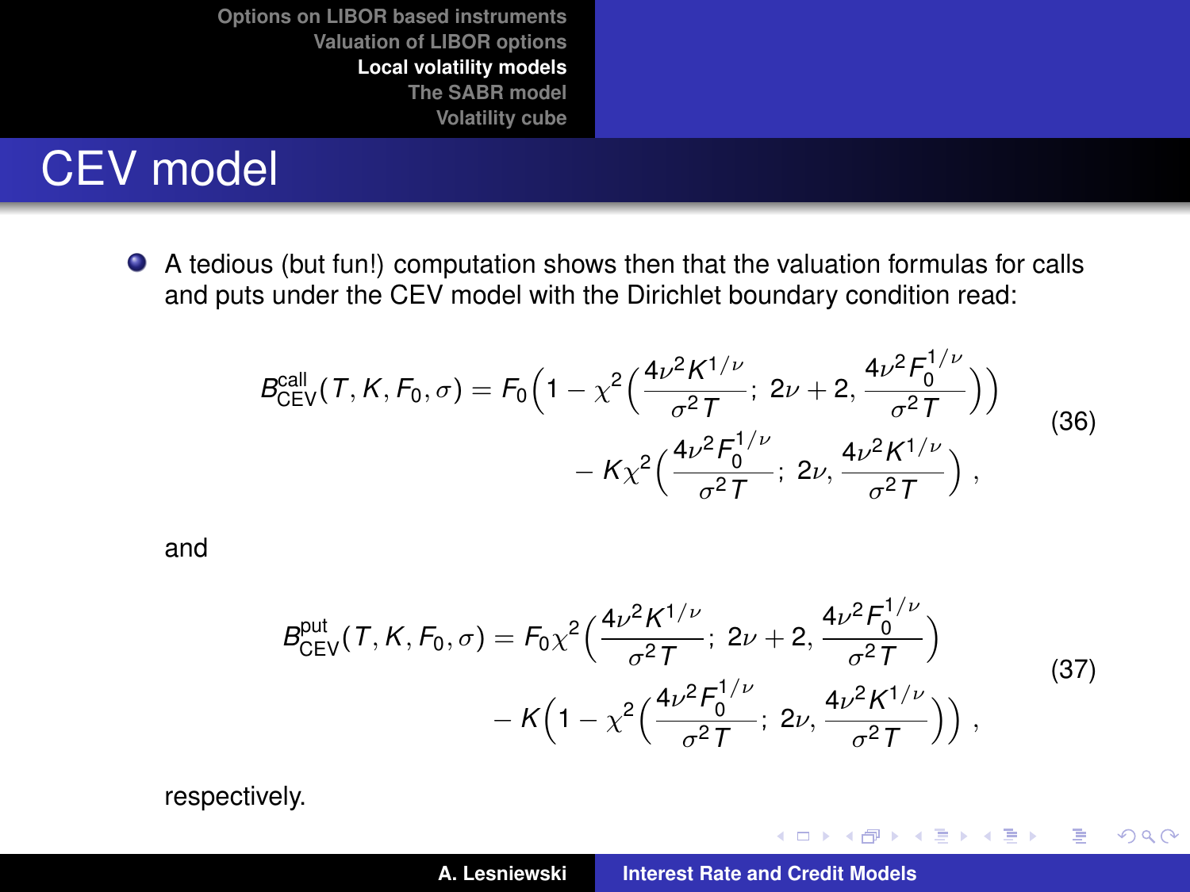# CEV model

- A tedious (but fun!) computation shows then that the valuation formulas for calls and puts under the CEV model with the Dirichlet boundary condition read:

$$
\begin{aligned}
B^{\text{call}}_{\text{CEV}}(T, K, F_0, \sigma) = F_0\Big(1 - \chi^2\Big(\frac{4\nu^2 K^{1/\nu}}{\sigma^2 T};\ 2\nu + 2,\ \frac{4\nu^2 F_0^{1/\nu}}{\sigma^2 T}\Big)\Big) \\
- K\chi^2\Big(\frac{4\nu^2 F_0^{1/\nu}}{\sigma^2 T};\ 2\nu,\ \frac{4\nu^2 K^{1/\nu}}{\sigma^2 T}\Big)\ ,
\end{aligned}
\tag{36}
$$

and

$$
\begin{aligned}
B^{\text{put}}_{\text{CEV}}(T, K, F_0, \sigma) = F_0\chi^2\Big(\frac{4\nu^2 K^{1/\nu}}{\sigma^2 T};\ 2\nu + 2,\ \frac{4\nu^2 F_0^{1/\nu}}{\sigma^2 T}\Big) \\
- K\Big(1 - \chi^2\Big(\frac{4\nu^2 F_0^{1/\nu}}{\sigma^2 T};\ 2\nu,\ \frac{4\nu^2 K^{1/\nu}}{\sigma^2 T}\Big)\Big)\ ,
\end{aligned}
\tag{37}
$$

respectively.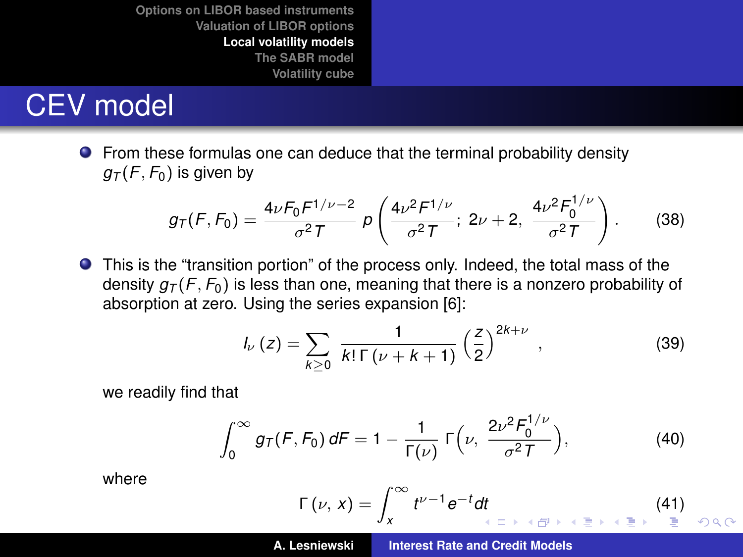# CEV model

- From these formulas one can deduce that the terminal probability density $g_T(F, F_0)$ is given by

$$g_T(F, F_0) = \frac{4\nu F_0 F^{1/\nu - 2}}{\sigma^2 T}\, p\left(\frac{4\nu^2 F^{1/\nu}}{\sigma^2 T};\ 2\nu + 2,\ \frac{4\nu^2 F_0^{1/\nu}}{\sigma^2 T}\right). \tag{38}$$

- This is the "transition portion" of the process only. Indeed, the total mass of the density $g_T(F, F_0)$ is less than one, meaning that there is a nonzero probability of absorption at zero. Using the series expansion [6]:

$$I_\nu(z) = \sum_{k \geq 0} \frac{1}{k!\,\Gamma(\nu + k + 1)} \left(\frac{z}{2}\right)^{2k+\nu}, \tag{39}$$

we readily find that

$$\int_0^\infty g_T(F, F_0)\, dF = 1 - \frac{1}{\Gamma(\nu)}\, \Gamma\Big(\nu,\ \frac{2\nu^2 F_0^{1/\nu}}{\sigma^2 T}\Big), \tag{40}$$

where

$$\Gamma(\nu,\ x) = \int_x^\infty t^{\nu - 1} e^{-t} dt \tag{41}$$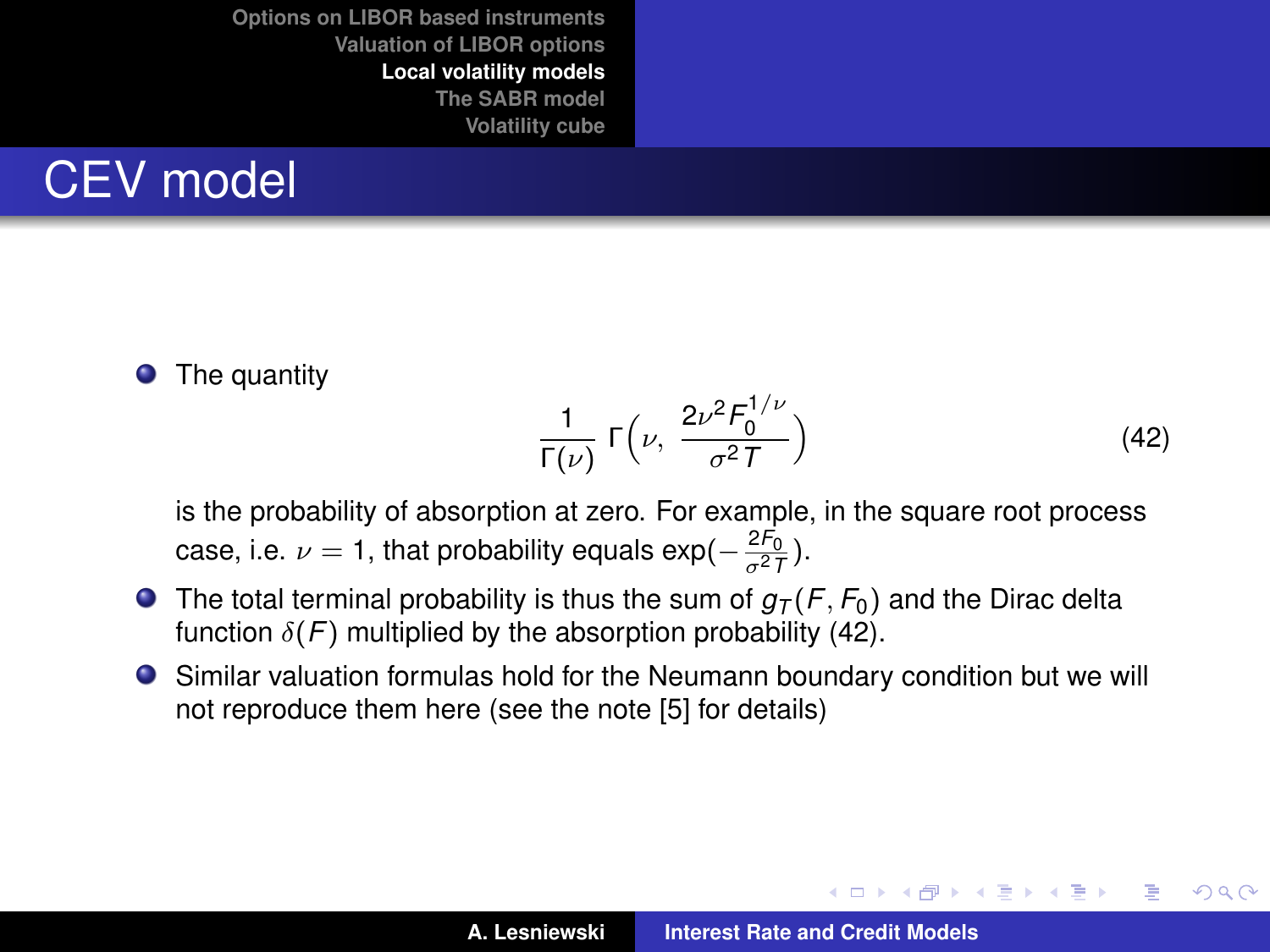# CEV model

- The quantity

$$\frac{1}{\Gamma(\nu)}\,\Gamma\Big(\nu,\ \frac{2\nu^2 F_0^{1/\nu}}{\sigma^2 T}\Big) \tag{42}$$

  is the probability of absorption at zero. For example, in the square root process case, i.e. $\nu = 1$, that probability equals $\exp(-\frac{2F_0}{\sigma^2 T})$.

- The total terminal probability is thus the sum of $g_T(F, F_0)$ and the Dirac delta function $\delta(F)$ multiplied by the absorption probability (42).

- Similar valuation formulas hold for the Neumann boundary condition but we will not reproduce them here (see the note [5] for details)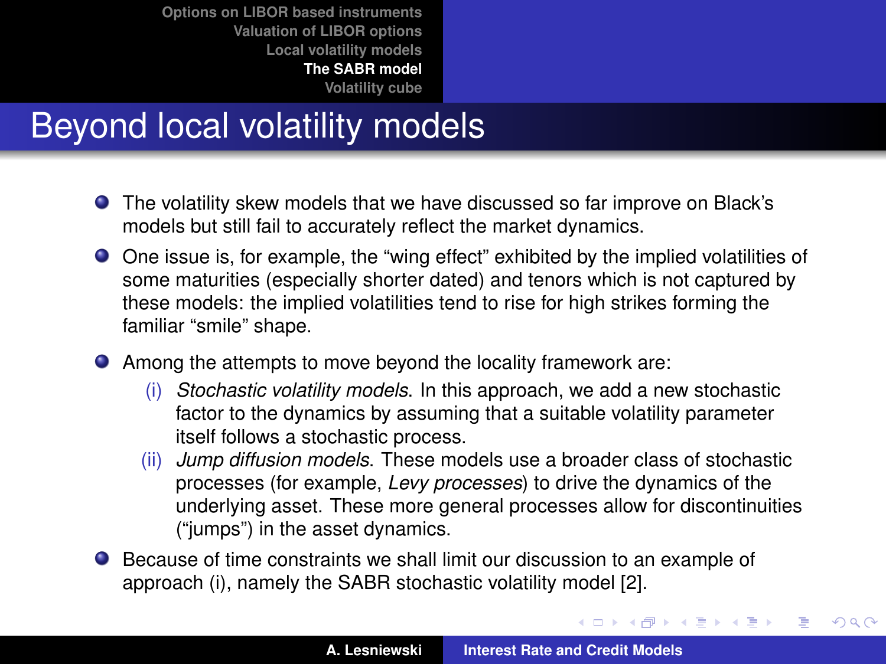# Beyond local volatility models

- The volatility skew models that we have discussed so far improve on Black's models but still fail to accurately reflect the market dynamics.
- One issue is, for example, the "wing effect" exhibited by the implied volatilities of some maturities (especially shorter dated) and tenors which is not captured by these models: the implied volatilities tend to rise for high strikes forming the familiar "smile" shape.
- Among the attempts to move beyond the locality framework are:
  - (i) *Stochastic volatility models*. In this approach, we add a new stochastic factor to the dynamics by assuming that a suitable volatility parameter itself follows a stochastic process.
  - (ii) *Jump diffusion models*. These models use a broader class of stochastic processes (for example, *Levy processes*) to drive the dynamics of the underlying asset. These more general processes allow for discontinuities ("jumps") in the asset dynamics.
- Because of time constraints we shall limit our discussion to an example of approach (i), namely the SABR stochastic volatility model [2].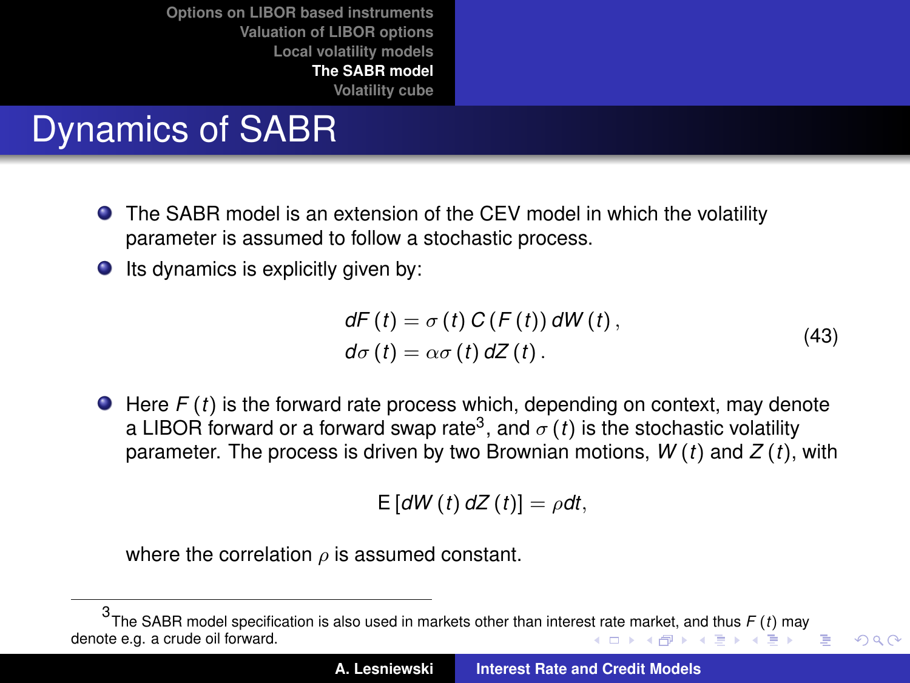# Dynamics of SABR

- The SABR model is an extension of the CEV model in which the volatility parameter is assumed to follow a stochastic process.
- Its dynamics is explicitly given by:

$$
\begin{aligned}
dF(t) &= \sigma(t)\, C(F(t))\, dW(t),\\
d\sigma(t) &= \alpha\sigma(t)\, dZ(t).
\end{aligned}
\tag{43}
$$

- Here $F(t)$ is the forward rate process which, depending on context, may denote a LIBOR forward or a forward swap rate[3], and $\sigma(t)$ is the stochastic volatility parameter. The process is driven by two Brownian motions, $W(t)$ and $Z(t)$, with

$$
\mathsf{E}[dW(t)\, dZ(t)] = \rho dt,
$$

where the correlation $\rho$ is assumed constant.

[3] The SABR model specification is also used in markets other than interest rate market, and thus $F(t)$ may denote e.g. a crude oil forward.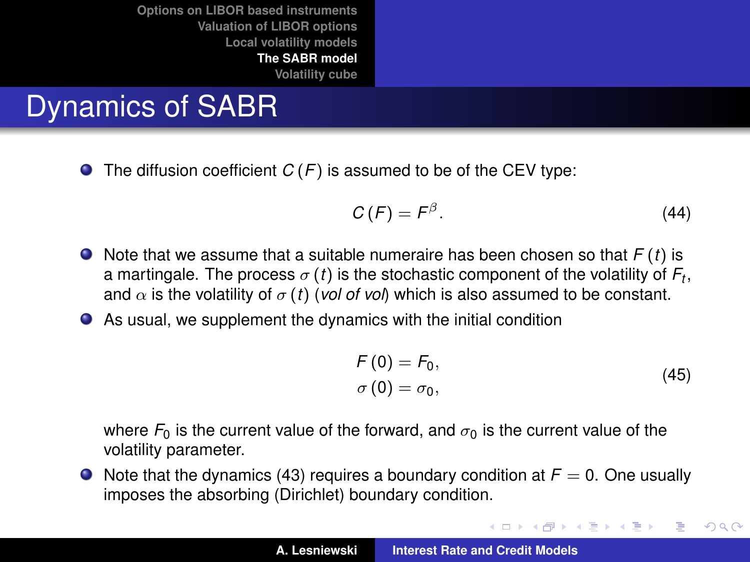# Dynamics of SABR

- The diffusion coefficient $C(F)$ is assumed to be of the CEV type:

$$C(F) = F^{\beta}. \tag{44}$$

- Note that we assume that a suitable numeraire has been chosen so that $F(t)$ is a martingale. The process $\sigma(t)$ is the stochastic component of the volatility of $F_t$, and $\alpha$ is the volatility of $\sigma(t)$ (*vol of vol*) which is also assumed to be constant.
- As usual, we supplement the dynamics with the initial condition

$$\begin{aligned} F(0) &= F_0, \\ \sigma(0) &= \sigma_0, \end{aligned} \tag{45}$$

  where $F_0$ is the current value of the forward, and $\sigma_0$ is the current value of the volatility parameter.
- Note that the dynamics (43) requires a boundary condition at $F = 0$. One usually imposes the absorbing (Dirichlet) boundary condition.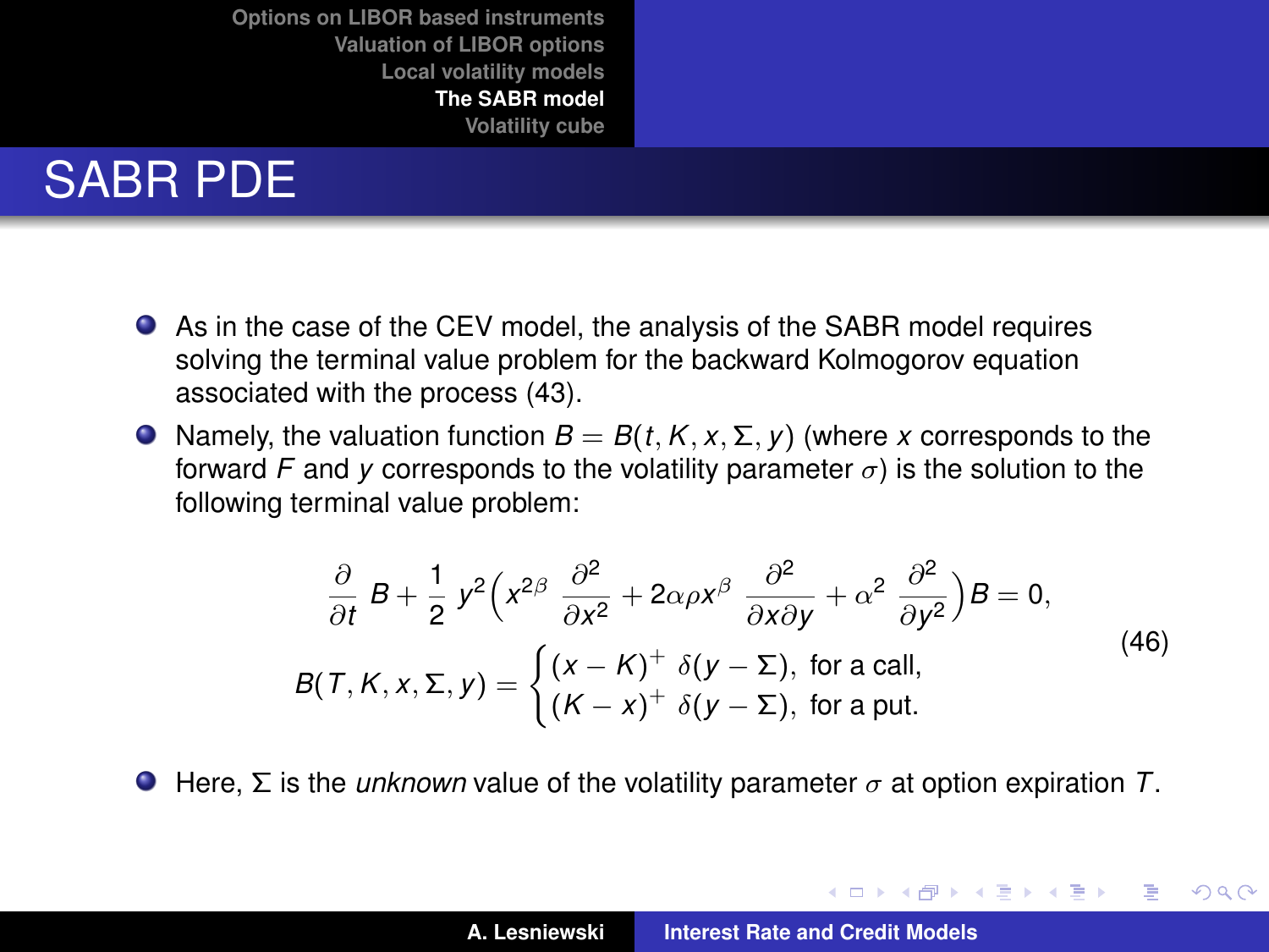# SABR PDE

- As in the case of the CEV model, the analysis of the SABR model requires solving the terminal value problem for the backward Kolmogorov equation associated with the process (43).
- Namely, the valuation function $B = B(t, K, x, \Sigma, y)$ (where $x$ corresponds to the forward $F$ and $y$ corresponds to the volatility parameter $\sigma$) is the solution to the following terminal value problem:

$$
\begin{aligned}
&\frac{\partial}{\partial t} B + \frac{1}{2} y^2 \Big( x^{2\beta} \frac{\partial^2}{\partial x^2} + 2\alpha\rho x^{\beta} \frac{\partial^2}{\partial x \partial y} + \alpha^2 \frac{\partial^2}{\partial y^2} \Big) B = 0, \\
&B(T, K, x, \Sigma, y) = \begin{cases} (x - K)^+ \, \delta(y - \Sigma), & \text{for a call,} \\ (K - x)^+ \, \delta(y - \Sigma), & \text{for a put.} \end{cases}
\end{aligned}
\tag{46}
$$

- Here, $\Sigma$ is the *unknown* value of the volatility parameter $\sigma$ at option expiration $T$.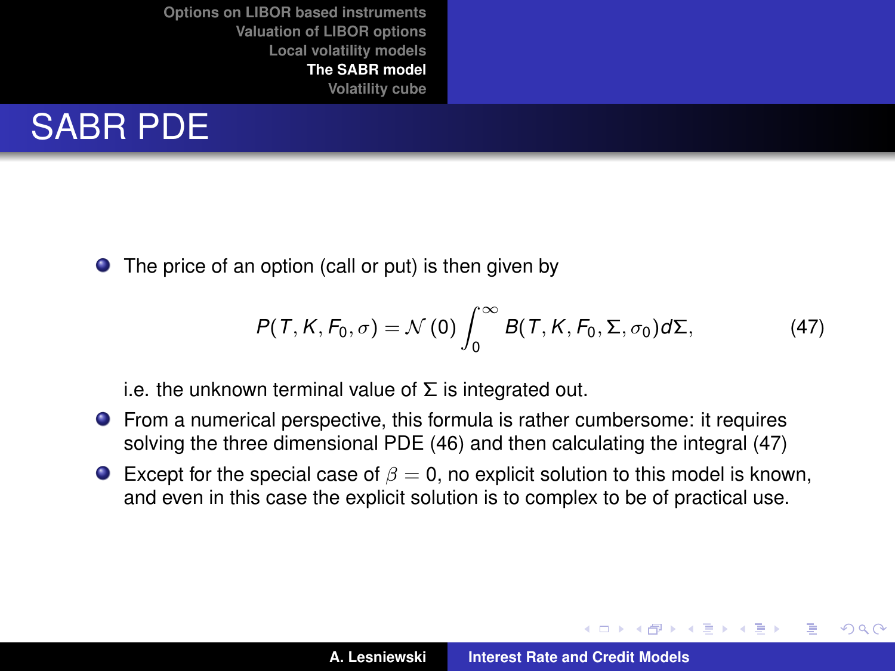# SABR PDE

- The price of an option (call or put) is then given by

$$P(T, K, F_0, \sigma) = \mathcal{N}(0) \int_0^\infty B(T, K, F_0, \Sigma, \sigma_0) d\Sigma, \tag{47}$$

  i.e. the unknown terminal value of $\Sigma$ is integrated out.

- From a numerical perspective, this formula is rather cumbersome: it requires solving the three dimensional PDE (46) and then calculating the integral (47)

- Except for the special case of $\beta = 0$, no explicit solution to this model is known, and even in this case the explicit solution is to complex to be of practical use.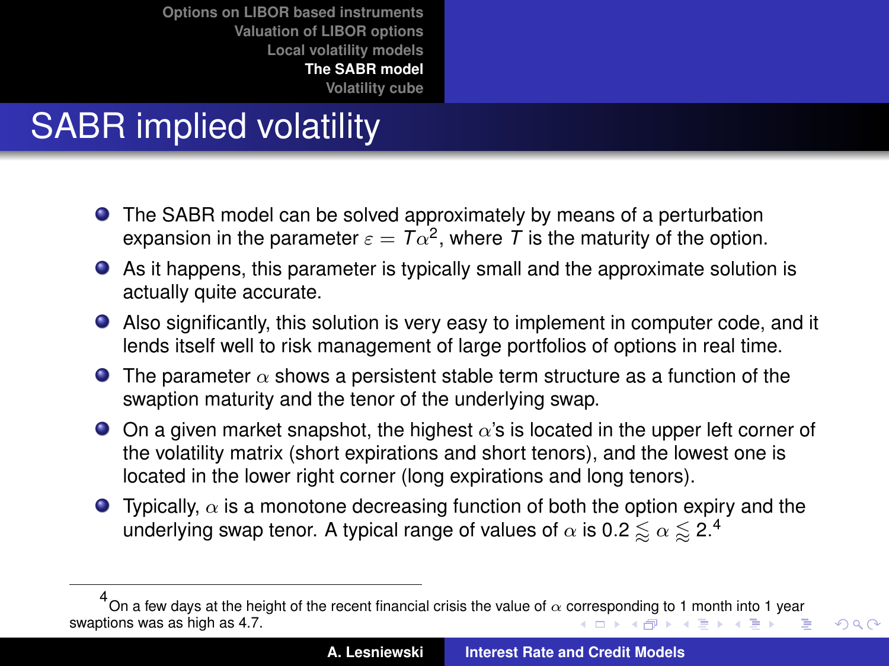# SABR implied volatility

- The SABR model can be solved approximately by means of a perturbation expansion in the parameter $\varepsilon = T\alpha^2$, where $T$ is the maturity of the option.
- As it happens, this parameter is typically small and the approximate solution is actually quite accurate.
- Also significantly, this solution is very easy to implement in computer code, and it lends itself well to risk management of large portfolios of options in real time.
- The parameter $\alpha$ shows a persistent stable term structure as a function of the swaption maturity and the tenor of the underlying swap.
- On a given market snapshot, the highest $\alpha$'s is located in the upper left corner of the volatility matrix (short expirations and short tenors), and the lowest one is located in the lower right corner (long expirations and long tenors).
- Typically, $\alpha$ is a monotone decreasing function of both the option expiry and the underlying swap tenor. A typical range of values of $\alpha$ is $0.2 \lessapprox \alpha \lessapprox 2$.[4]

[4] On a few days at the height of the recent financial crisis the value of $\alpha$ corresponding to 1 month into 1 year swaptions was as high as 4.7.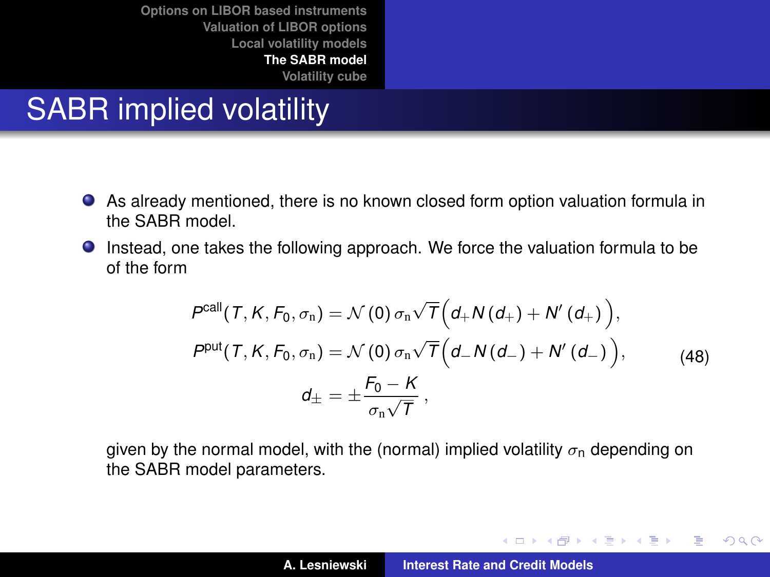# SABR implied volatility

- As already mentioned, there is no known closed form option valuation formula in the SABR model.
- Instead, one takes the following approach. We force the valuation formula to be of the form

$$
\begin{aligned}
P^{\text{call}}(T, K, F_0, \sigma_{\mathrm{n}}) &= \mathcal{N}(0)\,\sigma_{\mathrm{n}}\sqrt{T}\Big(d_+ N(d_+) + N'(d_+)\Big),\\
P^{\text{put}}(T, K, F_0, \sigma_{\mathrm{n}}) &= \mathcal{N}(0)\,\sigma_{\mathrm{n}}\sqrt{T}\Big(d_- N(d_-) + N'(d_-)\Big),\\
d_\pm &= \pm\frac{F_0 - K}{\sigma_{\mathrm{n}}\sqrt{T}}\,,
\end{aligned}
\tag{48}
$$

given by the normal model, with the (normal) implied volatility $\sigma_{\mathrm{n}}$ depending on the SABR model parameters.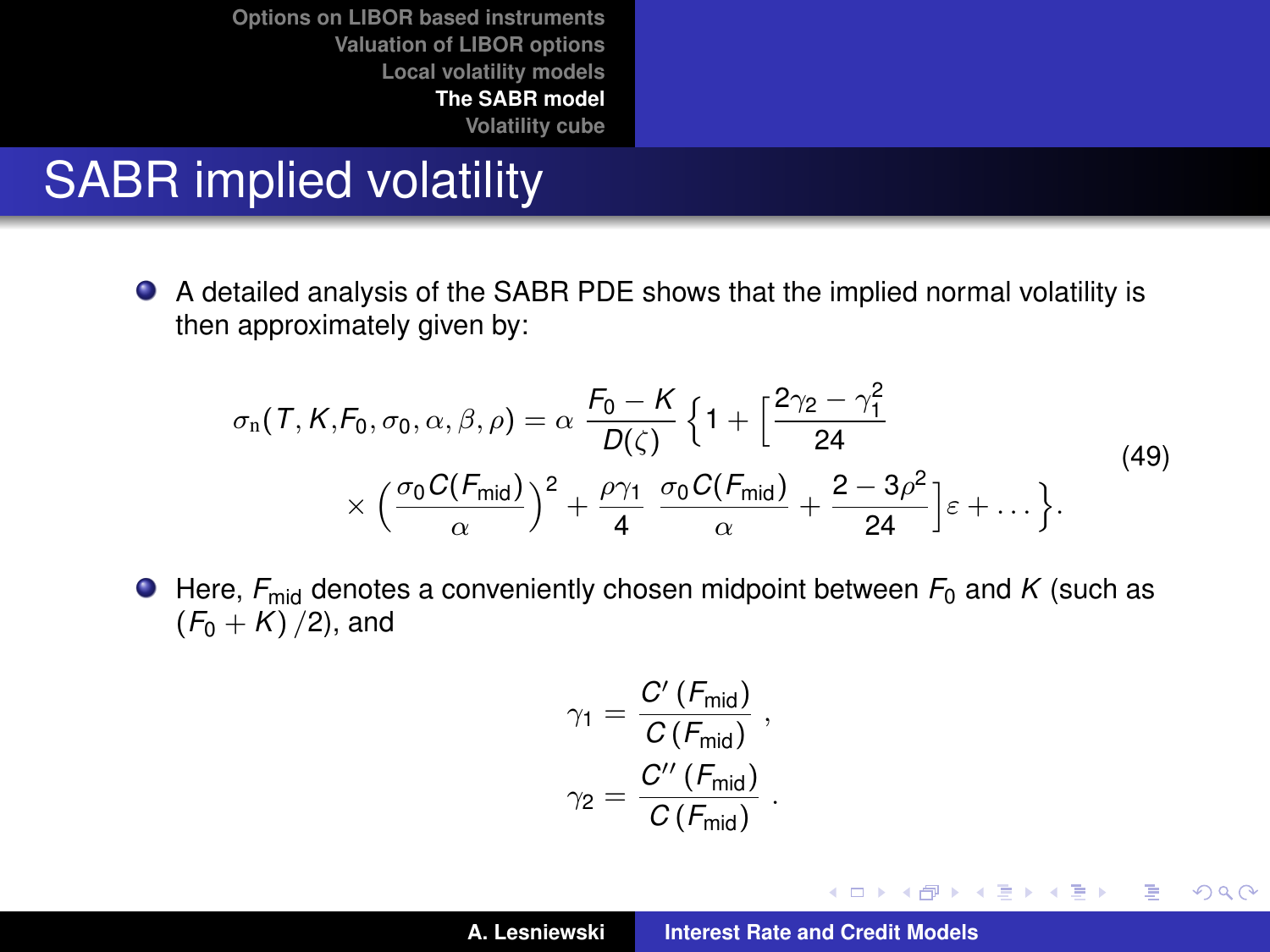# SABR implied volatility

- A detailed analysis of the SABR PDE shows that the implied normal volatility is then approximately given by:

$$\sigma_{\mathrm{n}}(T, K, F_0, \sigma_0, \alpha, \beta, \rho) = \alpha \, \frac{F_0 - K}{D(\zeta)} \Big\{ 1 + \Big[ \frac{2\gamma_2 - \gamma_1^2}{24} \times \Big( \frac{\sigma_0 C(F_{\mathrm{mid}})}{\alpha} \Big)^2 + \frac{\rho \gamma_1}{4} \, \frac{\sigma_0 C(F_{\mathrm{mid}})}{\alpha} + \frac{2 - 3\rho^2}{24} \Big] \varepsilon + \dots \Big\}. \tag{49}$$

- Here, $F_{\mathrm{mid}}$ denotes a conveniently chosen midpoint between $F_0$ and $K$ (such as $(F_0 + K)/2$), and

$$\gamma_1 = \frac{C'(F_{\mathrm{mid}})}{C(F_{\mathrm{mid}})},$$

$$\gamma_2 = \frac{C''(F_{\mathrm{mid}})}{C(F_{\mathrm{mid}})}.$$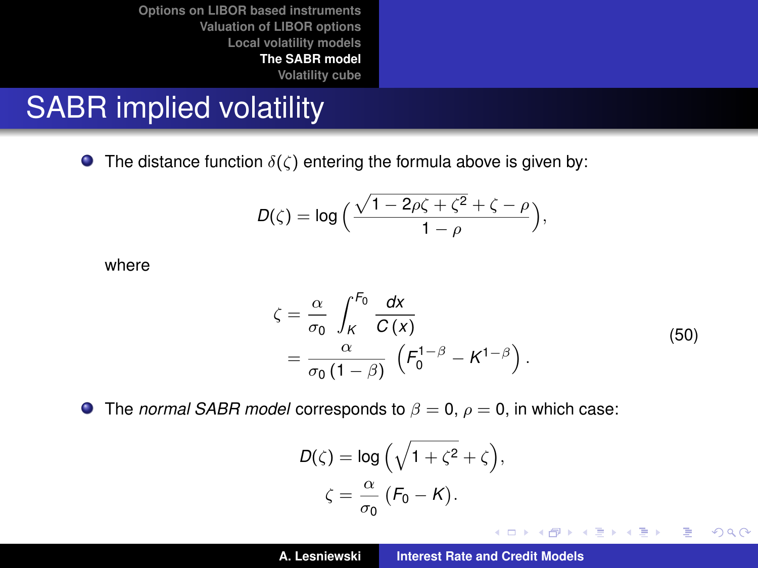# SABR implied volatility

- The distance function $\delta(\zeta)$ entering the formula above is given by:

$$D(\zeta) = \log\Big(\frac{\sqrt{1 - 2\rho\zeta + \zeta^2} + \zeta - \rho}{1 - \rho}\Big),$$

where

$$\begin{aligned}
\zeta &= \frac{\alpha}{\sigma_0} \int_K^{F_0} \frac{dx}{C(x)} \\
&= \frac{\alpha}{\sigma_0 (1 - \beta)} \Big(F_0^{1-\beta} - K^{1-\beta}\Big).
\end{aligned} \tag{50}$$

- The *normal SABR model* corresponds to $\beta = 0$, $\rho = 0$, in which case:

$$\begin{aligned}
D(\zeta) &= \log\Big(\sqrt{1 + \zeta^2} + \zeta\Big), \\
\zeta &= \frac{\alpha}{\sigma_0} (F_0 - K).
\end{aligned}$$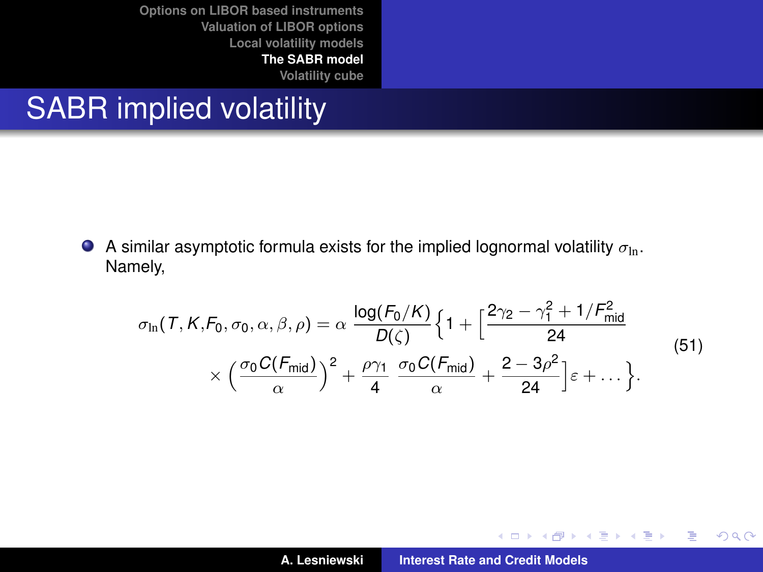# SABR implied volatility

- A similar asymptotic formula exists for the implied lognormal volatility $\sigma_{\ln}$. Namely,

$$
\begin{aligned}
\sigma_{\ln}(T, K, F_0, \sigma_0, \alpha, \beta, \rho) = \alpha \, \frac{\log(F_0/K)}{D(\zeta)} \Big\{ 1 + \Big[ & \frac{2\gamma_2 - \gamma_1^2 + 1/F_{\text{mid}}^2}{24} \\
\times \Big( \frac{\sigma_0 C(F_{\text{mid}})}{\alpha} \Big)^2 + \frac{\rho \gamma_1}{4} \, & \frac{\sigma_0 C(F_{\text{mid}})}{\alpha} + \frac{2 - 3\rho^2}{24} \Big] \varepsilon + \dots \Big\}.
\end{aligned}
\tag{51}
$$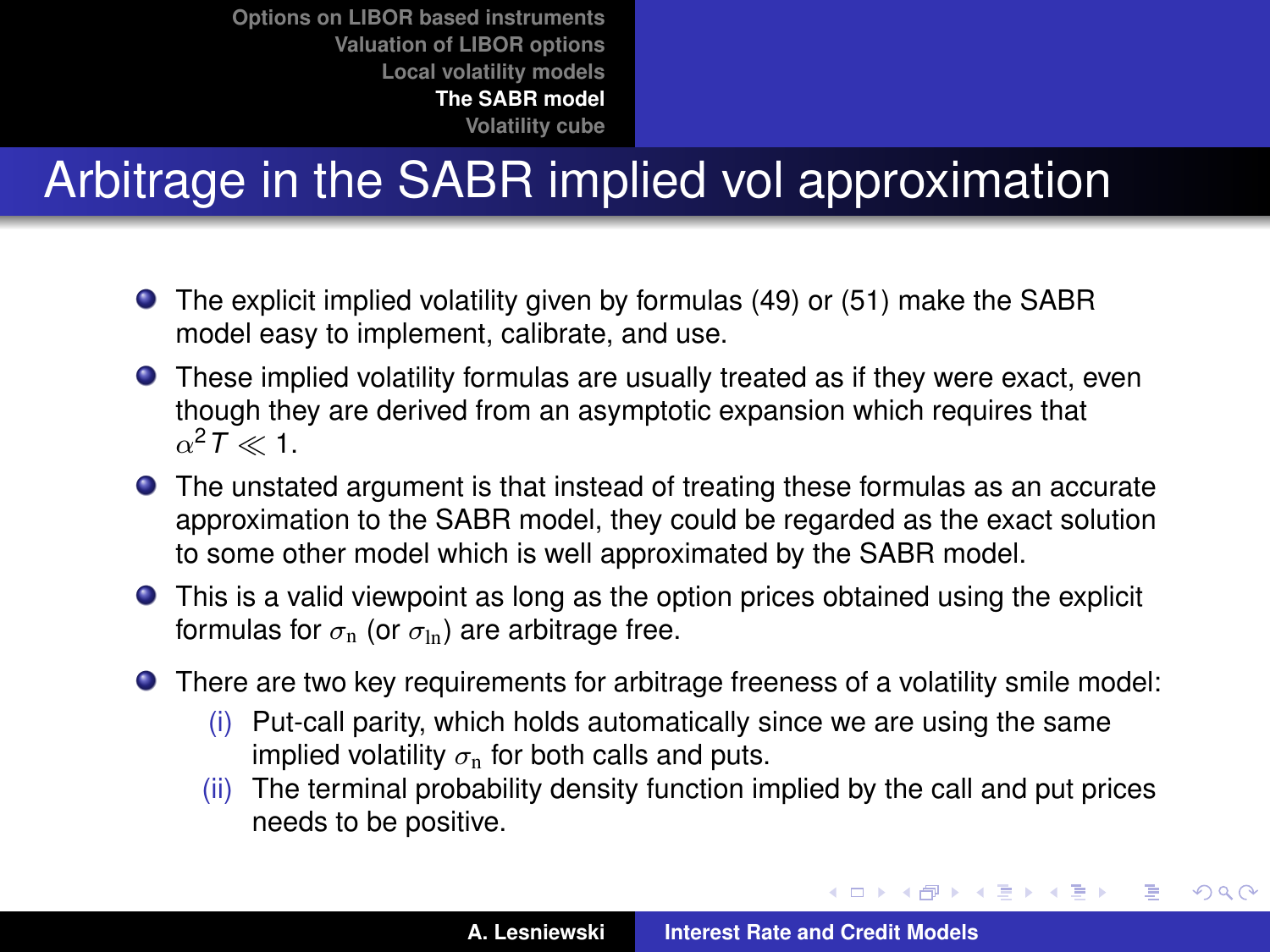# Arbitrage in the SABR implied vol approximation

- The explicit implied volatility given by formulas (49) or (51) make the SABR model easy to implement, calibrate, and use.
- These implied volatility formulas are usually treated as if they were exact, even though they are derived from an asymptotic expansion which requires that $\alpha^2 T \ll 1$.
- The unstated argument is that instead of treating these formulas as an accurate approximation to the SABR model, they could be regarded as the exact solution to some other model which is well approximated by the SABR model.
- This is a valid viewpoint as long as the option prices obtained using the explicit formulas for $\sigma_{\mathrm{n}}$ (or $\sigma_{\mathrm{ln}}$) are arbitrage free.
- There are two key requirements for arbitrage freeness of a volatility smile model:
  - (i) Put-call parity, which holds automatically since we are using the same implied volatility $\sigma_{\mathrm{n}}$ for both calls and puts.
  - (ii) The terminal probability density function implied by the call and put prices needs to be positive.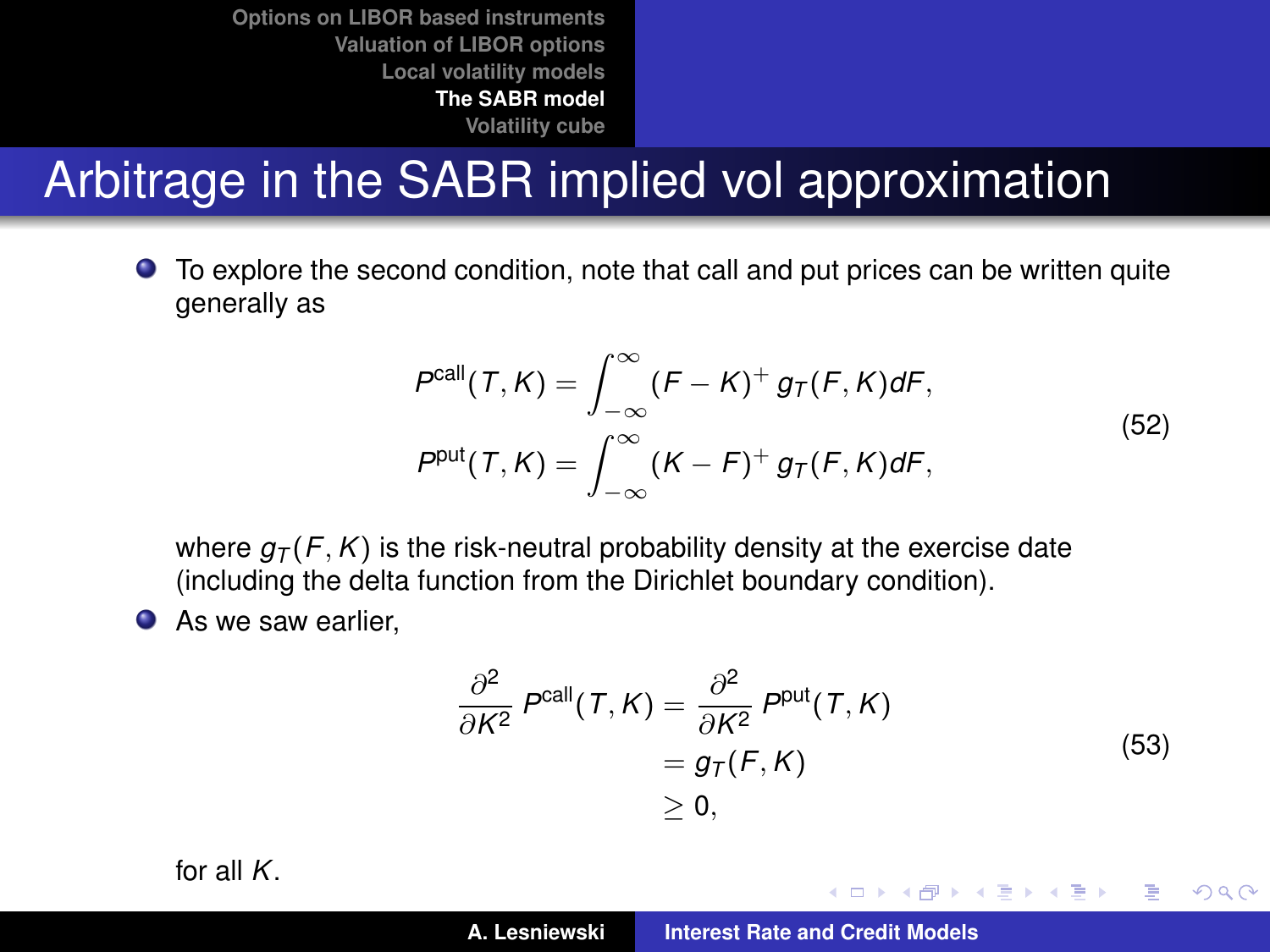# Arbitrage in the SABR implied vol approximation

- To explore the second condition, note that call and put prices can be written quite generally as

$$
\begin{aligned}
P^{\text{call}}(T, K) &= \int_{-\infty}^{\infty} (F - K)^+ \, g_T(F, K) dF, \\
P^{\text{put}}(T, K) &= \int_{-\infty}^{\infty} (K - F)^+ \, g_T(F, K) dF,
\end{aligned}
\tag{52}
$$

  where $g_T(F, K)$ is the risk-neutral probability density at the exercise date (including the delta function from the Dirichlet boundary condition).

- As we saw earlier,

$$
\begin{aligned}
\frac{\partial^2}{\partial K^2} P^{\text{call}}(T, K) &= \frac{\partial^2}{\partial K^2} P^{\text{put}}(T, K) \\
&= g_T(F, K) \\
&\geq 0,
\end{aligned}
\tag{53}
$$

  for all $K$.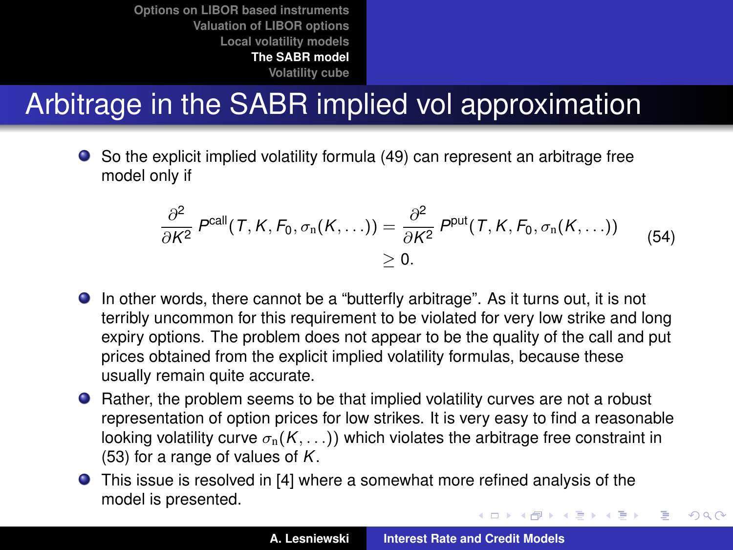# Arbitrage in the SABR implied vol approximation

- So the explicit implied volatility formula (49) can represent an arbitrage free model only if

$$
\begin{aligned}
\frac{\partial^2}{\partial K^2} P^{\text{call}}(T, K, F_0, \sigma_{\mathrm{n}}(K, \ldots)) &= \frac{\partial^2}{\partial K^2} P^{\text{put}}(T, K, F_0, \sigma_{\mathrm{n}}(K, \ldots)) \\
&\geq 0.
\end{aligned}
\tag{54}
$$

- In other words, there cannot be a "butterfly arbitrage". As it turns out, it is not terribly uncommon for this requirement to be violated for very low strike and long expiry options. The problem does not appear to be the quality of the call and put prices obtained from the explicit implied volatility formulas, because these usually remain quite accurate.
- Rather, the problem seems to be that implied volatility curves are not a robust representation of option prices for low strikes. It is very easy to find a reasonable looking volatility curve $\sigma_{\mathrm{n}}(K, \ldots))$ which violates the arbitrage free constraint in (53) for a range of values of $K$.
- This issue is resolved in [4] where a somewhat more refined analysis of the model is presented.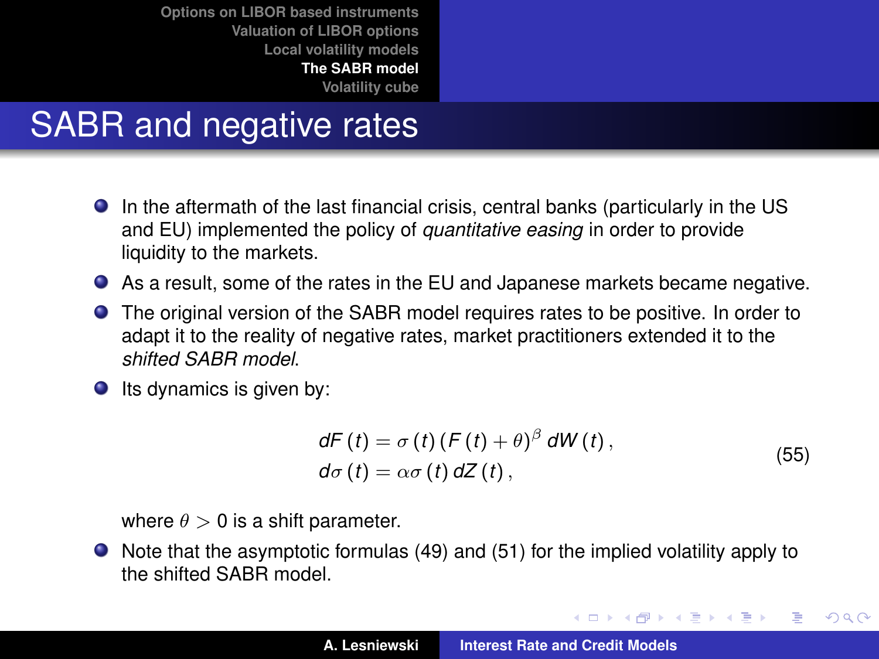# SABR and negative rates

- In the aftermath of the last financial crisis, central banks (particularly in the US and EU) implemented the policy of *quantitative easing* in order to provide liquidity to the markets.
- As a result, some of the rates in the EU and Japanese markets became negative.
- The original version of the SABR model requires rates to be positive. In order to adapt it to the reality of negative rates, market practitioners extended it to the *shifted SABR model*.
- Its dynamics is given by:

$$
\begin{aligned}
dF(t) &= \sigma(t)\,(F(t)+\theta)^{\beta}\, dW(t)\,, \\
d\sigma(t) &= \alpha\sigma(t)\, dZ(t)\,,
\end{aligned}
\tag{55}
$$

  where $\theta > 0$ is a shift parameter.
- Note that the asymptotic formulas (49) and (51) for the implied volatility apply to the shifted SABR model.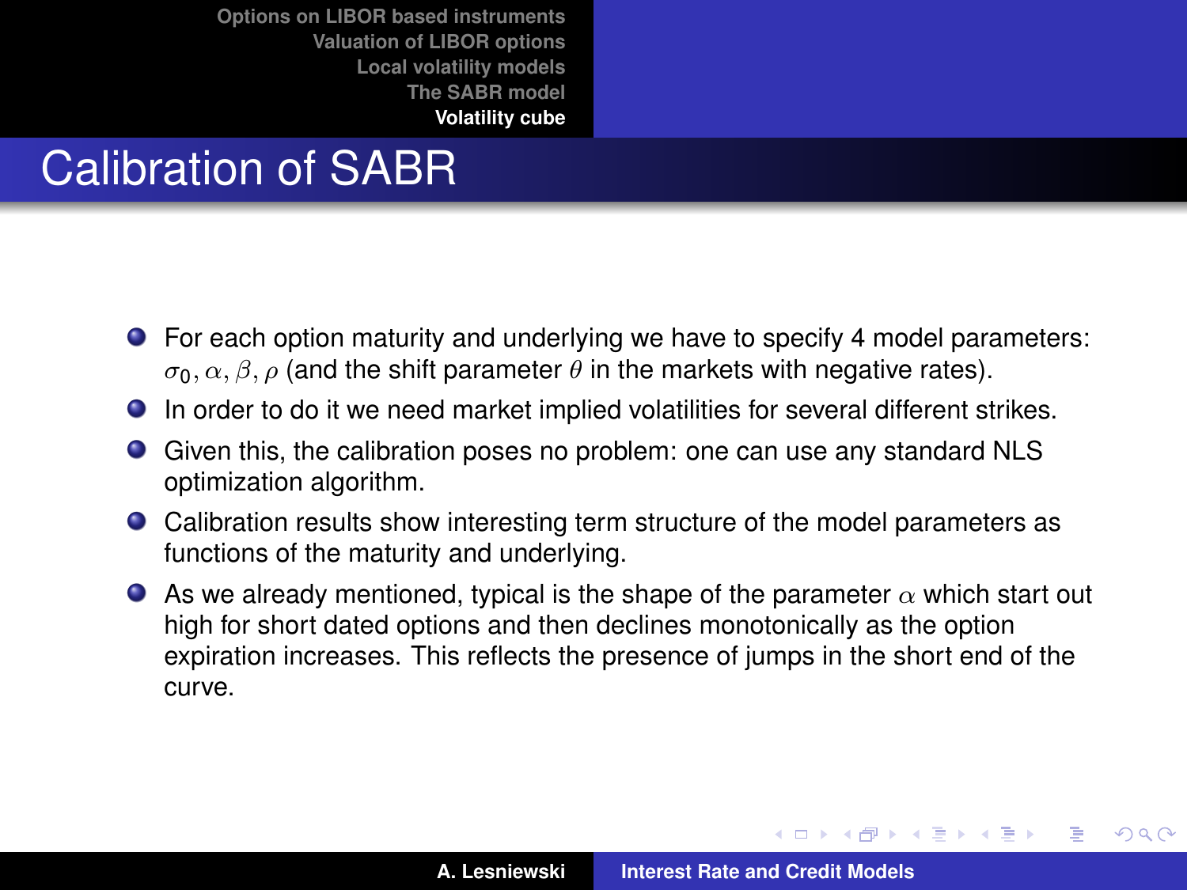# Calibration of SABR

- For each option maturity and underlying we have to specify 4 model parameters: $\sigma_0, \alpha, \beta, \rho$ (and the shift parameter $\theta$ in the markets with negative rates).
- In order to do it we need market implied volatilities for several different strikes.
- Given this, the calibration poses no problem: one can use any standard NLS optimization algorithm.
- Calibration results show interesting term structure of the model parameters as functions of the maturity and underlying.
- As we already mentioned, typical is the shape of the parameter $\alpha$ which start out high for short dated options and then declines monotonically as the option expiration increases. This reflects the presence of jumps in the short end of the curve.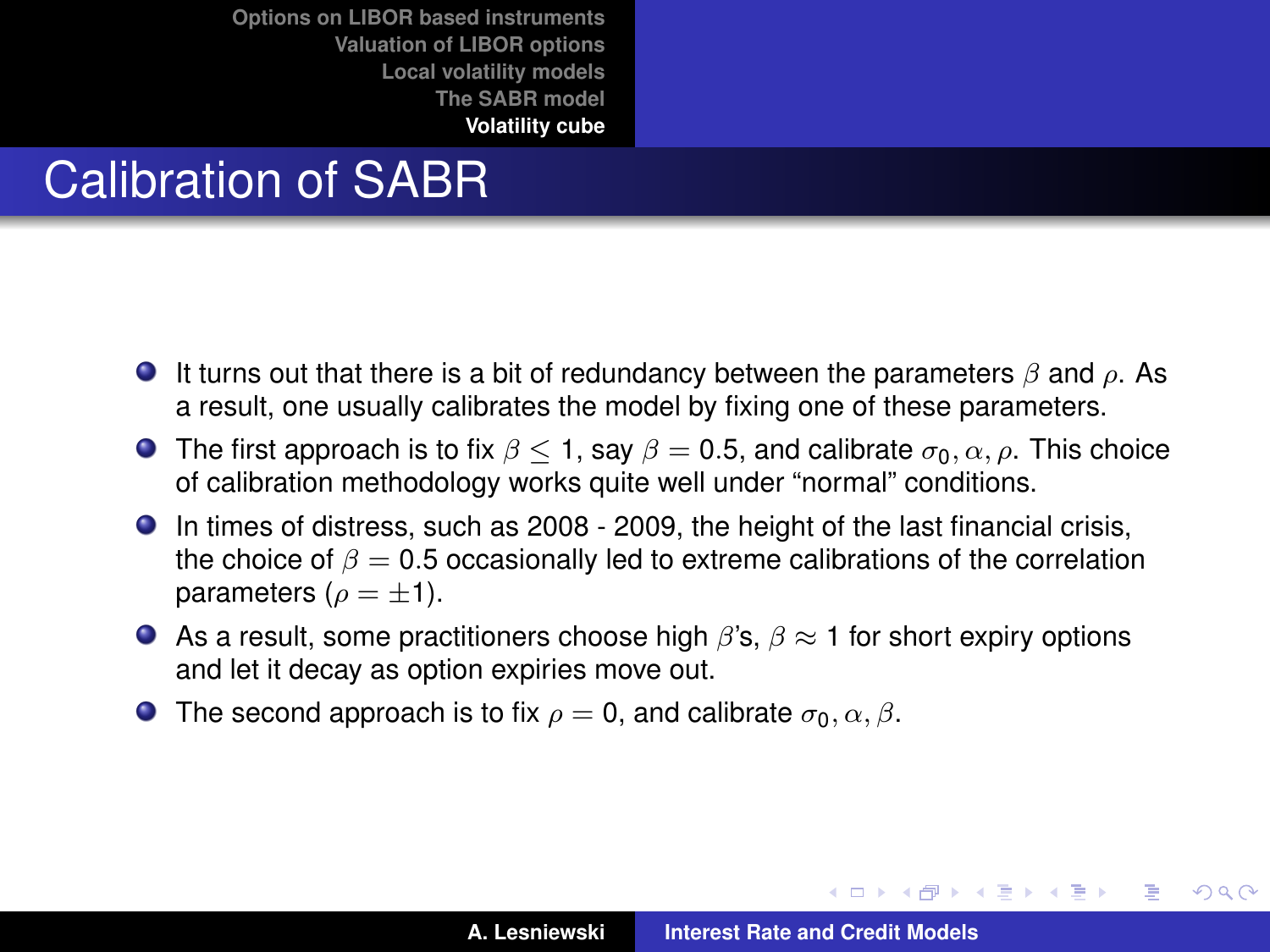# Calibration of SABR

- It turns out that there is a bit of redundancy between the parameters $\beta$ and $\rho$. As a result, one usually calibrates the model by fixing one of these parameters.
- The first approach is to fix $\beta \leq 1$, say $\beta = 0.5$, and calibrate $\sigma_0, \alpha, \rho$. This choice of calibration methodology works quite well under "normal" conditions.
- In times of distress, such as 2008 - 2009, the height of the last financial crisis, the choice of $\beta = 0.5$ occasionally led to extreme calibrations of the correlation parameters ($\rho = \pm 1$).
- As a result, some practitioners choose high $\beta$'s, $\beta \approx 1$ for short expiry options and let it decay as option expiries move out.
- The second approach is to fix $\rho = 0$, and calibrate $\sigma_0, \alpha, \beta$.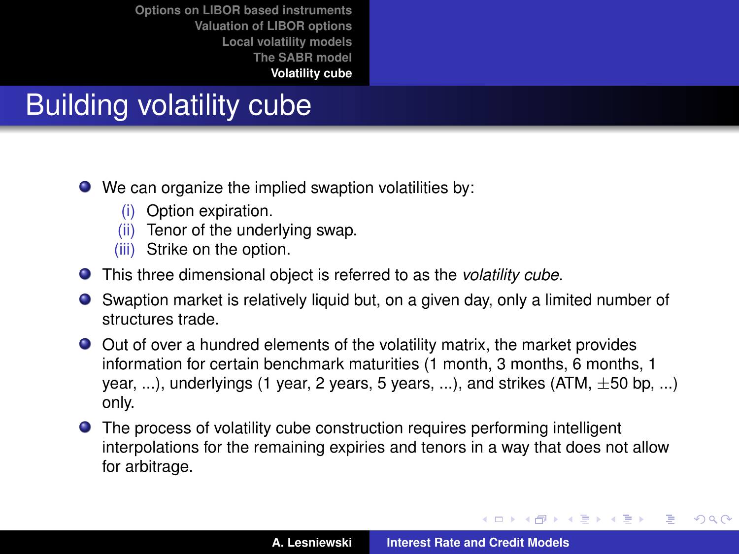# Building volatility cube

- We can organize the implied swaption volatilities by:
  (i) Option expiration.
  (ii) Tenor of the underlying swap.
  (iii) Strike on the option.
- This three dimensional object is referred to as the *volatility cube*.
- Swaption market is relatively liquid but, on a given day, only a limited number of structures trade.
- Out of over a hundred elements of the volatility matrix, the market provides information for certain benchmark maturities (1 month, 3 months, 6 months, 1 year, ...), underlyings (1 year, 2 years, 5 years, ...), and strikes (ATM, $\pm 50$ bp, ...) only.
- The process of volatility cube construction requires performing intelligent interpolations for the remaining expiries and tenors in a way that does not allow for arbitrage.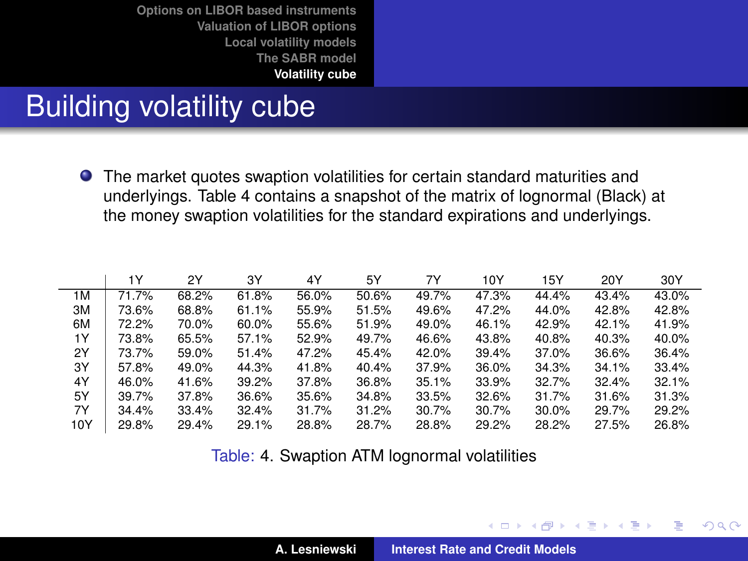# Building volatility cube

- The market quotes swaption volatilities for certain standard maturities and underlyings. Table 4 contains a snapshot of the matrix of lognormal (Black) at the money swaption volatilities for the standard expirations and underlyings.

| | 1Y | 2Y | 3Y | 4Y | 5Y | 7Y | 10Y | 15Y | 20Y | 30Y |
|---|---|---|---|---|---|---|---|---|---|---|
| 1M | 71.7% | 68.2% | 61.8% | 56.0% | 50.6% | 49.7% | 47.3% | 44.4% | 43.4% | 43.0% |
| 3M | 73.6% | 68.8% | 61.1% | 55.9% | 51.5% | 49.6% | 47.2% | 44.0% | 42.8% | 42.8% |
| 6M | 72.2% | 70.0% | 60.0% | 55.6% | 51.9% | 49.0% | 46.1% | 42.9% | 42.1% | 41.9% |
| 1Y | 73.8% | 65.5% | 57.1% | 52.9% | 49.7% | 46.6% | 43.8% | 40.8% | 40.3% | 40.0% |
| 2Y | 73.7% | 59.0% | 51.4% | 47.2% | 45.4% | 42.0% | 39.4% | 37.0% | 36.6% | 36.4% |
| 3Y | 57.8% | 49.0% | 44.3% | 41.8% | 40.4% | 37.9% | 36.0% | 34.3% | 34.1% | 33.4% |
| 4Y | 46.0% | 41.6% | 39.2% | 37.8% | 36.8% | 35.1% | 33.9% | 32.7% | 32.4% | 32.1% |
| 5Y | 39.7% | 37.8% | 36.6% | 35.6% | 34.8% | 33.5% | 32.6% | 31.7% | 31.6% | 31.3% |
| 7Y | 34.4% | 33.4% | 32.4% | 31.7% | 31.2% | 30.7% | 30.7% | 30.0% | 29.7% | 29.2% |
| 10Y | 29.8% | 29.4% | 29.1% | 28.8% | 28.7% | 28.8% | 29.2% | 28.2% | 27.5% | 26.8% |

Table: 4. Swaption ATM lognormal volatilities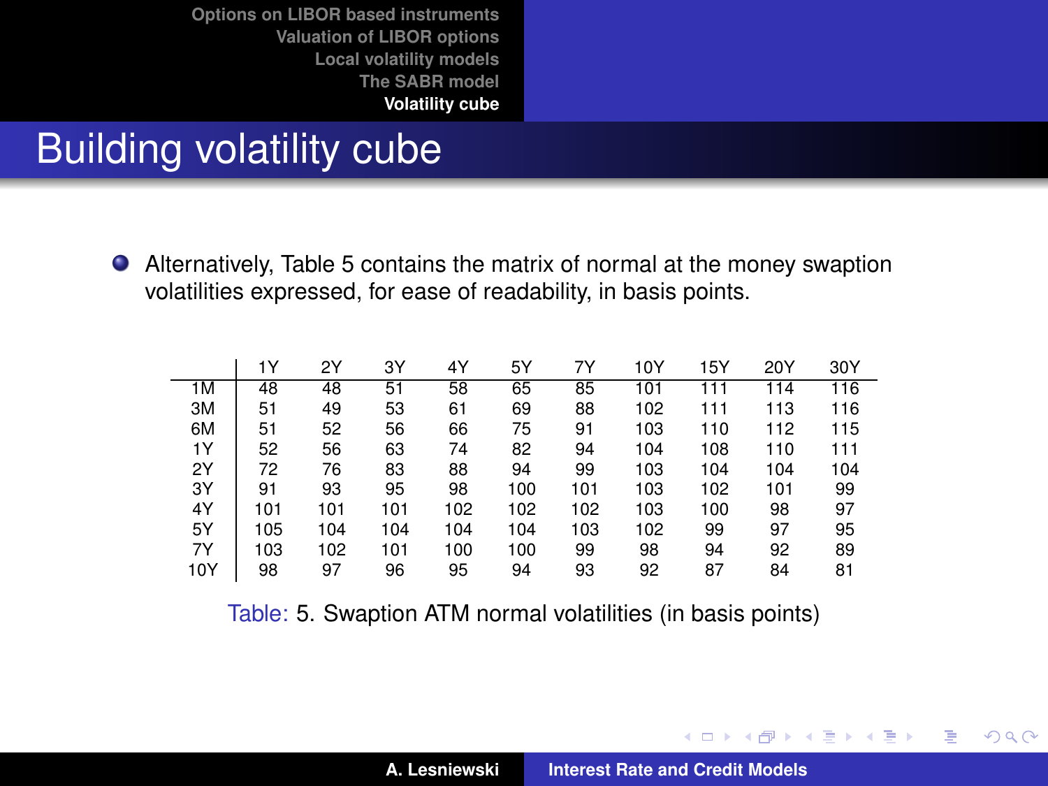# Building volatility cube

- Alternatively, Table 5 contains the matrix of normal at the money swaption volatilities expressed, for ease of readability, in basis points.

| | 1Y | 2Y | 3Y | 4Y | 5Y | 7Y | 10Y | 15Y | 20Y | 30Y |
|---|---|---|---|---|---|---|---|---|---|---|
| 1M | 48 | 48 | 51 | 58 | 65 | 85 | 101 | 111 | 114 | 116 |
| 3M | 51 | 49 | 53 | 61 | 69 | 88 | 102 | 111 | 113 | 116 |
| 6M | 51 | 52 | 56 | 66 | 75 | 91 | 103 | 110 | 112 | 115 |
| 1Y | 52 | 56 | 63 | 74 | 82 | 94 | 104 | 108 | 110 | 111 |
| 2Y | 72 | 76 | 83 | 88 | 94 | 99 | 103 | 104 | 104 | 104 |
| 3Y | 91 | 93 | 95 | 98 | 100 | 101 | 103 | 102 | 101 | 99 |
| 4Y | 101 | 101 | 101 | 102 | 102 | 102 | 103 | 100 | 98 | 97 |
| 5Y | 105 | 104 | 104 | 104 | 104 | 103 | 102 | 99 | 97 | 95 |
| 7Y | 103 | 102 | 101 | 100 | 100 | 99 | 98 | 94 | 92 | 89 |
| 10Y | 98 | 97 | 96 | 95 | 94 | 93 | 92 | 87 | 84 | 81 |

Table: 5. Swaption ATM normal volatilities (in basis points)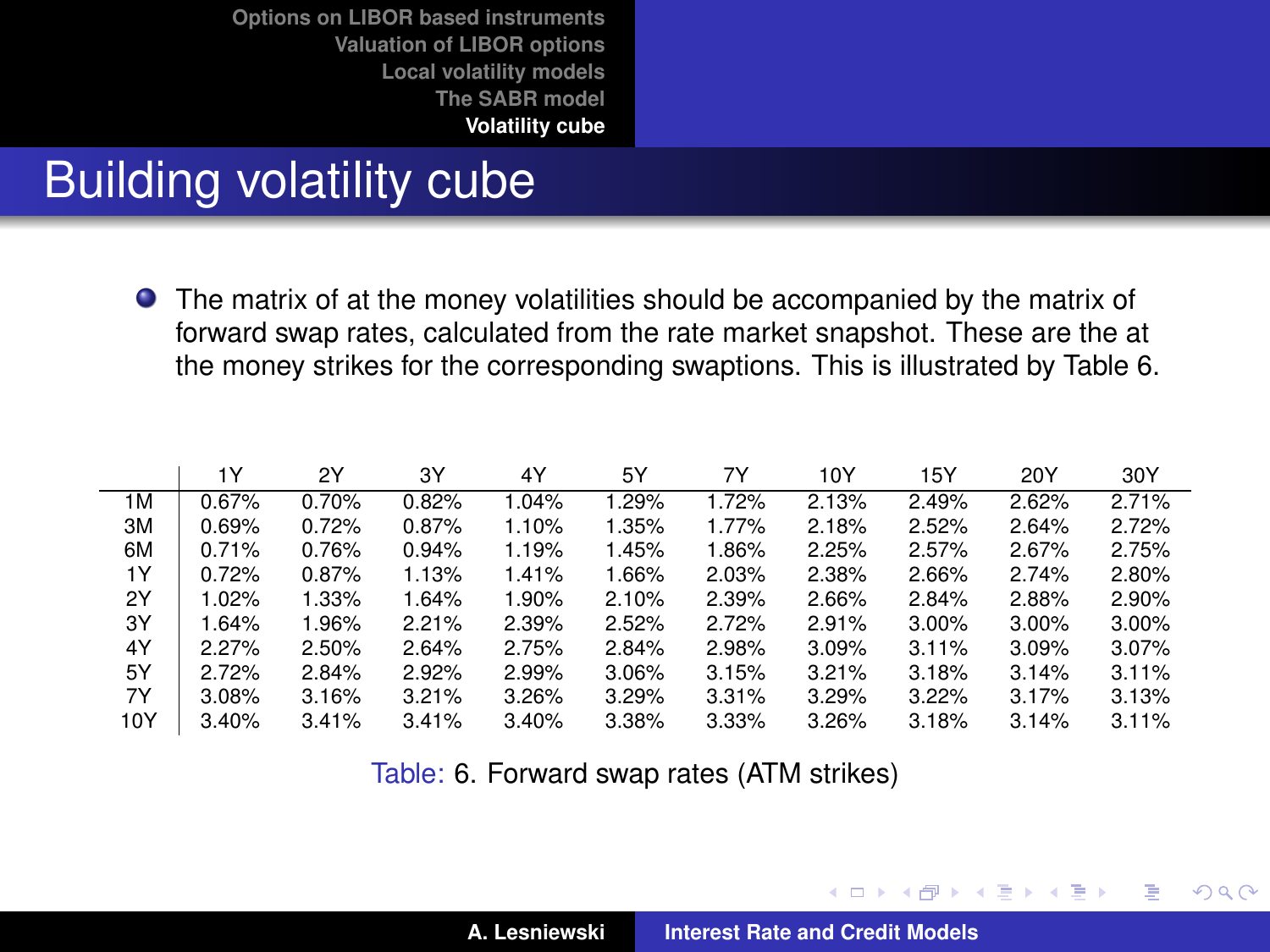# Building volatility cube

- The matrix of at the money volatilities should be accompanied by the matrix of forward swap rates, calculated from the rate market snapshot. These are the at the money strikes for the corresponding swaptions. This is illustrated by Table 6.

| | 1Y | 2Y | 3Y | 4Y | 5Y | 7Y | 10Y | 15Y | 20Y | 30Y |
|---|---|---|---|---|---|---|---|---|---|---|
| 1M | 0.67% | 0.70% | 0.82% | 1.04% | 1.29% | 1.72% | 2.13% | 2.49% | 2.62% | 2.71% |
| 3M | 0.69% | 0.72% | 0.87% | 1.10% | 1.35% | 1.77% | 2.18% | 2.52% | 2.64% | 2.72% |
| 6M | 0.71% | 0.76% | 0.94% | 1.19% | 1.45% | 1.86% | 2.25% | 2.57% | 2.67% | 2.75% |
| 1Y | 0.72% | 0.87% | 1.13% | 1.41% | 1.66% | 2.03% | 2.38% | 2.66% | 2.74% | 2.80% |
| 2Y | 1.02% | 1.33% | 1.64% | 1.90% | 2.10% | 2.39% | 2.66% | 2.84% | 2.88% | 2.90% |
| 3Y | 1.64% | 1.96% | 2.21% | 2.39% | 2.52% | 2.72% | 2.91% | 3.00% | 3.00% | 3.00% |
| 4Y | 2.27% | 2.50% | 2.64% | 2.75% | 2.84% | 2.98% | 3.09% | 3.11% | 3.09% | 3.07% |
| 5Y | 2.72% | 2.84% | 2.92% | 2.99% | 3.06% | 3.15% | 3.21% | 3.18% | 3.14% | 3.11% |
| 7Y | 3.08% | 3.16% | 3.21% | 3.26% | 3.29% | 3.31% | 3.29% | 3.22% | 3.17% | 3.13% |
| 10Y | 3.40% | 3.41% | 3.41% | 3.40% | 3.38% | 3.33% | 3.26% | 3.18% | 3.14% | 3.11% |

Table: 6. Forward swap rates (ATM strikes)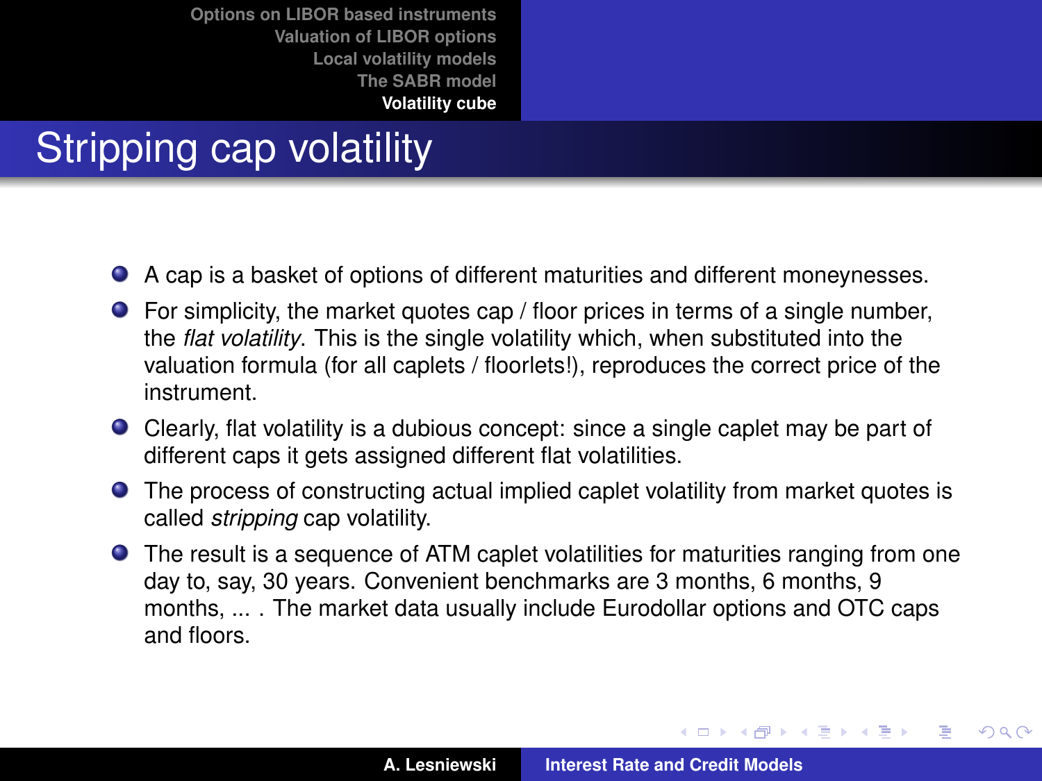# Stripping cap volatility

- A cap is a basket of options of different maturities and different moneynesses.
- For simplicity, the market quotes cap / floor prices in terms of a single number, the *flat volatility*. This is the single volatility which, when substituted into the valuation formula (for all caplets / floorlets!), reproduces the correct price of the instrument.
- Clearly, flat volatility is a dubious concept: since a single caplet may be part of different caps it gets assigned different flat volatilities.
- The process of constructing actual implied caplet volatility from market quotes is called *stripping* cap volatility.
- The result is a sequence of ATM caplet volatilities for maturities ranging from one day to, say, 30 years. Convenient benchmarks are 3 months, 6 months, 9 months, ... . The market data usually include Eurodollar options and OTC caps and floors.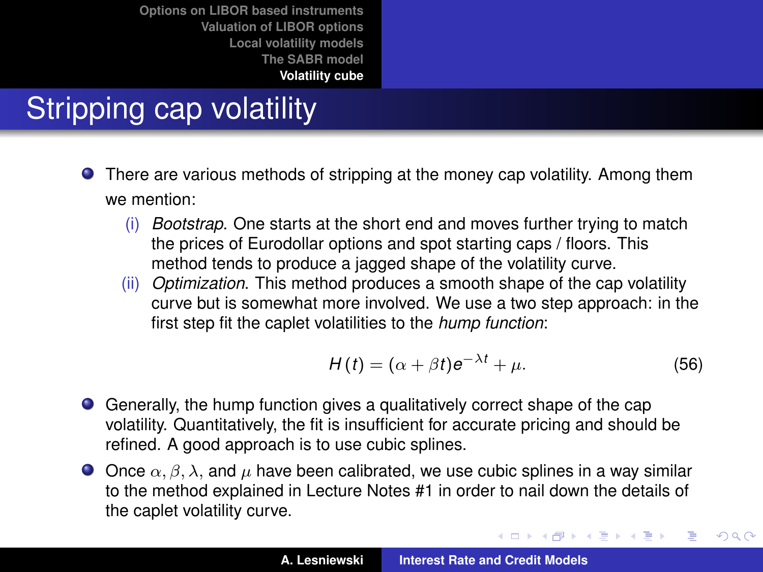# Stripping cap volatility

- There are various methods of stripping at the money cap volatility. Among them we mention:
  - (i) *Bootstrap*. One starts at the short end and moves further trying to match the prices of Eurodollar options and spot starting caps / floors. This method tends to produce a jagged shape of the volatility curve.
  - (ii) *Optimization*. This method produces a smooth shape of the cap volatility curve but is somewhat more involved. We use a two step approach: in the first step fit the caplet volatilities to the *hump function*:

$$H(t) = (\alpha + \beta t)e^{-\lambda t} + \mu. \tag{56}$$

- Generally, the hump function gives a qualitatively correct shape of the cap volatility. Quantitatively, the fit is insufficient for accurate pricing and should be refined. A good approach is to use cubic splines.
- Once $\alpha, \beta, \lambda$, and $\mu$ have been calibrated, we use cubic splines in a way similar to the method explained in Lecture Notes #1 in order to nail down the details of the caplet volatility curve.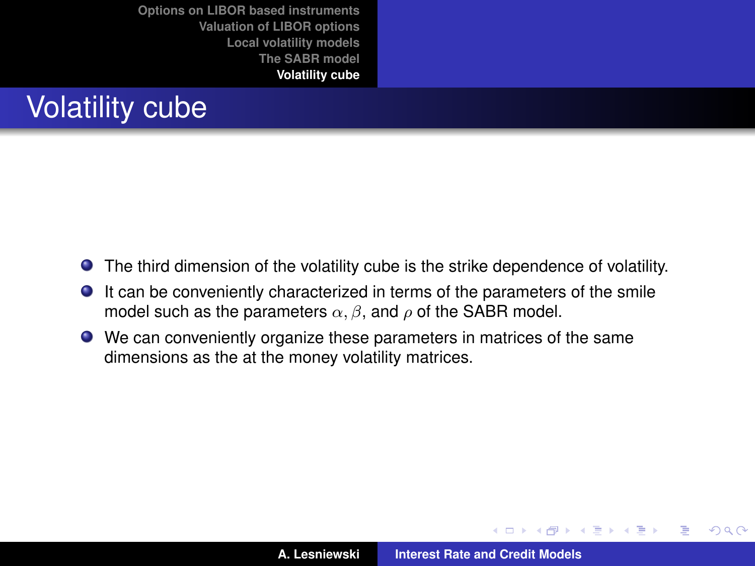# Volatility cube

- The third dimension of the volatility cube is the strike dependence of volatility.
- It can be conveniently characterized in terms of the parameters of the smile model such as the parameters $\alpha, \beta$, and $\rho$ of the SABR model.
- We can conveniently organize these parameters in matrices of the same dimensions as the at the money volatility matrices.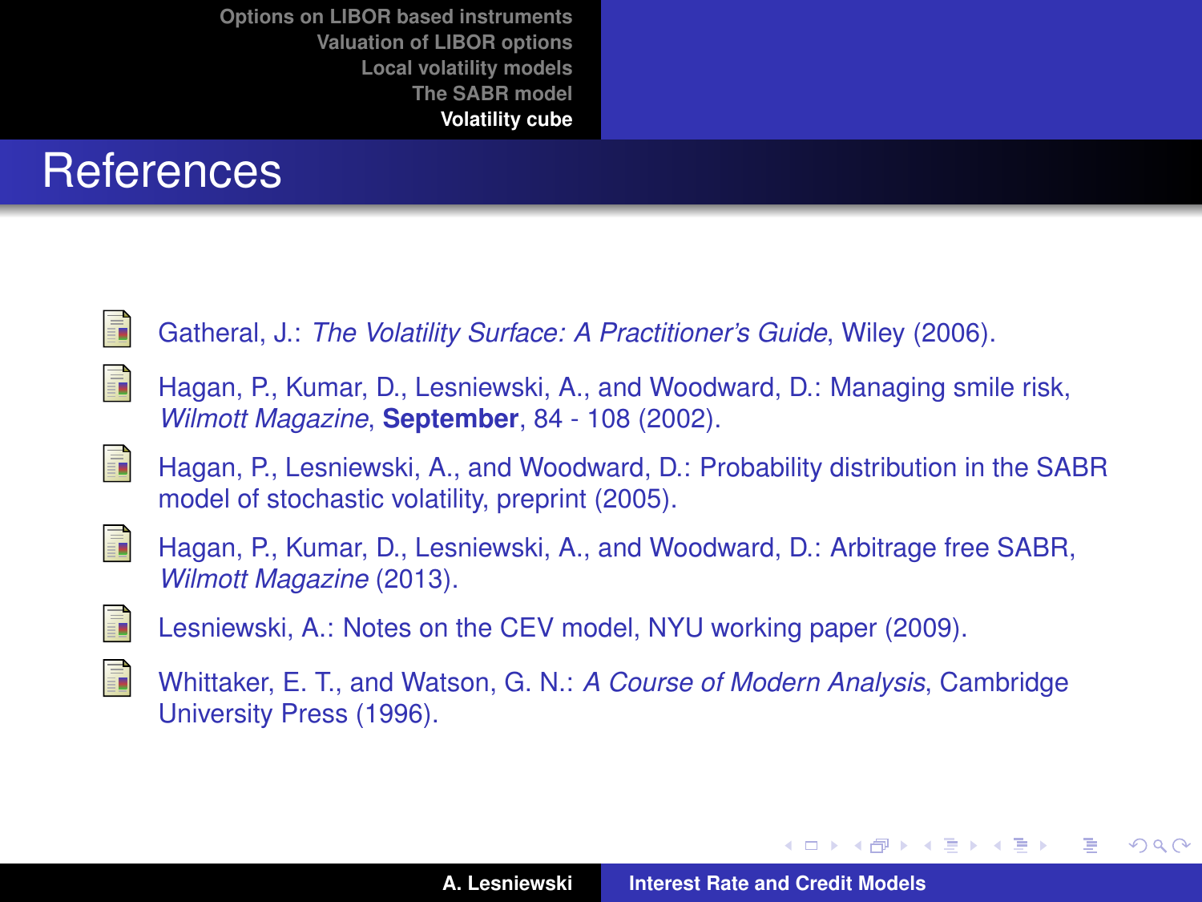# References

- Gatheral, J.: *The Volatility Surface: A Practitioner's Guide*, Wiley (2006).
- Hagan, P., Kumar, D., Lesniewski, A., and Woodward, D.: Managing smile risk, *Wilmott Magazine*, **September**, 84 - 108 (2002).
- Hagan, P., Lesniewski, A., and Woodward, D.: Probability distribution in the SABR model of stochastic volatility, preprint (2005).
- Hagan, P., Kumar, D., Lesniewski, A., and Woodward, D.: Arbitrage free SABR, *Wilmott Magazine* (2013).
- Lesniewski, A.: Notes on the CEV model, NYU working paper (2009).
- Whittaker, E. T., and Watson, G. N.: *A Course of Modern Analysis*, Cambridge University Press (1996).